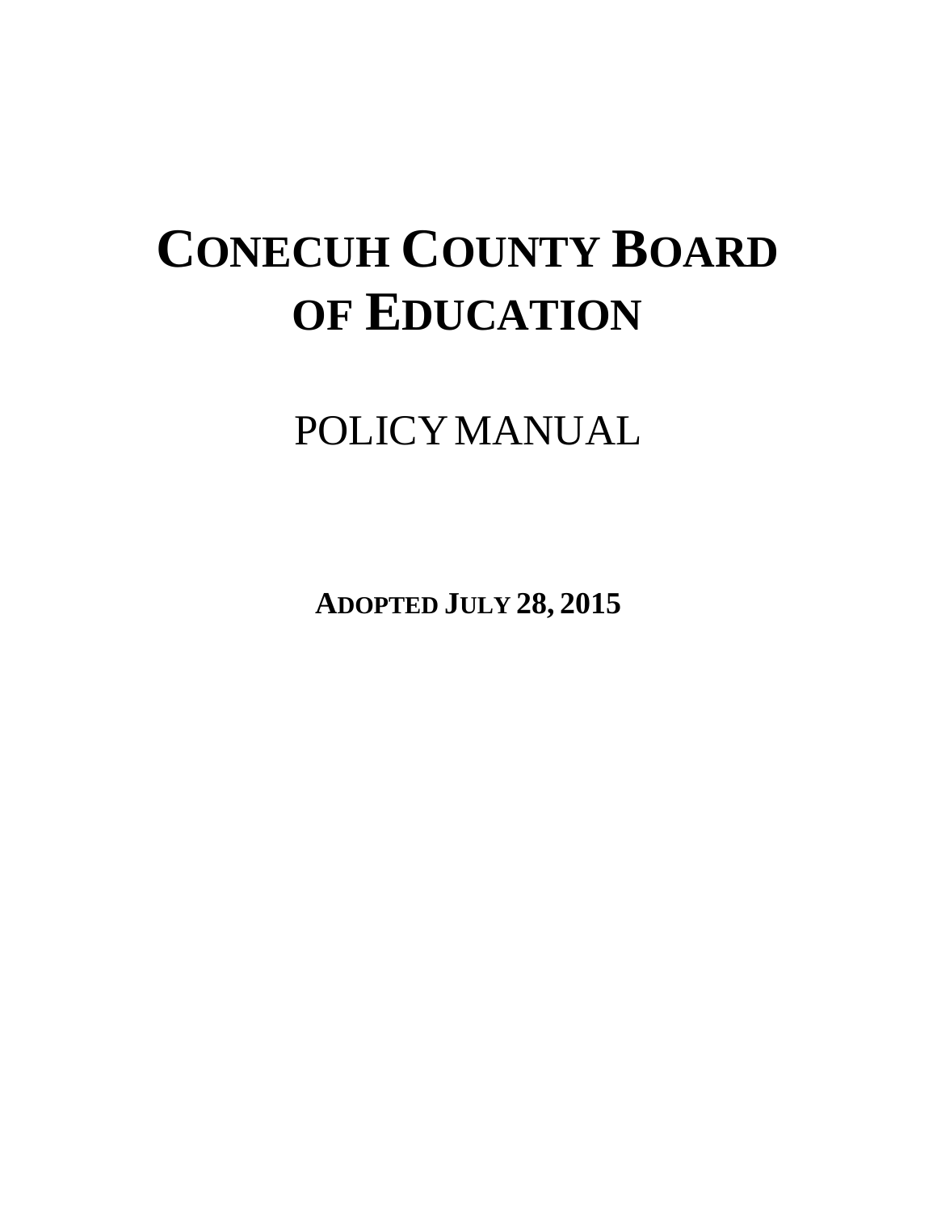# CONECUH COUNTY BOARD OF EDUCATION

## POLICY MANUAL

**ADOPTED JULY 28, 2015**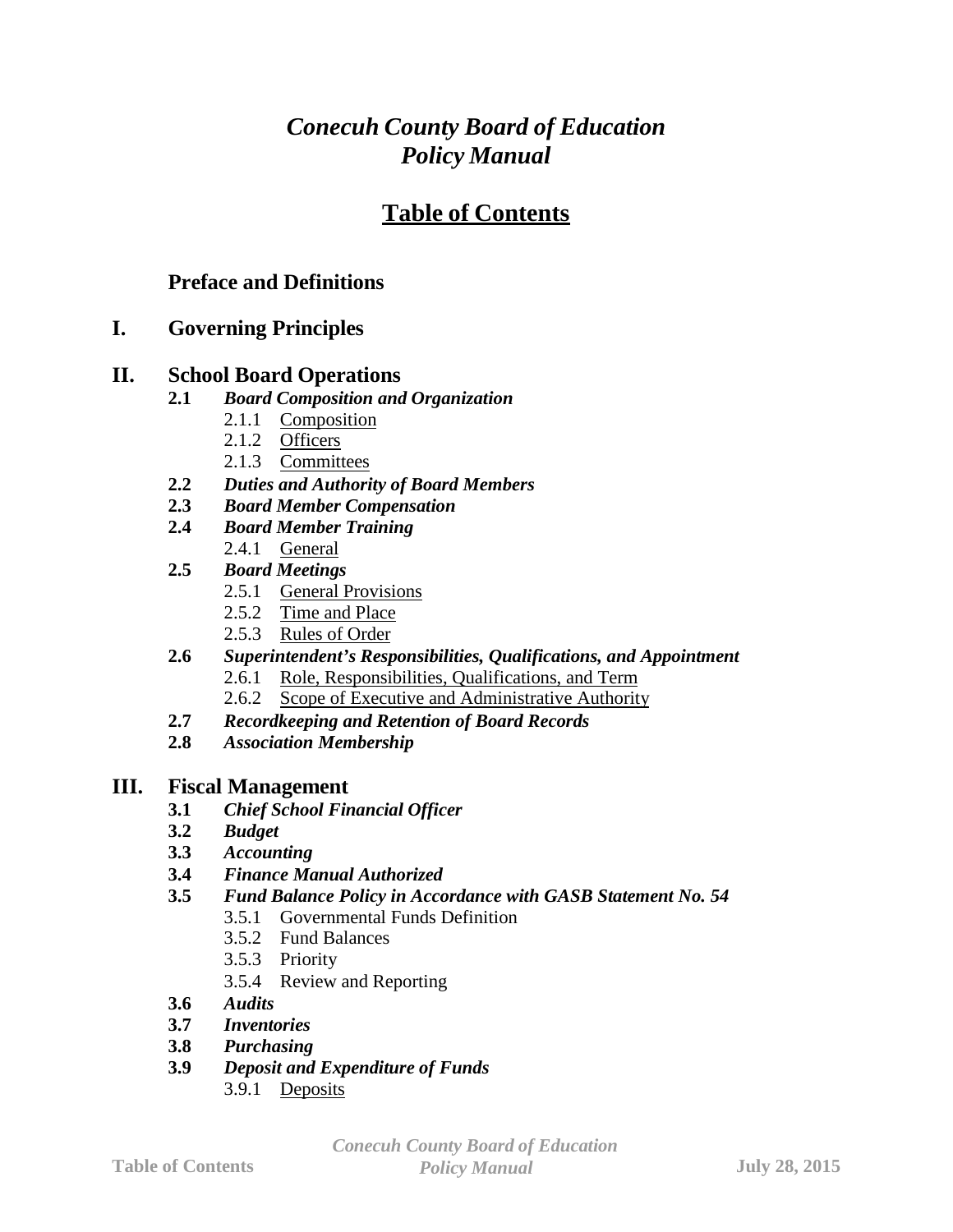# *Conecuh County Board of Education Policy Manual*

## Table of Contents

**Preface and Definitions**

**I. Governing Principles**

**II. School Board Operations**

- **2.1** ***Board Composition and Organization***
  - 2.1.1 Composition
  - 2.1.2 Officers
  - 2.1.3 Committees
- **2.2** ***Duties and Authority of Board Members***
- **2.3** ***Board Member Compensation***
- **2.4** ***Board Member Training***
  - 2.4.1 General
- **2.5** ***Board Meetings***
  - 2.5.1 General Provisions
  - 2.5.2 Time and Place
  - 2.5.3 Rules of Order
- **2.6** ***Superintendent's Responsibilities, Qualifications, and Appointment***
  - 2.6.1 Role, Responsibilities, Qualifications, and Term
  - 2.6.2 Scope of Executive and Administrative Authority
- **2.7** ***Recordkeeping and Retention of Board Records***
- **2.8** ***Association Membership***

**III. Fiscal Management**

- **3.1** ***Chief School Financial Officer***
- **3.2** ***Budget***
- **3.3** ***Accounting***
- **3.4** ***Finance Manual Authorized***
- **3.5** ***Fund Balance Policy in Accordance with GASB Statement No. 54***
  - 3.5.1 Governmental Funds Definition
  - 3.5.2 Fund Balances
  - 3.5.3 Priority
  - 3.5.4 Review and Reporting
- **3.6** ***Audits***
- **3.7** ***Inventories***
- **3.8** ***Purchasing***
- **3.9** ***Deposit and Expenditure of Funds***
  - 3.9.1 Deposits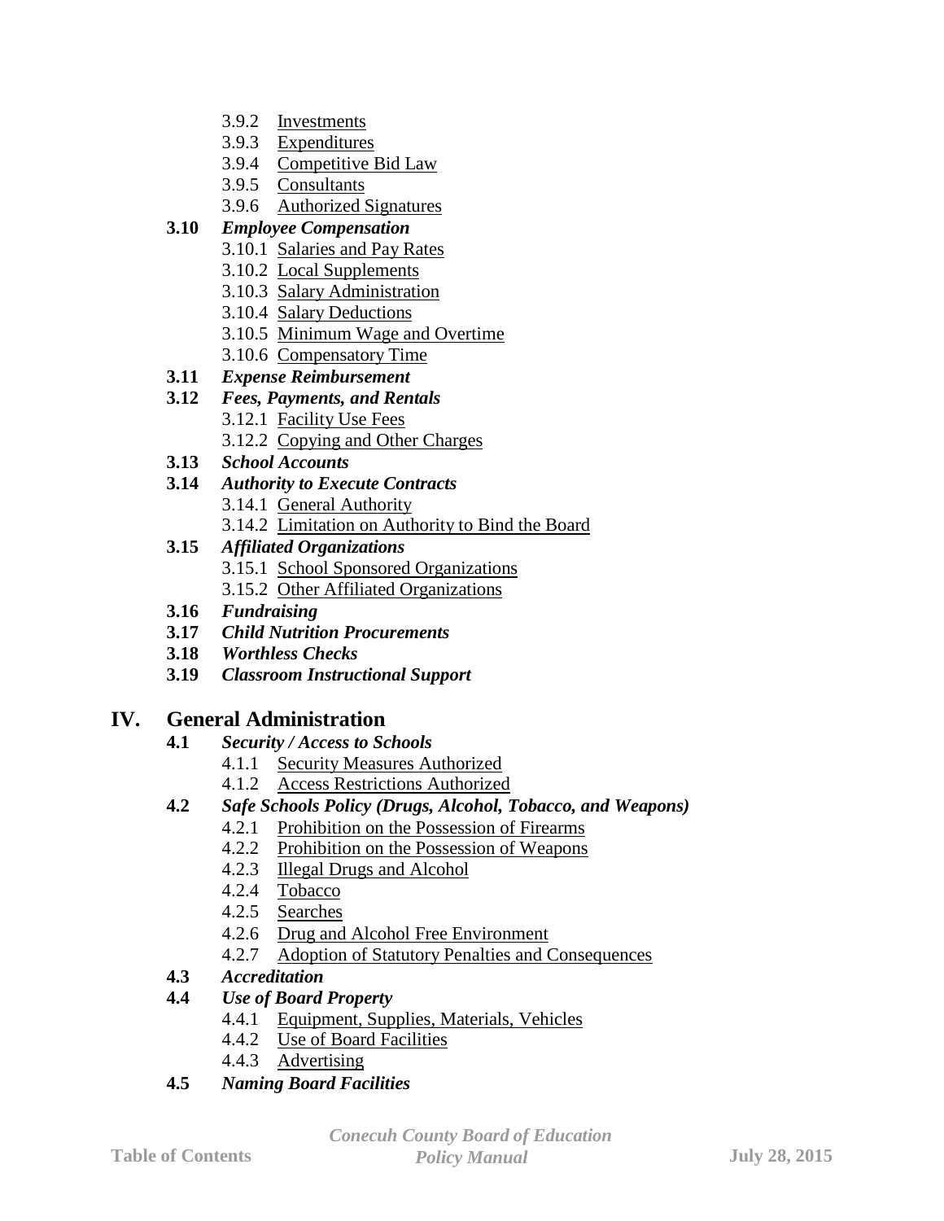- 3.9.2 Investments
- 3.9.3 Expenditures
- 3.9.4 Competitive Bid Law
- 3.9.5 Consultants
- 3.9.6 Authorized Signatures

**3.10** ***Employee Compensation***
- 3.10.1 Salaries and Pay Rates
- 3.10.2 Local Supplements
- 3.10.3 Salary Administration
- 3.10.4 Salary Deductions
- 3.10.5 Minimum Wage and Overtime
- 3.10.6 Compensatory Time

**3.11** ***Expense Reimbursement***

**3.12** ***Fees, Payments, and Rentals***
- 3.12.1 Facility Use Fees
- 3.12.2 Copying and Other Charges

**3.13** ***School Accounts***

**3.14** ***Authority to Execute Contracts***
- 3.14.1 General Authority
- 3.14.2 Limitation on Authority to Bind the Board

**3.15** ***Affiliated Organizations***
- 3.15.1 School Sponsored Organizations
- 3.15.2 Other Affiliated Organizations

**3.16** ***Fundraising***

**3.17** ***Child Nutrition Procurements***

**3.18** ***Worthless Checks***

**3.19** ***Classroom Instructional Support***

## IV. General Administration

**4.1** ***Security / Access to Schools***
- 4.1.1 Security Measures Authorized
- 4.1.2 Access Restrictions Authorized

**4.2** ***Safe Schools Policy (Drugs, Alcohol, Tobacco, and Weapons)***
- 4.2.1 Prohibition on the Possession of Firearms
- 4.2.2 Prohibition on the Possession of Weapons
- 4.2.3 Illegal Drugs and Alcohol
- 4.2.4 Tobacco
- 4.2.5 Searches
- 4.2.6 Drug and Alcohol Free Environment
- 4.2.7 Adoption of Statutory Penalties and Consequences

**4.3** ***Accreditation***

**4.4** ***Use of Board Property***
- 4.4.1 Equipment, Supplies, Materials, Vehicles
- 4.4.2 Use of Board Facilities
- 4.4.3 Advertising

**4.5** ***Naming Board Facilities***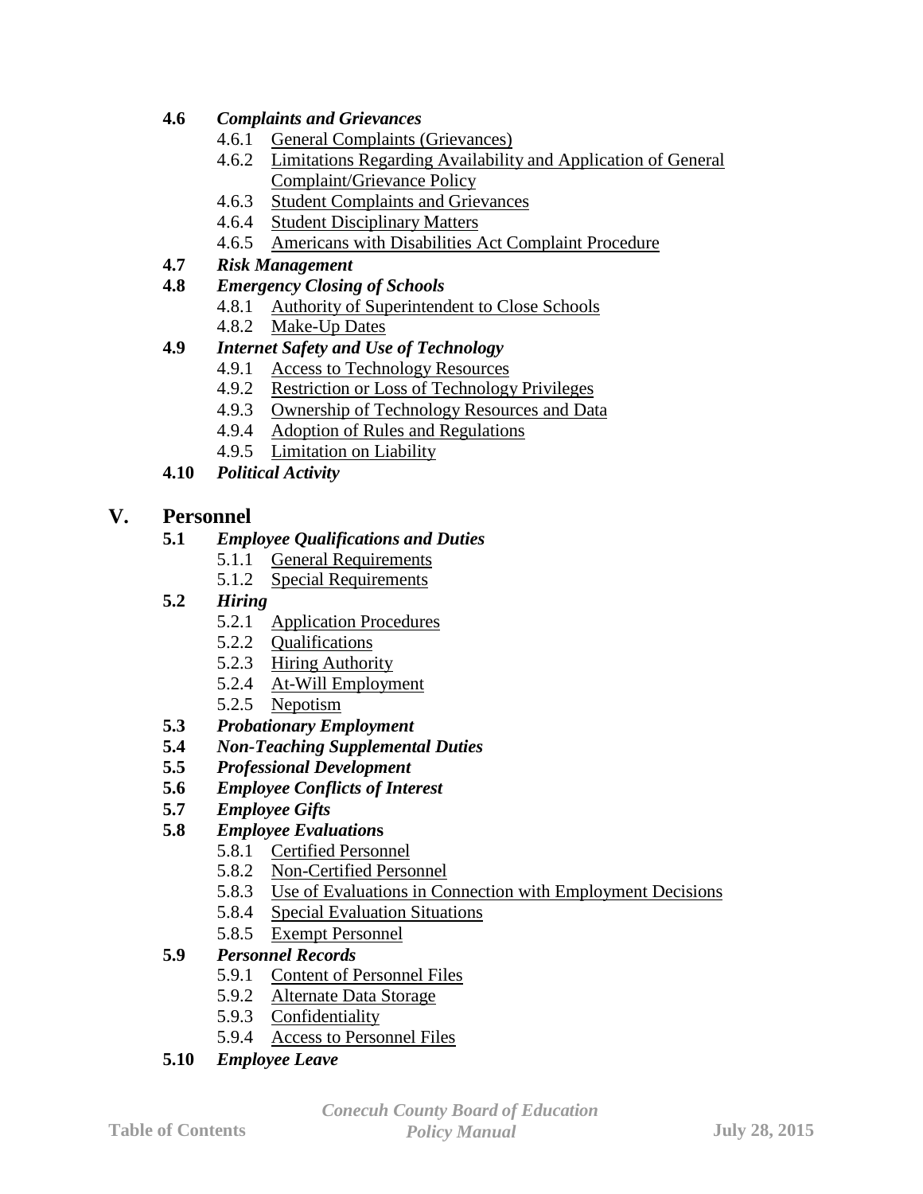- **4.6** ***Complaints and Grievances***
  - 4.6.1 General Complaints (Grievances)
  - 4.6.2 Limitations Regarding Availability and Application of General Complaint/Grievance Policy
  - 4.6.3 Student Complaints and Grievances
  - 4.6.4 Student Disciplinary Matters
  - 4.6.5 Americans with Disabilities Act Complaint Procedure
- **4.7** ***Risk Management***
- **4.8** ***Emergency Closing of Schools***
  - 4.8.1 Authority of Superintendent to Close Schools
  - 4.8.2 Make-Up Dates
- **4.9** ***Internet Safety and Use of Technology***
  - 4.9.1 Access to Technology Resources
  - 4.9.2 Restriction or Loss of Technology Privileges
  - 4.9.3 Ownership of Technology Resources and Data
  - 4.9.4 Adoption of Rules and Regulations
  - 4.9.5 Limitation on Liability
- **4.10** ***Political Activity***

## V. Personnel

- **5.1** ***Employee Qualifications and Duties***
  - 5.1.1 General Requirements
  - 5.1.2 Special Requirements
- **5.2** ***Hiring***
  - 5.2.1 Application Procedures
  - 5.2.2 Qualifications
  - 5.2.3 Hiring Authority
  - 5.2.4 At-Will Employment
  - 5.2.5 Nepotism
- **5.3** ***Probationary Employment***
- **5.4** ***Non-Teaching Supplemental Duties***
- **5.5** ***Professional Development***
- **5.6** ***Employee Conflicts of Interest***
- **5.7** ***Employee Gifts***
- **5.8** ***Employee Evaluations***
  - 5.8.1 Certified Personnel
  - 5.8.2 Non-Certified Personnel
  - 5.8.3 Use of Evaluations in Connection with Employment Decisions
  - 5.8.4 Special Evaluation Situations
  - 5.8.5 Exempt Personnel
- **5.9** ***Personnel Records***
  - 5.9.1 Content of Personnel Files
  - 5.9.2 Alternate Data Storage
  - 5.9.3 Confidentiality
  - 5.9.4 Access to Personnel Files
- **5.10** ***Employee Leave***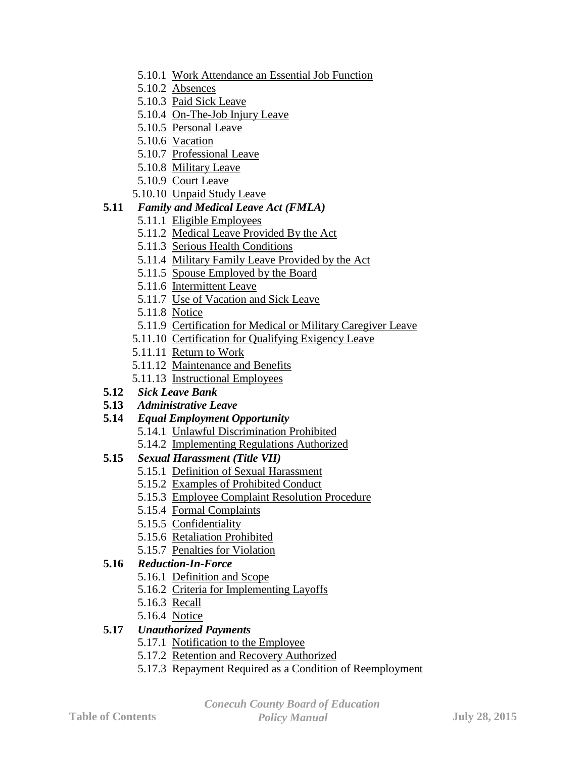- 5.10.1 Work Attendance an Essential Job Function
- 5.10.2 Absences
- 5.10.3 Paid Sick Leave
- 5.10.4 On-The-Job Injury Leave
- 5.10.5 Personal Leave
- 5.10.6 Vacation
- 5.10.7 Professional Leave
- 5.10.8 Military Leave
- 5.10.9 Court Leave
- 5.10.10 Unpaid Study Leave

**5.11** ***Family and Medical Leave Act (FMLA)***

- 5.11.1 Eligible Employees
- 5.11.2 Medical Leave Provided By the Act
- 5.11.3 Serious Health Conditions
- 5.11.4 Military Family Leave Provided by the Act
- 5.11.5 Spouse Employed by the Board
- 5.11.6 Intermittent Leave
- 5.11.7 Use of Vacation and Sick Leave
- 5.11.8 Notice
- 5.11.9 Certification for Medical or Military Caregiver Leave
- 5.11.10 Certification for Qualifying Exigency Leave
- 5.11.11 Return to Work
- 5.11.12 Maintenance and Benefits
- 5.11.13 Instructional Employees

**5.12** ***Sick Leave Bank***

**5.13** ***Administrative Leave***

**5.14** ***Equal Employment Opportunity***

- 5.14.1 Unlawful Discrimination Prohibited
- 5.14.2 Implementing Regulations Authorized

**5.15** ***Sexual Harassment (Title VII)***

- 5.15.1 Definition of Sexual Harassment
- 5.15.2 Examples of Prohibited Conduct
- 5.15.3 Employee Complaint Resolution Procedure
- 5.15.4 Formal Complaints
- 5.15.5 Confidentiality
- 5.15.6 Retaliation Prohibited
- 5.15.7 Penalties for Violation

**5.16** ***Reduction-In-Force***

- 5.16.1 Definition and Scope
- 5.16.2 Criteria for Implementing Layoffs
- 5.16.3 Recall
- 5.16.4 Notice

**5.17** ***Unauthorized Payments***

- 5.17.1 Notification to the Employee
- 5.17.2 Retention and Recovery Authorized
- 5.17.3 Repayment Required as a Condition of Reemployment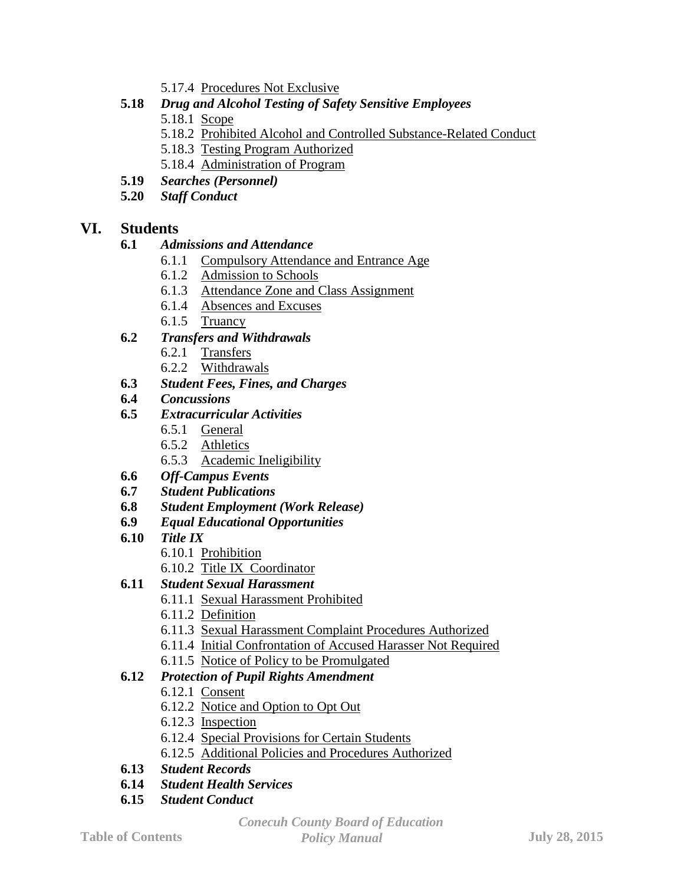- 5.17.4 Procedures Not Exclusive

**5.18** ***Drug and Alcohol Testing of Safety Sensitive Employees***

- 5.18.1 Scope
- 5.18.2 Prohibited Alcohol and Controlled Substance-Related Conduct
- 5.18.3 Testing Program Authorized
- 5.18.4 Administration of Program

**5.19** ***Searches (Personnel)***

**5.20** ***Staff Conduct***

## VI. Students

**6.1** ***Admissions and Attendance***

- 6.1.1 Compulsory Attendance and Entrance Age
- 6.1.2 Admission to Schools
- 6.1.3 Attendance Zone and Class Assignment
- 6.1.4 Absences and Excuses
- 6.1.5 Truancy

**6.2** ***Transfers and Withdrawals***

- 6.2.1 Transfers
- 6.2.2 Withdrawals

**6.3** ***Student Fees, Fines, and Charges***

**6.4** ***Concussions***

**6.5** ***Extracurricular Activities***

- 6.5.1 General
- 6.5.2 Athletics
- 6.5.3 Academic Ineligibility

**6.6** ***Off-Campus Events***

**6.7** ***Student Publications***

**6.8** ***Student Employment (Work Release)***

**6.9** ***Equal Educational Opportunities***

**6.10** ***Title IX***

- 6.10.1 Prohibition
- 6.10.2 Title IX Coordinator

**6.11** ***Student Sexual Harassment***

- 6.11.1 Sexual Harassment Prohibited
- 6.11.2 Definition
- 6.11.3 Sexual Harassment Complaint Procedures Authorized
- 6.11.4 Initial Confrontation of Accused Harasser Not Required
- 6.11.5 Notice of Policy to be Promulgated

**6.12** ***Protection of Pupil Rights Amendment***

- 6.12.1 Consent
- 6.12.2 Notice and Option to Opt Out
- 6.12.3 Inspection
- 6.12.4 Special Provisions for Certain Students
- 6.12.5 Additional Policies and Procedures Authorized

**6.13** ***Student Records***

**6.14** ***Student Health Services***

**6.15** ***Student Conduct***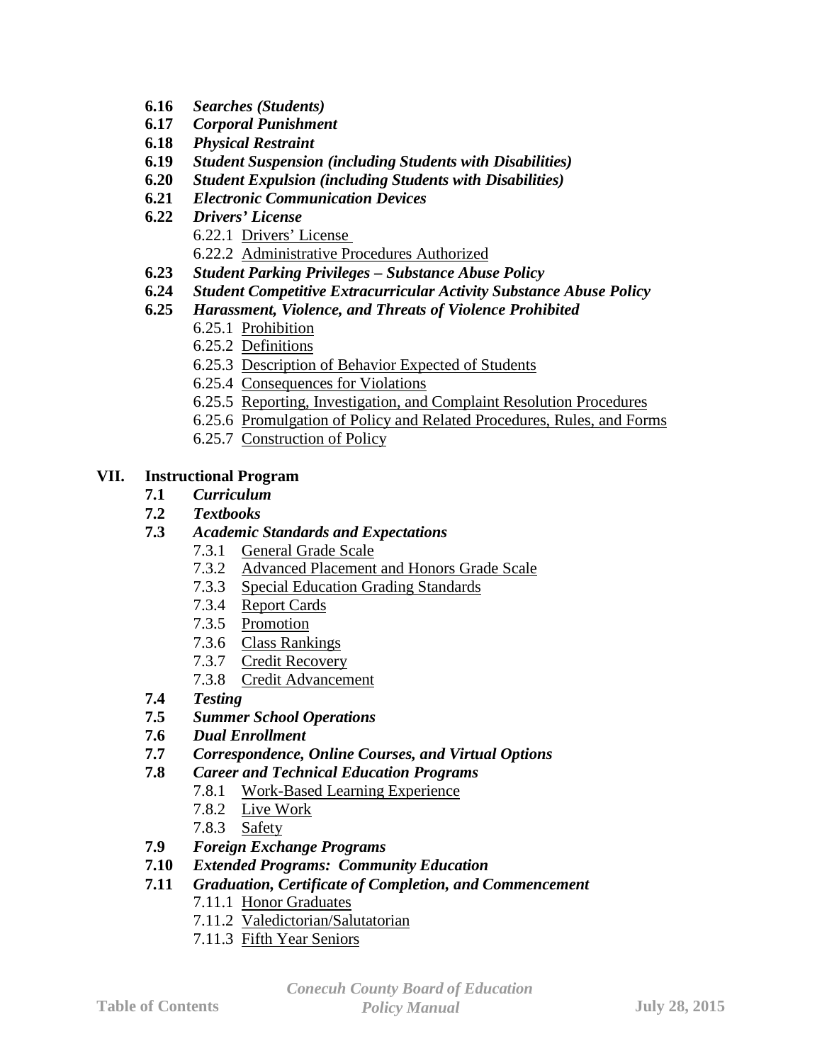- **6.16** ***Searches (Students)***
- **6.17** ***Corporal Punishment***
- **6.18** ***Physical Restraint***
- **6.19** ***Student Suspension (including Students with Disabilities)***
- **6.20** ***Student Expulsion (including Students with Disabilities)***
- **6.21** ***Electronic Communication Devices***
- **6.22** ***Drivers' License***
  - 6.22.1 Drivers' License
  - 6.22.2 Administrative Procedures Authorized
- **6.23** ***Student Parking Privileges – Substance Abuse Policy***
- **6.24** ***Student Competitive Extracurricular Activity Substance Abuse Policy***
- **6.25** ***Harassment, Violence, and Threats of Violence Prohibited***
  - 6.25.1 Prohibition
  - 6.25.2 Definitions
  - 6.25.3 Description of Behavior Expected of Students
  - 6.25.4 Consequences for Violations
  - 6.25.5 Reporting, Investigation, and Complaint Resolution Procedures
  - 6.25.6 Promulgation of Policy and Related Procedures, Rules, and Forms
  - 6.25.7 Construction of Policy

## VII. Instructional Program

- **7.1** ***Curriculum***
- **7.2** ***Textbooks***
- **7.3** ***Academic Standards and Expectations***
  - 7.3.1 General Grade Scale
  - 7.3.2 Advanced Placement and Honors Grade Scale
  - 7.3.3 Special Education Grading Standards
  - 7.3.4 Report Cards
  - 7.3.5 Promotion
  - 7.3.6 Class Rankings
  - 7.3.7 Credit Recovery
  - 7.3.8 Credit Advancement
- **7.4** ***Testing***
- **7.5** ***Summer School Operations***
- **7.6** ***Dual Enrollment***
- **7.7** ***Correspondence, Online Courses, and Virtual Options***
- **7.8** ***Career and Technical Education Programs***
  - 7.8.1 Work-Based Learning Experience
  - 7.8.2 Live Work
  - 7.8.3 Safety
- **7.9** ***Foreign Exchange Programs***
- **7.10** ***Extended Programs: Community Education***
- **7.11** ***Graduation, Certificate of Completion, and Commencement***
  - 7.11.1 Honor Graduates
  - 7.11.2 Valedictorian/Salutatorian
  - 7.11.3 Fifth Year Seniors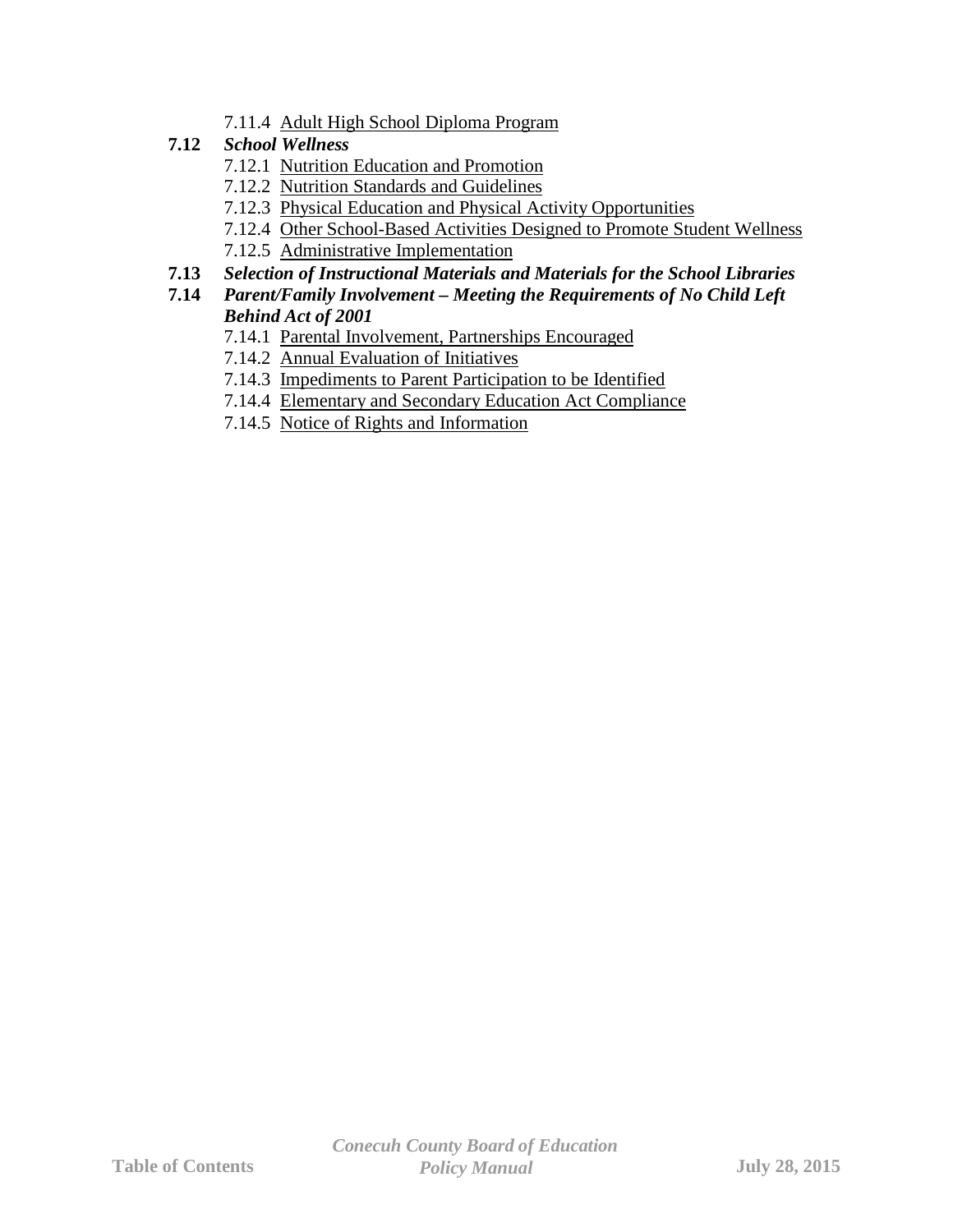7.11.4 Adult High School Diploma Program

**7.12** ***School Wellness***

- 7.12.1 Nutrition Education and Promotion
- 7.12.2 Nutrition Standards and Guidelines
- 7.12.3 Physical Education and Physical Activity Opportunities
- 7.12.4 Other School-Based Activities Designed to Promote Student Wellness
- 7.12.5 Administrative Implementation

**7.13** ***Selection of Instructional Materials and Materials for the School Libraries***

**7.14** ***Parent/Family Involvement – Meeting the Requirements of No Child Left Behind Act of 2001***

- 7.14.1 Parental Involvement, Partnerships Encouraged
- 7.14.2 Annual Evaluation of Initiatives
- 7.14.3 Impediments to Parent Participation to be Identified
- 7.14.4 Elementary and Secondary Education Act Compliance
- 7.14.5 Notice of Rights and Information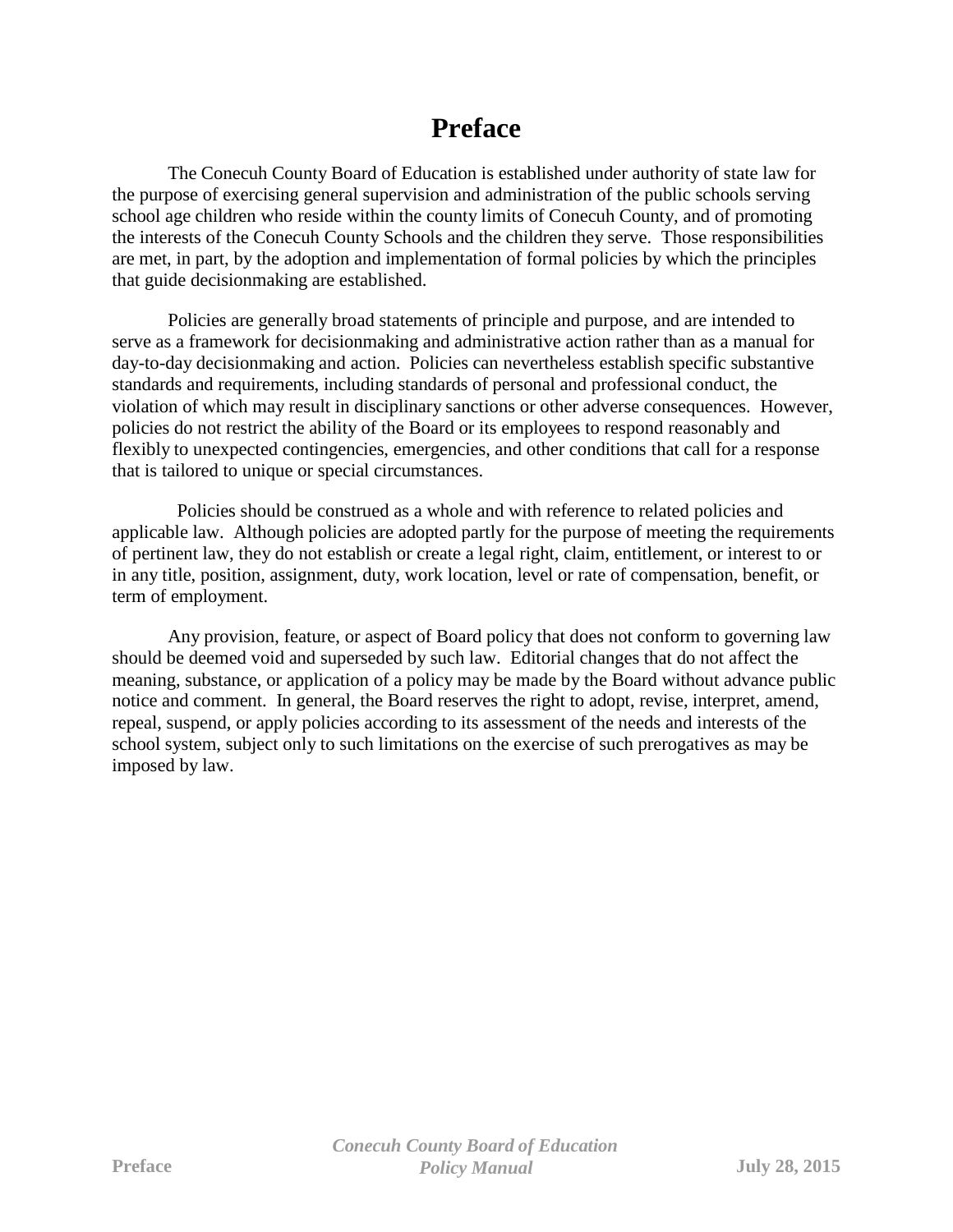# Preface

The Conecuh County Board of Education is established under authority of state law for the purpose of exercising general supervision and administration of the public schools serving school age children who reside within the county limits of Conecuh County, and of promoting the interests of the Conecuh County Schools and the children they serve. Those responsibilities are met, in part, by the adoption and implementation of formal policies by which the principles that guide decisionmaking are established.

Policies are generally broad statements of principle and purpose, and are intended to serve as a framework for decisionmaking and administrative action rather than as a manual for day-to-day decisionmaking and action. Policies can nevertheless establish specific substantive standards and requirements, including standards of personal and professional conduct, the violation of which may result in disciplinary sanctions or other adverse consequences. However, policies do not restrict the ability of the Board or its employees to respond reasonably and flexibly to unexpected contingencies, emergencies, and other conditions that call for a response that is tailored to unique or special circumstances.

Policies should be construed as a whole and with reference to related policies and applicable law. Although policies are adopted partly for the purpose of meeting the requirements of pertinent law, they do not establish or create a legal right, claim, entitlement, or interest to or in any title, position, assignment, duty, work location, level or rate of compensation, benefit, or term of employment.

Any provision, feature, or aspect of Board policy that does not conform to governing law should be deemed void and superseded by such law. Editorial changes that do not affect the meaning, substance, or application of a policy may be made by the Board without advance public notice and comment. In general, the Board reserves the right to adopt, revise, interpret, amend, repeal, suspend, or apply policies according to its assessment of the needs and interests of the school system, subject only to such limitations on the exercise of such prerogatives as may be imposed by law.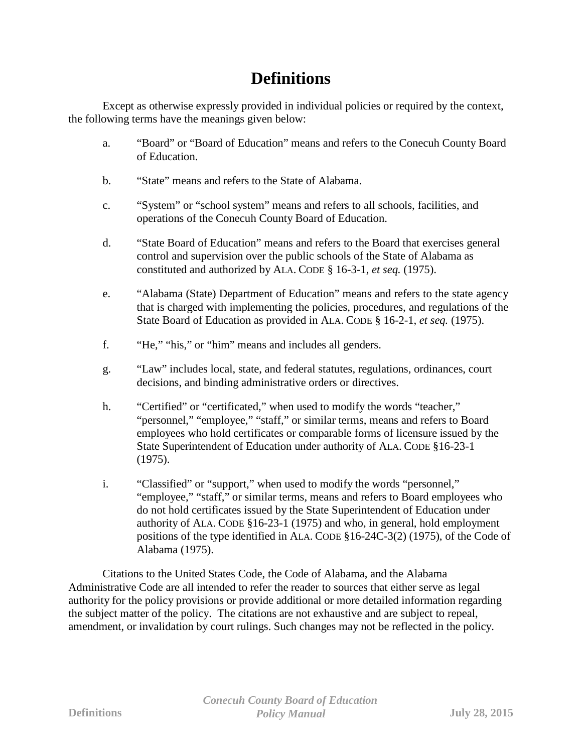# Definitions

Except as otherwise expressly provided in individual policies or required by the context, the following terms have the meanings given below:

a. "Board" or "Board of Education" means and refers to the Conecuh County Board of Education.

b. "State" means and refers to the State of Alabama.

c. "System" or "school system" means and refers to all schools, facilities, and operations of the Conecuh County Board of Education.

d. "State Board of Education" means and refers to the Board that exercises general control and supervision over the public schools of the State of Alabama as constituted and authorized by ALA. CODE § 16-3-1, *et seq.* (1975).

e. "Alabama (State) Department of Education" means and refers to the state agency that is charged with implementing the policies, procedures, and regulations of the State Board of Education as provided in ALA. CODE § 16-2-1, *et seq.* (1975).

f. "He," "his," or "him" means and includes all genders.

g. "Law" includes local, state, and federal statutes, regulations, ordinances, court decisions, and binding administrative orders or directives.

h. "Certified" or "certificated," when used to modify the words "teacher," "personnel," "employee," "staff," or similar terms, means and refers to Board employees who hold certificates or comparable forms of licensure issued by the State Superintendent of Education under authority of ALA. CODE §16-23-1 (1975).

i. "Classified" or "support," when used to modify the words "personnel," "employee," "staff," or similar terms, means and refers to Board employees who do not hold certificates issued by the State Superintendent of Education under authority of ALA. CODE §16-23-1 (1975) and who, in general, hold employment positions of the type identified in ALA. CODE §16-24C-3(2) (1975), of the Code of Alabama (1975).

Citations to the United States Code, the Code of Alabama, and the Alabama Administrative Code are all intended to refer the reader to sources that either serve as legal authority for the policy provisions or provide additional or more detailed information regarding the subject matter of the policy. The citations are not exhaustive and are subject to repeal, amendment, or invalidation by court rulings. Such changes may not be reflected in the policy.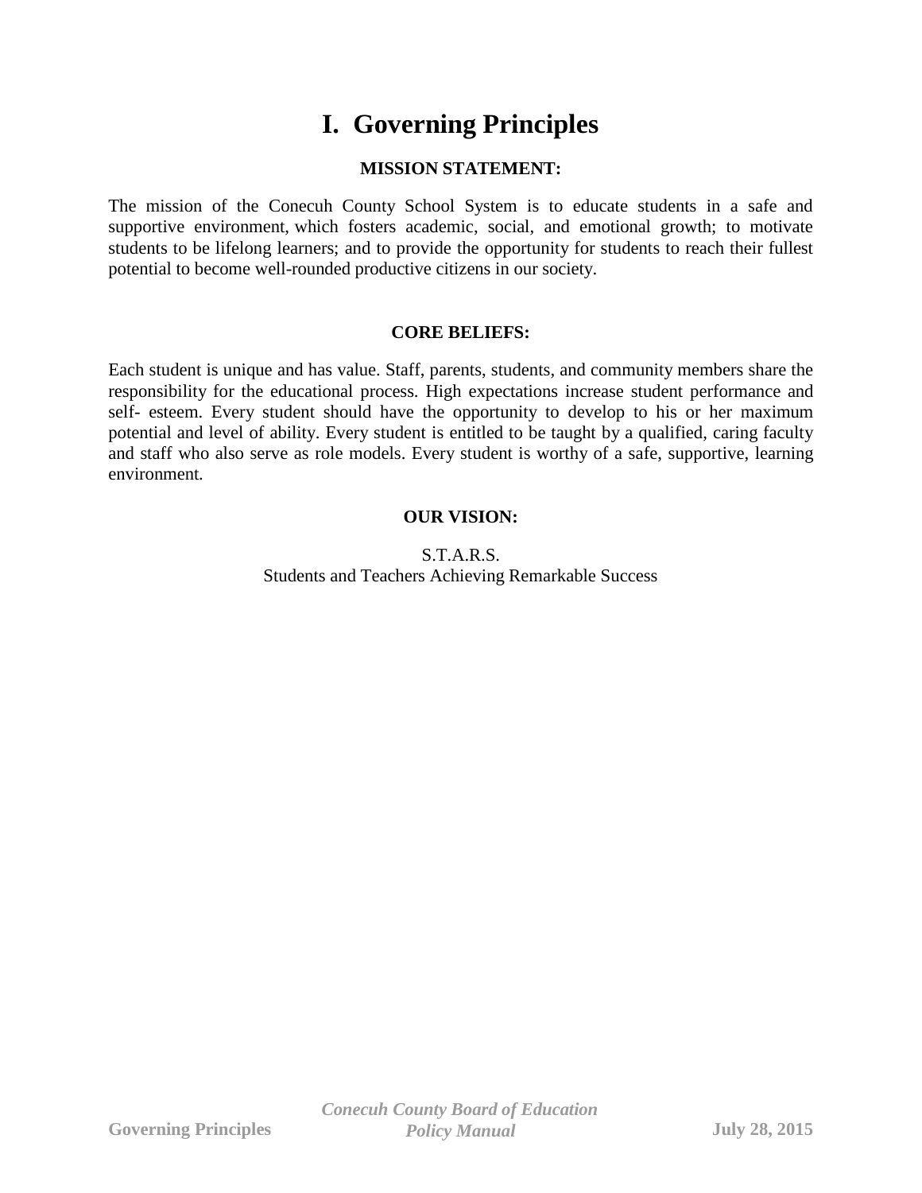# I. Governing Principles

## MISSION STATEMENT:

The mission of the Conecuh County School System is to educate students in a safe and supportive environment, which fosters academic, social, and emotional growth; to motivate students to be lifelong learners; and to provide the opportunity for students to reach their fullest potential to become well-rounded productive citizens in our society.

## CORE BELIEFS:

Each student is unique and has value. Staff, parents, students, and community members share the responsibility for the educational process. High expectations increase student performance and self- esteem. Every student should have the opportunity to develop to his or her maximum potential and level of ability. Every student is entitled to be taught by a qualified, caring faculty and staff who also serve as role models. Every student is worthy of a safe, supportive, learning environment.

## OUR VISION:

S.T.A.R.S.
Students and Teachers Achieving Remarkable Success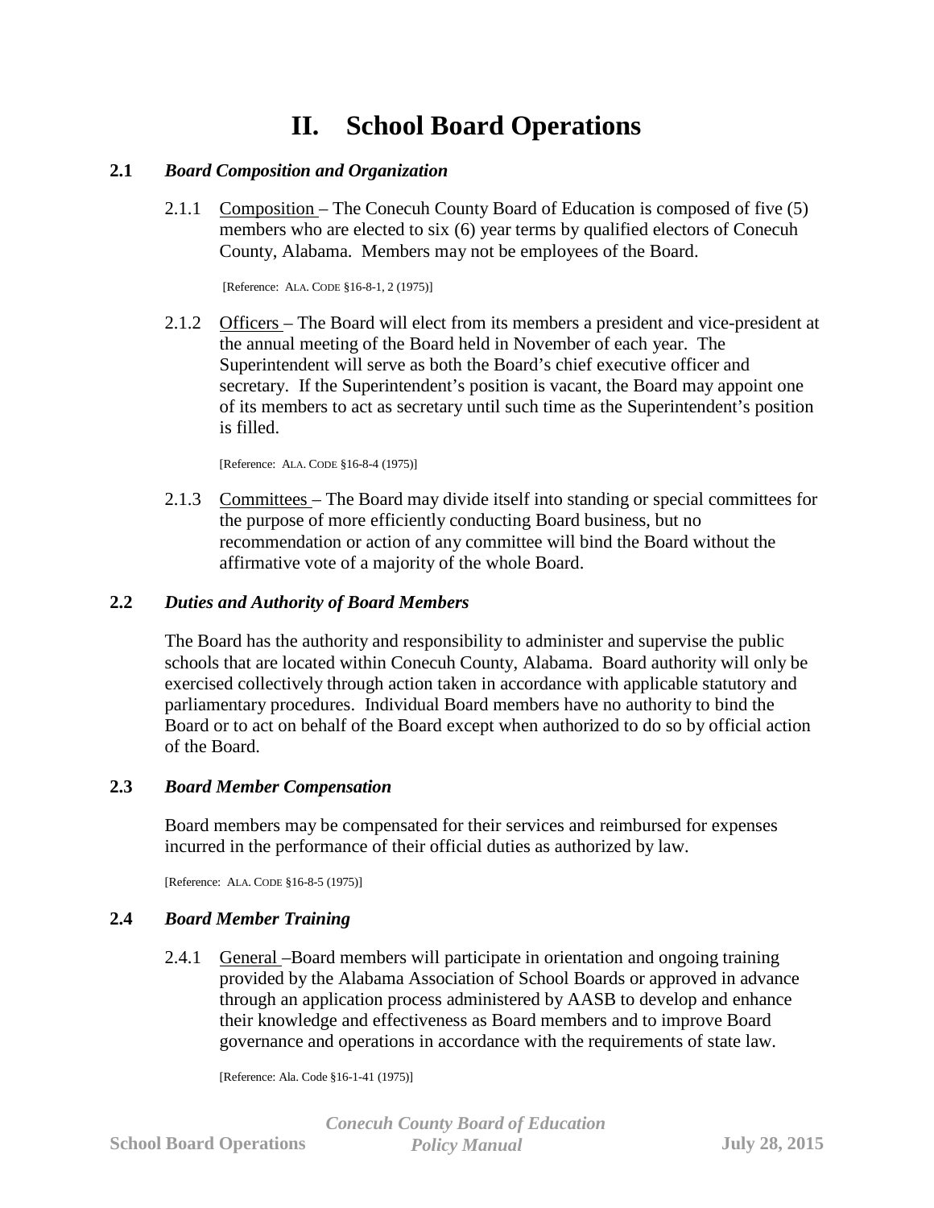# II. School Board Operations

## 2.1 *Board Composition and Organization*

2.1.1 Composition – The Conecuh County Board of Education is composed of five (5) members who are elected to six (6) year terms by qualified electors of Conecuh County, Alabama. Members may not be employees of the Board.

[Reference: ALA. CODE §16-8-1, 2 (1975)]

2.1.2 Officers – The Board will elect from its members a president and vice-president at the annual meeting of the Board held in November of each year. The Superintendent will serve as both the Board's chief executive officer and secretary. If the Superintendent's position is vacant, the Board may appoint one of its members to act as secretary until such time as the Superintendent's position is filled.

[Reference: ALA. CODE §16-8-4 (1975)]

2.1.3 Committees – The Board may divide itself into standing or special committees for the purpose of more efficiently conducting Board business, but no recommendation or action of any committee will bind the Board without the affirmative vote of a majority of the whole Board.

## 2.2 *Duties and Authority of Board Members*

The Board has the authority and responsibility to administer and supervise the public schools that are located within Conecuh County, Alabama. Board authority will only be exercised collectively through action taken in accordance with applicable statutory and parliamentary procedures. Individual Board members have no authority to bind the Board or to act on behalf of the Board except when authorized to do so by official action of the Board.

## 2.3 *Board Member Compensation*

Board members may be compensated for their services and reimbursed for expenses incurred in the performance of their official duties as authorized by law.

[Reference: ALA. CODE §16-8-5 (1975)]

## 2.4 *Board Member Training*

2.4.1 General –Board members will participate in orientation and ongoing training provided by the Alabama Association of School Boards or approved in advance through an application process administered by AASB to develop and enhance their knowledge and effectiveness as Board members and to improve Board governance and operations in accordance with the requirements of state law.

[Reference: Ala. Code §16-1-41 (1975)]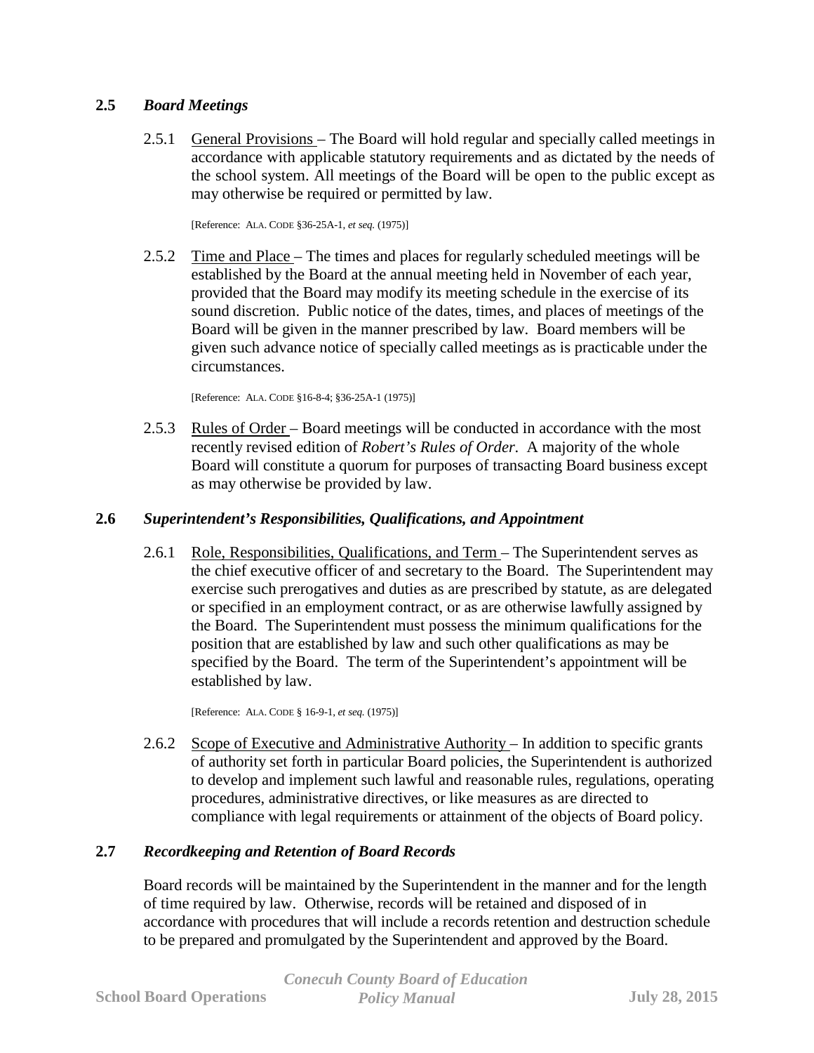## 2.5 *Board Meetings*

2.5.1 General Provisions – The Board will hold regular and specially called meetings in accordance with applicable statutory requirements and as dictated by the needs of the school system. All meetings of the Board will be open to the public except as may otherwise be required or permitted by law.

[Reference: ALA. CODE §36-25A-1, *et seq.* (1975)]

2.5.2 Time and Place – The times and places for regularly scheduled meetings will be established by the Board at the annual meeting held in November of each year, provided that the Board may modify its meeting schedule in the exercise of its sound discretion. Public notice of the dates, times, and places of meetings of the Board will be given in the manner prescribed by law. Board members will be given such advance notice of specially called meetings as is practicable under the circumstances.

[Reference: ALA. CODE §16-8-4; §36-25A-1 (1975)]

2.5.3 Rules of Order – Board meetings will be conducted in accordance with the most recently revised edition of *Robert's Rules of Order*. A majority of the whole Board will constitute a quorum for purposes of transacting Board business except as may otherwise be provided by law.

## 2.6 *Superintendent's Responsibilities, Qualifications, and Appointment*

2.6.1 Role, Responsibilities, Qualifications, and Term – The Superintendent serves as the chief executive officer of and secretary to the Board. The Superintendent may exercise such prerogatives and duties as are prescribed by statute, as are delegated or specified in an employment contract, or as are otherwise lawfully assigned by the Board. The Superintendent must possess the minimum qualifications for the position that are established by law and such other qualifications as may be specified by the Board. The term of the Superintendent's appointment will be established by law.

[Reference: ALA. CODE § 16-9-1, *et seq.* (1975)]

2.6.2 Scope of Executive and Administrative Authority – In addition to specific grants of authority set forth in particular Board policies, the Superintendent is authorized to develop and implement such lawful and reasonable rules, regulations, operating procedures, administrative directives, or like measures as are directed to compliance with legal requirements or attainment of the objects of Board policy.

## 2.7 *Recordkeeping and Retention of Board Records*

Board records will be maintained by the Superintendent in the manner and for the length of time required by law. Otherwise, records will be retained and disposed of in accordance with procedures that will include a records retention and destruction schedule to be prepared and promulgated by the Superintendent and approved by the Board.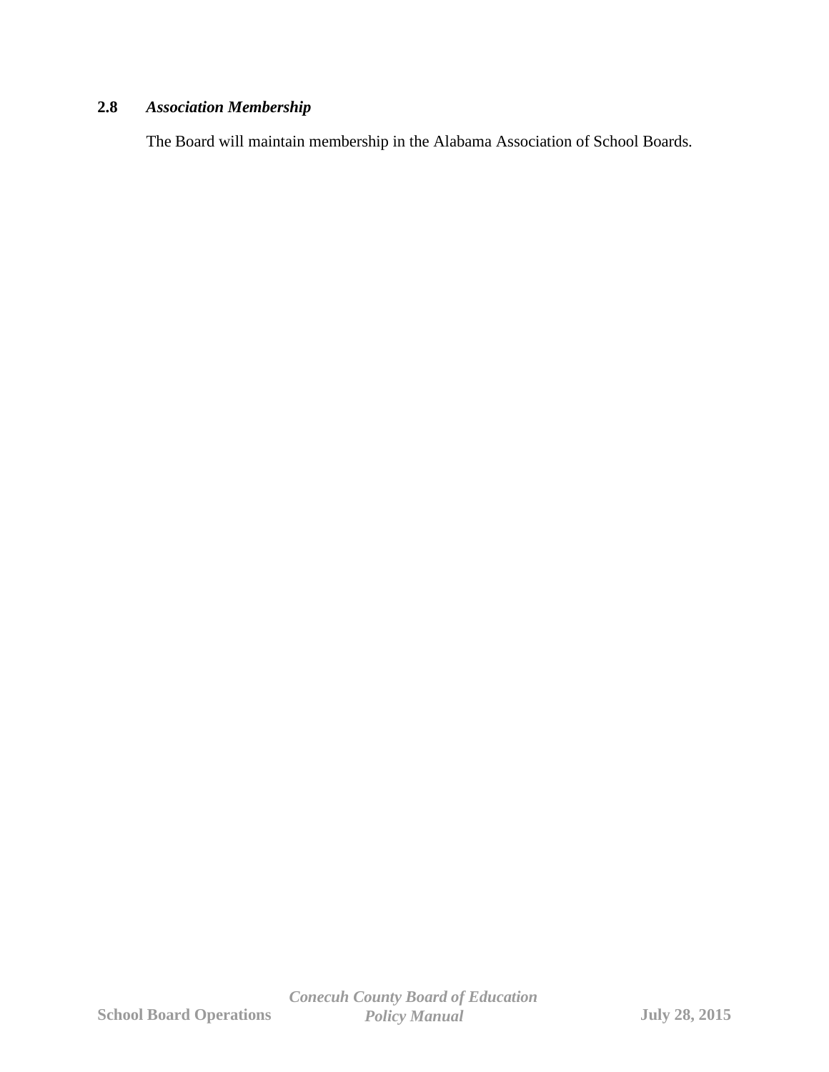### 2.8 *Association Membership*

The Board will maintain membership in the Alabama Association of School Boards.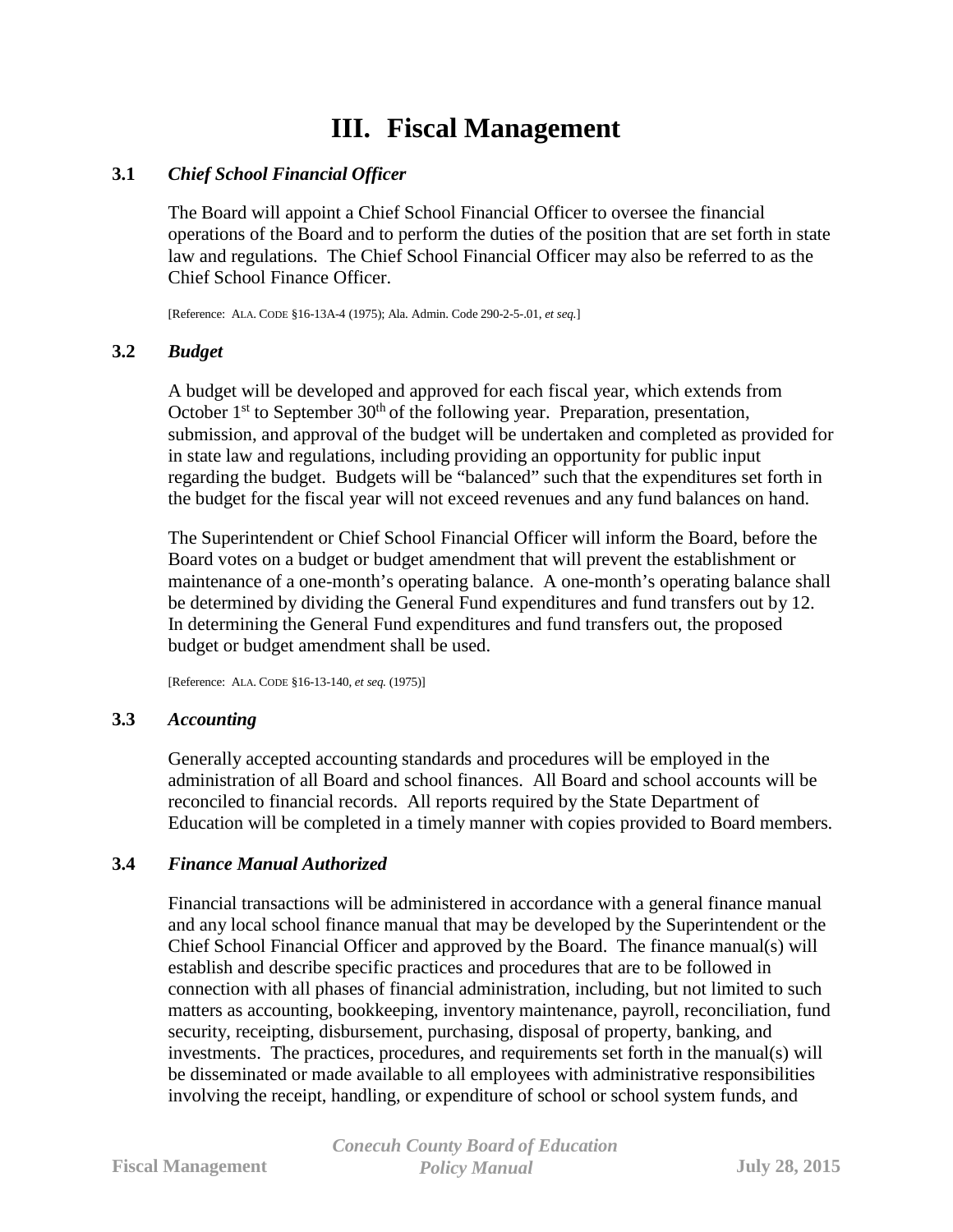# III. Fiscal Management

### 3.1 *Chief School Financial Officer*

The Board will appoint a Chief School Financial Officer to oversee the financial operations of the Board and to perform the duties of the position that are set forth in state law and regulations. The Chief School Financial Officer may also be referred to as the Chief School Finance Officer.

[Reference: ALA. CODE §16-13A-4 (1975); Ala. Admin. Code 290-2-5-.01, *et seq.*]

### 3.2 *Budget*

A budget will be developed and approved for each fiscal year, which extends from October 1st to September 30th of the following year. Preparation, presentation, submission, and approval of the budget will be undertaken and completed as provided for in state law and regulations, including providing an opportunity for public input regarding the budget. Budgets will be "balanced" such that the expenditures set forth in the budget for the fiscal year will not exceed revenues and any fund balances on hand.

The Superintendent or Chief School Financial Officer will inform the Board, before the Board votes on a budget or budget amendment that will prevent the establishment or maintenance of a one-month's operating balance. A one-month's operating balance shall be determined by dividing the General Fund expenditures and fund transfers out by 12. In determining the General Fund expenditures and fund transfers out, the proposed budget or budget amendment shall be used.

[Reference: ALA. CODE §16-13-140, *et seq.* (1975)]

### 3.3 *Accounting*

Generally accepted accounting standards and procedures will be employed in the administration of all Board and school finances. All Board and school accounts will be reconciled to financial records. All reports required by the State Department of Education will be completed in a timely manner with copies provided to Board members.

### 3.4 *Finance Manual Authorized*

Financial transactions will be administered in accordance with a general finance manual and any local school finance manual that may be developed by the Superintendent or the Chief School Financial Officer and approved by the Board. The finance manual(s) will establish and describe specific practices and procedures that are to be followed in connection with all phases of financial administration, including, but not limited to such matters as accounting, bookkeeping, inventory maintenance, payroll, reconciliation, fund security, receipting, disbursement, purchasing, disposal of property, banking, and investments. The practices, procedures, and requirements set forth in the manual(s) will be disseminated or made available to all employees with administrative responsibilities involving the receipt, handling, or expenditure of school or school system funds, and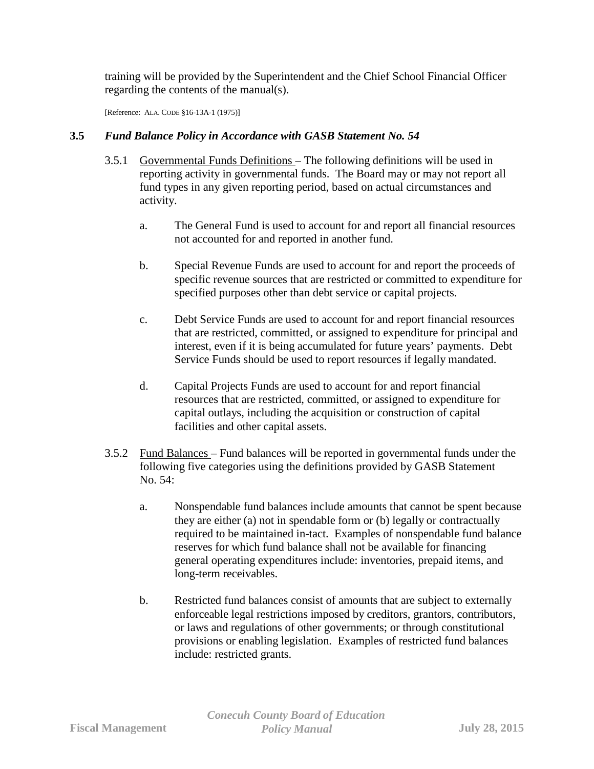training will be provided by the Superintendent and the Chief School Financial Officer regarding the contents of the manual(s).

[Reference: ALA. CODE §16-13A-1 (1975)]

### 3.5 *Fund Balance Policy in Accordance with GASB Statement No. 54*

3.5.1 Governmental Funds Definitions – The following definitions will be used in reporting activity in governmental funds. The Board may or may not report all fund types in any given reporting period, based on actual circumstances and activity.

a. The General Fund is used to account for and report all financial resources not accounted for and reported in another fund.

b. Special Revenue Funds are used to account for and report the proceeds of specific revenue sources that are restricted or committed to expenditure for specified purposes other than debt service or capital projects.

c. Debt Service Funds are used to account for and report financial resources that are restricted, committed, or assigned to expenditure for principal and interest, even if it is being accumulated for future years' payments. Debt Service Funds should be used to report resources if legally mandated.

d. Capital Projects Funds are used to account for and report financial resources that are restricted, committed, or assigned to expenditure for capital outlays, including the acquisition or construction of capital facilities and other capital assets.

3.5.2 Fund Balances – Fund balances will be reported in governmental funds under the following five categories using the definitions provided by GASB Statement No. 54:

a. Nonspendable fund balances include amounts that cannot be spent because they are either (a) not in spendable form or (b) legally or contractually required to be maintained in-tact. Examples of nonspendable fund balance reserves for which fund balance shall not be available for financing general operating expenditures include: inventories, prepaid items, and long-term receivables.

b. Restricted fund balances consist of amounts that are subject to externally enforceable legal restrictions imposed by creditors, grantors, contributors, or laws and regulations of other governments; or through constitutional provisions or enabling legislation. Examples of restricted fund balances include: restricted grants.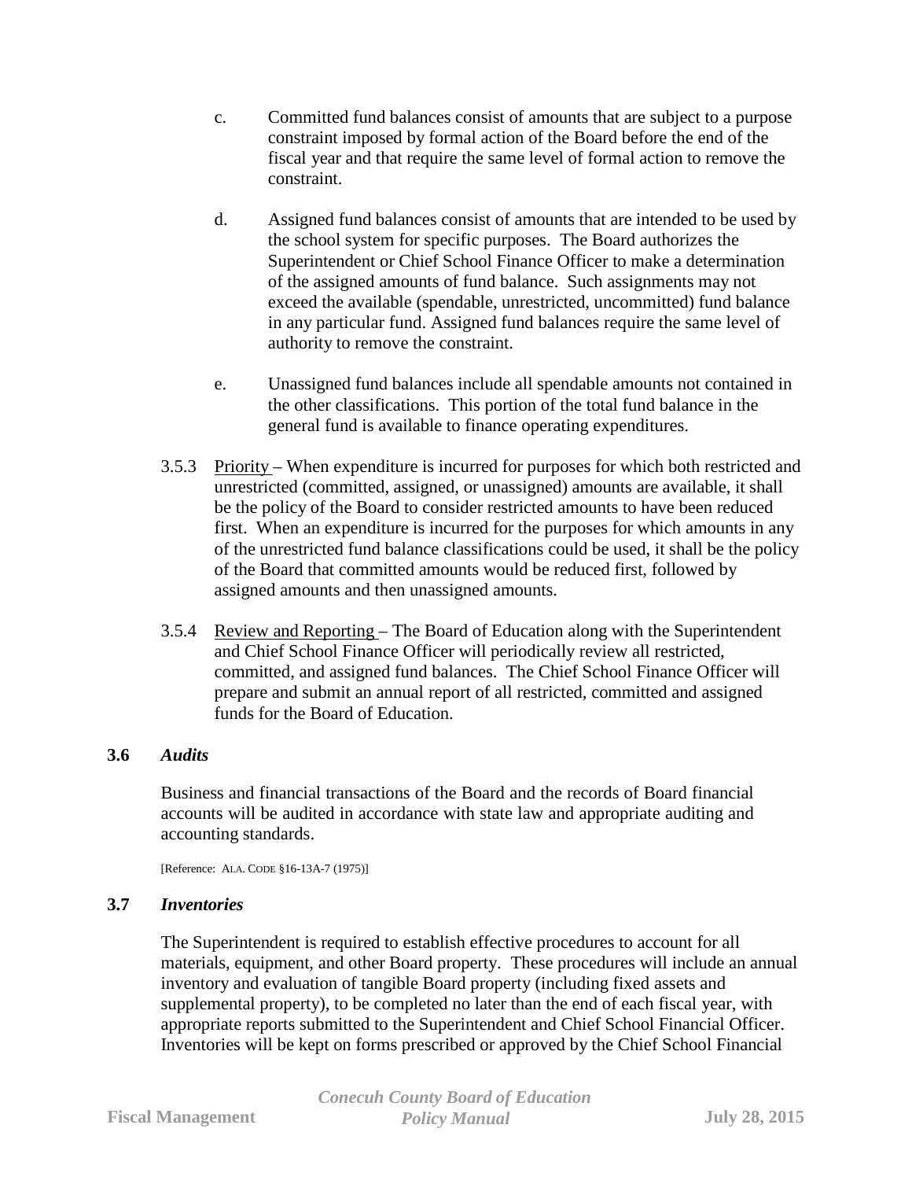c. Committed fund balances consist of amounts that are subject to a purpose constraint imposed by formal action of the Board before the end of the fiscal year and that require the same level of formal action to remove the constraint.

d. Assigned fund balances consist of amounts that are intended to be used by the school system for specific purposes. The Board authorizes the Superintendent or Chief School Finance Officer to make a determination of the assigned amounts of fund balance. Such assignments may not exceed the available (spendable, unrestricted, uncommitted) fund balance in any particular fund. Assigned fund balances require the same level of authority to remove the constraint.

e. Unassigned fund balances include all spendable amounts not contained in the other classifications. This portion of the total fund balance in the general fund is available to finance operating expenditures.

3.5.3 Priority – When expenditure is incurred for purposes for which both restricted and unrestricted (committed, assigned, or unassigned) amounts are available, it shall be the policy of the Board to consider restricted amounts to have been reduced first. When an expenditure is incurred for the purposes for which amounts in any of the unrestricted fund balance classifications could be used, it shall be the policy of the Board that committed amounts would be reduced first, followed by assigned amounts and then unassigned amounts.

3.5.4 Review and Reporting – The Board of Education along with the Superintendent and Chief School Finance Officer will periodically review all restricted, committed, and assigned fund balances. The Chief School Finance Officer will prepare and submit an annual report of all restricted, committed and assigned funds for the Board of Education.

### 3.6 *Audits*

Business and financial transactions of the Board and the records of Board financial accounts will be audited in accordance with state law and appropriate auditing and accounting standards.

[Reference: ALA. CODE §16-13A-7 (1975)]

### 3.7 *Inventories*

The Superintendent is required to establish effective procedures to account for all materials, equipment, and other Board property. These procedures will include an annual inventory and evaluation of tangible Board property (including fixed assets and supplemental property), to be completed no later than the end of each fiscal year, with appropriate reports submitted to the Superintendent and Chief School Financial Officer. Inventories will be kept on forms prescribed or approved by the Chief School Financial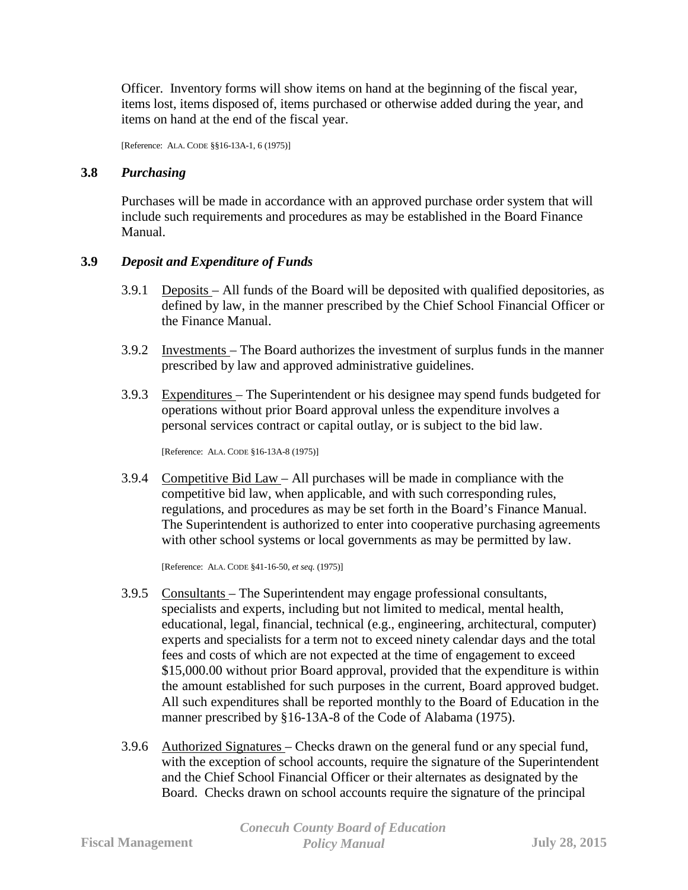Officer. Inventory forms will show items on hand at the beginning of the fiscal year, items lost, items disposed of, items purchased or otherwise added during the year, and items on hand at the end of the fiscal year.

[Reference: ALA. CODE §§16-13A-1, 6 (1975)]

### 3.8 *Purchasing*

Purchases will be made in accordance with an approved purchase order system that will include such requirements and procedures as may be established in the Board Finance Manual.

### 3.9 *Deposit and Expenditure of Funds*

3.9.1 Deposits – All funds of the Board will be deposited with qualified depositories, as defined by law, in the manner prescribed by the Chief School Financial Officer or the Finance Manual.

3.9.2 Investments – The Board authorizes the investment of surplus funds in the manner prescribed by law and approved administrative guidelines.

3.9.3 Expenditures – The Superintendent or his designee may spend funds budgeted for operations without prior Board approval unless the expenditure involves a personal services contract or capital outlay, or is subject to the bid law.

[Reference: ALA. CODE §16-13A-8 (1975)]

3.9.4 Competitive Bid Law – All purchases will be made in compliance with the competitive bid law, when applicable, and with such corresponding rules, regulations, and procedures as may be set forth in the Board's Finance Manual. The Superintendent is authorized to enter into cooperative purchasing agreements with other school systems or local governments as may be permitted by law.

[Reference: ALA. CODE §41-16-50, *et seq.* (1975)]

3.9.5 Consultants – The Superintendent may engage professional consultants, specialists and experts, including but not limited to medical, mental health, educational, legal, financial, technical (e.g., engineering, architectural, computer) experts and specialists for a term not to exceed ninety calendar days and the total fees and costs of which are not expected at the time of engagement to exceed $15,000.00 without prior Board approval, provided that the expenditure is within the amount established for such purposes in the current, Board approved budget. All such expenditures shall be reported monthly to the Board of Education in the manner prescribed by §16-13A-8 of the Code of Alabama (1975).

3.9.6 Authorized Signatures – Checks drawn on the general fund or any special fund, with the exception of school accounts, require the signature of the Superintendent and the Chief School Financial Officer or their alternates as designated by the Board. Checks drawn on school accounts require the signature of the principal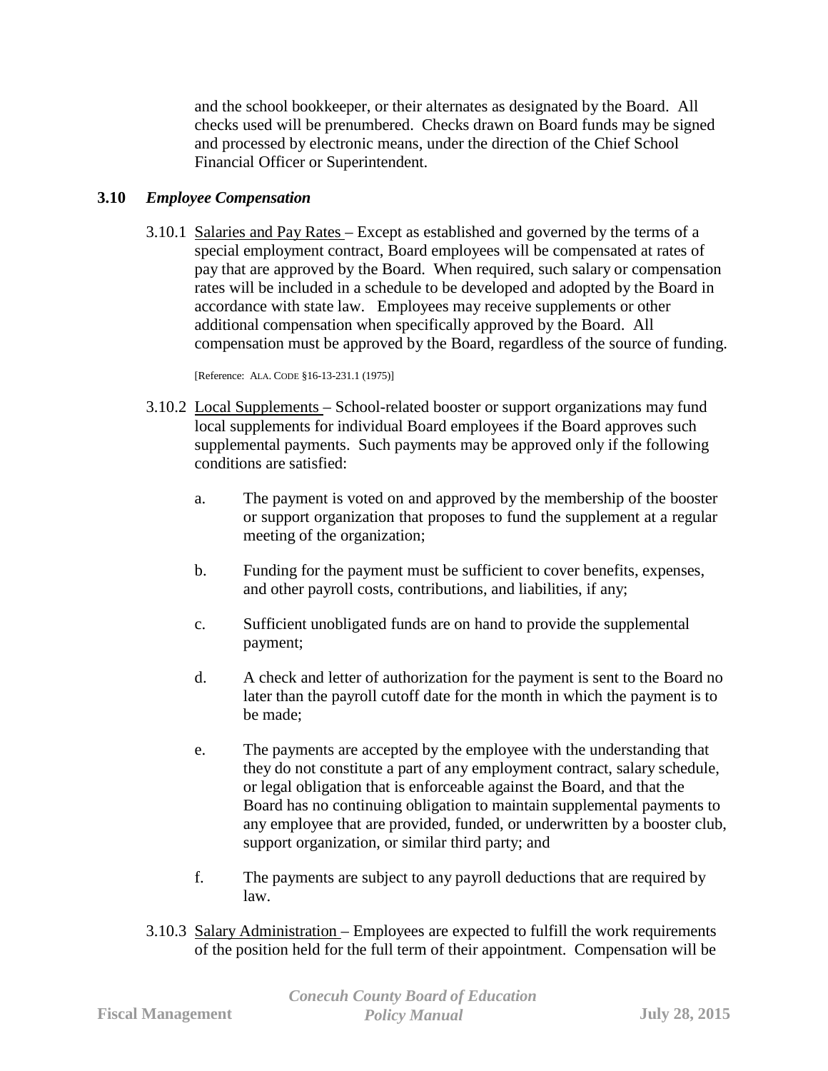and the school bookkeeper, or their alternates as designated by the Board. All checks used will be prenumbered. Checks drawn on Board funds may be signed and processed by electronic means, under the direction of the Chief School Financial Officer or Superintendent.

## 3.10 *Employee Compensation*

3.10.1 Salaries and Pay Rates – Except as established and governed by the terms of a special employment contract, Board employees will be compensated at rates of pay that are approved by the Board. When required, such salary or compensation rates will be included in a schedule to be developed and adopted by the Board in accordance with state law. Employees may receive supplements or other additional compensation when specifically approved by the Board. All compensation must be approved by the Board, regardless of the source of funding.

[Reference: ALA. CODE §16-13-231.1 (1975)]

3.10.2 Local Supplements – School-related booster or support organizations may fund local supplements for individual Board employees if the Board approves such supplemental payments. Such payments may be approved only if the following conditions are satisfied:

a. The payment is voted on and approved by the membership of the booster or support organization that proposes to fund the supplement at a regular meeting of the organization;

b. Funding for the payment must be sufficient to cover benefits, expenses, and other payroll costs, contributions, and liabilities, if any;

c. Sufficient unobligated funds are on hand to provide the supplemental payment;

d. A check and letter of authorization for the payment is sent to the Board no later than the payroll cutoff date for the month in which the payment is to be made;

e. The payments are accepted by the employee with the understanding that they do not constitute a part of any employment contract, salary schedule, or legal obligation that is enforceable against the Board, and that the Board has no continuing obligation to maintain supplemental payments to any employee that are provided, funded, or underwritten by a booster club, support organization, or similar third party; and

f. The payments are subject to any payroll deductions that are required by law.

3.10.3 Salary Administration – Employees are expected to fulfill the work requirements of the position held for the full term of their appointment. Compensation will be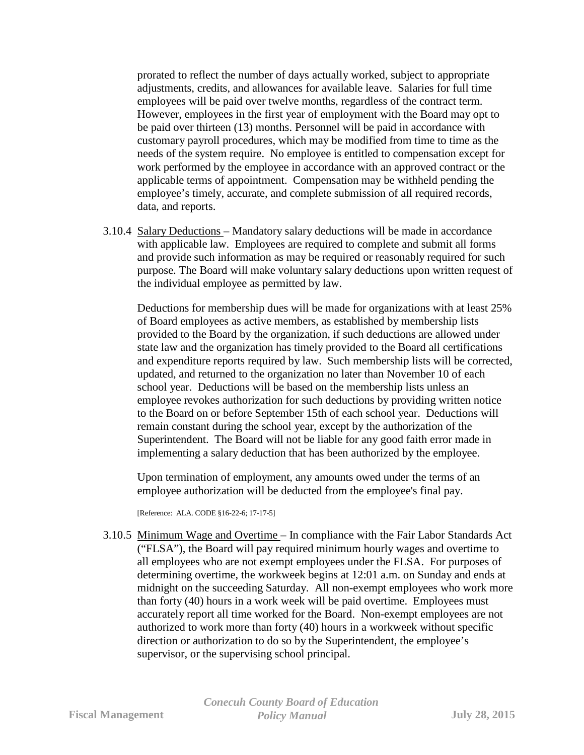prorated to reflect the number of days actually worked, subject to appropriate adjustments, credits, and allowances for available leave. Salaries for full time employees will be paid over twelve months, regardless of the contract term. However, employees in the first year of employment with the Board may opt to be paid over thirteen (13) months. Personnel will be paid in accordance with customary payroll procedures, which may be modified from time to time as the needs of the system require. No employee is entitled to compensation except for work performed by the employee in accordance with an approved contract or the applicable terms of appointment. Compensation may be withheld pending the employee's timely, accurate, and complete submission of all required records, data, and reports.

3.10.4 Salary Deductions – Mandatory salary deductions will be made in accordance with applicable law. Employees are required to complete and submit all forms and provide such information as may be required or reasonably required for such purpose. The Board will make voluntary salary deductions upon written request of the individual employee as permitted by law.

Deductions for membership dues will be made for organizations with at least 25% of Board employees as active members, as established by membership lists provided to the Board by the organization, if such deductions are allowed under state law and the organization has timely provided to the Board all certifications and expenditure reports required by law. Such membership lists will be corrected, updated, and returned to the organization no later than November 10 of each school year. Deductions will be based on the membership lists unless an employee revokes authorization for such deductions by providing written notice to the Board on or before September 15th of each school year. Deductions will remain constant during the school year, except by the authorization of the Superintendent. The Board will not be liable for any good faith error made in implementing a salary deduction that has been authorized by the employee.

Upon termination of employment, any amounts owed under the terms of an employee authorization will be deducted from the employee's final pay.

[Reference: ALA. CODE §16-22-6; 17-17-5]

3.10.5 Minimum Wage and Overtime – In compliance with the Fair Labor Standards Act ("FLSA"), the Board will pay required minimum hourly wages and overtime to all employees who are not exempt employees under the FLSA. For purposes of determining overtime, the workweek begins at 12:01 a.m. on Sunday and ends at midnight on the succeeding Saturday. All non-exempt employees who work more than forty (40) hours in a work week will be paid overtime. Employees must accurately report all time worked for the Board. Non-exempt employees are not authorized to work more than forty (40) hours in a workweek without specific direction or authorization to do so by the Superintendent, the employee's supervisor, or the supervising school principal.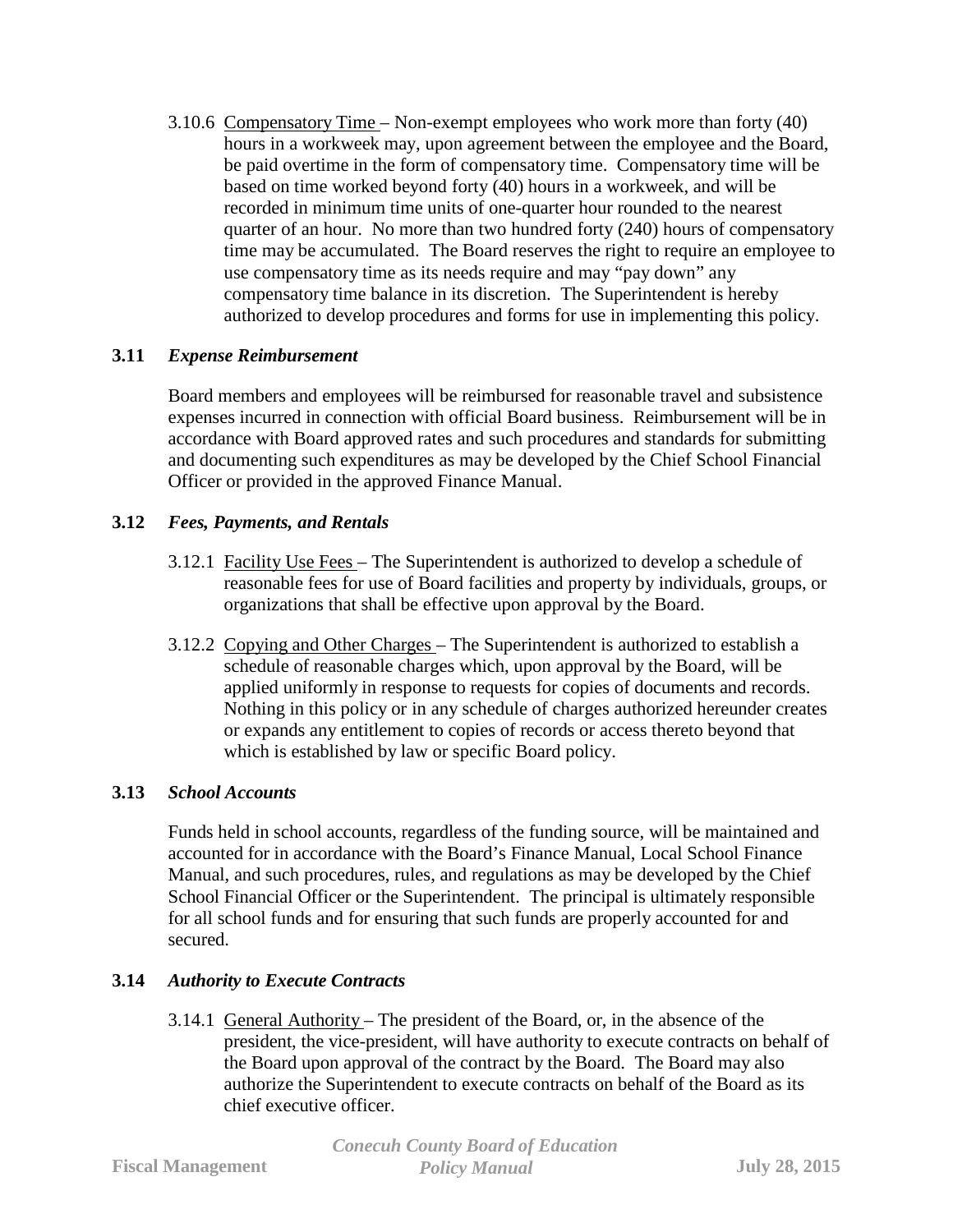3.10.6 <u>Compensatory Time</u> – Non-exempt employees who work more than forty (40) hours in a workweek may, upon agreement between the employee and the Board, be paid overtime in the form of compensatory time. Compensatory time will be based on time worked beyond forty (40) hours in a workweek, and will be recorded in minimum time units of one-quarter hour rounded to the nearest quarter of an hour. No more than two hundred forty (240) hours of compensatory time may be accumulated. The Board reserves the right to require an employee to use compensatory time as its needs require and may "pay down" any compensatory time balance in its discretion. The Superintendent is hereby authorized to develop procedures and forms for use in implementing this policy.

### 3.11 *Expense Reimbursement*

Board members and employees will be reimbursed for reasonable travel and subsistence expenses incurred in connection with official Board business. Reimbursement will be in accordance with Board approved rates and such procedures and standards for submitting and documenting such expenditures as may be developed by the Chief School Financial Officer or provided in the approved Finance Manual.

### 3.12 *Fees, Payments, and Rentals*

3.12.1 <u>Facility Use Fees</u> – The Superintendent is authorized to develop a schedule of reasonable fees for use of Board facilities and property by individuals, groups, or organizations that shall be effective upon approval by the Board.

3.12.2 <u>Copying and Other Charges</u> – The Superintendent is authorized to establish a schedule of reasonable charges which, upon approval by the Board, will be applied uniformly in response to requests for copies of documents and records. Nothing in this policy or in any schedule of charges authorized hereunder creates or expands any entitlement to copies of records or access thereto beyond that which is established by law or specific Board policy.

### 3.13 *School Accounts*

Funds held in school accounts, regardless of the funding source, will be maintained and accounted for in accordance with the Board's Finance Manual, Local School Finance Manual, and such procedures, rules, and regulations as may be developed by the Chief School Financial Officer or the Superintendent. The principal is ultimately responsible for all school funds and for ensuring that such funds are properly accounted for and secured.

### 3.14 *Authority to Execute Contracts*

3.14.1 <u>General Authority</u> – The president of the Board, or, in the absence of the president, the vice-president, will have authority to execute contracts on behalf of the Board upon approval of the contract by the Board. The Board may also authorize the Superintendent to execute contracts on behalf of the Board as its chief executive officer.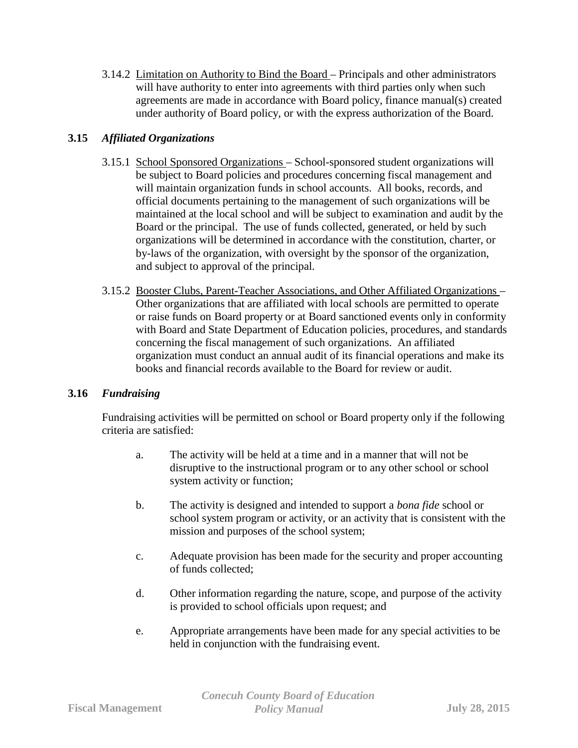3.14.2 <u>Limitation on Authority to Bind the Board</u> – Principals and other administrators will have authority to enter into agreements with third parties only when such agreements are made in accordance with Board policy, finance manual(s) created under authority of Board policy, or with the express authorization of the Board.

### 3.15 *Affiliated Organizations*

3.15.1 <u>School Sponsored Organizations</u> – School-sponsored student organizations will be subject to Board policies and procedures concerning fiscal management and will maintain organization funds in school accounts. All books, records, and official documents pertaining to the management of such organizations will be maintained at the local school and will be subject to examination and audit by the Board or the principal. The use of funds collected, generated, or held by such organizations will be determined in accordance with the constitution, charter, or by-laws of the organization, with oversight by the sponsor of the organization, and subject to approval of the principal.

3.15.2 <u>Booster Clubs, Parent-Teacher Associations, and Other Affiliated Organizations</u> – Other organizations that are affiliated with local schools are permitted to operate or raise funds on Board property or at Board sanctioned events only in conformity with Board and State Department of Education policies, procedures, and standards concerning the fiscal management of such organizations. An affiliated organization must conduct an annual audit of its financial operations and make its books and financial records available to the Board for review or audit.

### 3.16 *Fundraising*

Fundraising activities will be permitted on school or Board property only if the following criteria are satisfied:

a. The activity will be held at a time and in a manner that will not be disruptive to the instructional program or to any other school or school system activity or function;

b. The activity is designed and intended to support a *bona fide* school or school system program or activity, or an activity that is consistent with the mission and purposes of the school system;

c. Adequate provision has been made for the security and proper accounting of funds collected;

d. Other information regarding the nature, scope, and purpose of the activity is provided to school officials upon request; and

e. Appropriate arrangements have been made for any special activities to be held in conjunction with the fundraising event.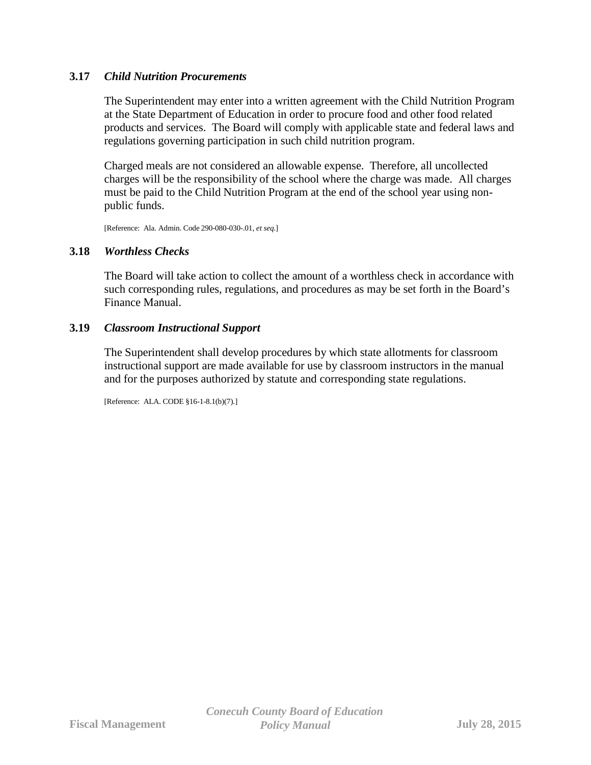### 3.17 *Child Nutrition Procurements*

The Superintendent may enter into a written agreement with the Child Nutrition Program at the State Department of Education in order to procure food and other food related products and services. The Board will comply with applicable state and federal laws and regulations governing participation in such child nutrition program.

Charged meals are not considered an allowable expense. Therefore, all uncollected charges will be the responsibility of the school where the charge was made. All charges must be paid to the Child Nutrition Program at the end of the school year using non-public funds.

[Reference: Ala. Admin. Code 290-080-030-.01, *et seq.*]

### 3.18 *Worthless Checks*

The Board will take action to collect the amount of a worthless check in accordance with such corresponding rules, regulations, and procedures as may be set forth in the Board's Finance Manual.

### 3.19 *Classroom Instructional Support*

The Superintendent shall develop procedures by which state allotments for classroom instructional support are made available for use by classroom instructors in the manual and for the purposes authorized by statute and corresponding state regulations.

[Reference: ALA. CODE §16-1-8.1(b)(7).]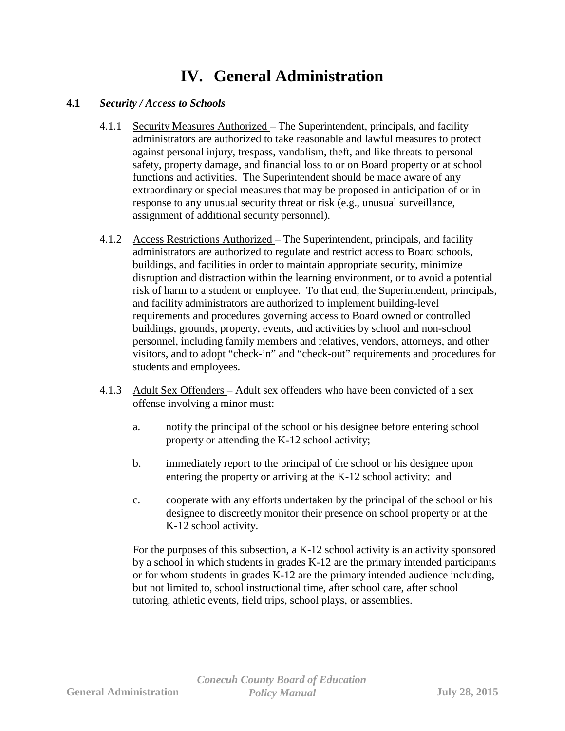# IV. General Administration

**4.1** ***Security / Access to Schools***

4.1.1 Security Measures Authorized – The Superintendent, principals, and facility administrators are authorized to take reasonable and lawful measures to protect against personal injury, trespass, vandalism, theft, and like threats to personal safety, property damage, and financial loss to or on Board property or at school functions and activities. The Superintendent should be made aware of any extraordinary or special measures that may be proposed in anticipation of or in response to any unusual security threat or risk (e.g., unusual surveillance, assignment of additional security personnel).

4.1.2 Access Restrictions Authorized – The Superintendent, principals, and facility administrators are authorized to regulate and restrict access to Board schools, buildings, and facilities in order to maintain appropriate security, minimize disruption and distraction within the learning environment, or to avoid a potential risk of harm to a student or employee. To that end, the Superintendent, principals, and facility administrators are authorized to implement building-level requirements and procedures governing access to Board owned or controlled buildings, grounds, property, events, and activities by school and non-school personnel, including family members and relatives, vendors, attorneys, and other visitors, and to adopt "check-in" and "check-out" requirements and procedures for students and employees.

4.1.3 Adult Sex Offenders – Adult sex offenders who have been convicted of a sex offense involving a minor must:

a. notify the principal of the school or his designee before entering school property or attending the K-12 school activity;

b. immediately report to the principal of the school or his designee upon entering the property or arriving at the K-12 school activity; and

c. cooperate with any efforts undertaken by the principal of the school or his designee to discreetly monitor their presence on school property or at the K-12 school activity.

For the purposes of this subsection, a K-12 school activity is an activity sponsored by a school in which students in grades K-12 are the primary intended participants or for whom students in grades K-12 are the primary intended audience including, but not limited to, school instructional time, after school care, after school tutoring, athletic events, field trips, school plays, or assemblies.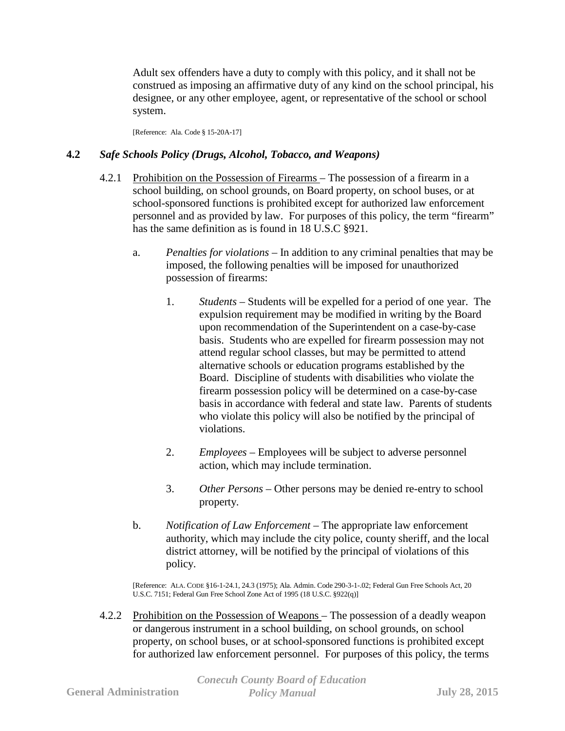Adult sex offenders have a duty to comply with this policy, and it shall not be construed as imposing an affirmative duty of any kind on the school principal, his designee, or any other employee, agent, or representative of the school or school system.

[Reference: Ala. Code § 15-20A-17]

## 4.2 *Safe Schools Policy (Drugs, Alcohol, Tobacco, and Weapons)*

4.2.1 Prohibition on the Possession of Firearms – The possession of a firearm in a school building, on school grounds, on Board property, on school buses, or at school-sponsored functions is prohibited except for authorized law enforcement personnel and as provided by law. For purposes of this policy, the term "firearm" has the same definition as is found in 18 U.S.C §921.

a. *Penalties for violations* – In addition to any criminal penalties that may be imposed, the following penalties will be imposed for unauthorized possession of firearms:

1. *Students* – Students will be expelled for a period of one year. The expulsion requirement may be modified in writing by the Board upon recommendation of the Superintendent on a case-by-case basis. Students who are expelled for firearm possession may not attend regular school classes, but may be permitted to attend alternative schools or education programs established by the Board. Discipline of students with disabilities who violate the firearm possession policy will be determined on a case-by-case basis in accordance with federal and state law. Parents of students who violate this policy will also be notified by the principal of violations.

2. *Employees* – Employees will be subject to adverse personnel action, which may include termination.

3. *Other Persons* – Other persons may be denied re-entry to school property.

b. *Notification of Law Enforcement* – The appropriate law enforcement authority, which may include the city police, county sheriff, and the local district attorney, will be notified by the principal of violations of this policy.

[Reference: ALA. CODE §16-1-24.1, 24.3 (1975); Ala. Admin. Code 290-3-1-.02; Federal Gun Free Schools Act, 20 U.S.C. 7151; Federal Gun Free School Zone Act of 1995 (18 U.S.C. §922(q)]

4.2.2 Prohibition on the Possession of Weapons – The possession of a deadly weapon or dangerous instrument in a school building, on school grounds, on school property, on school buses, or at school-sponsored functions is prohibited except for authorized law enforcement personnel. For purposes of this policy, the terms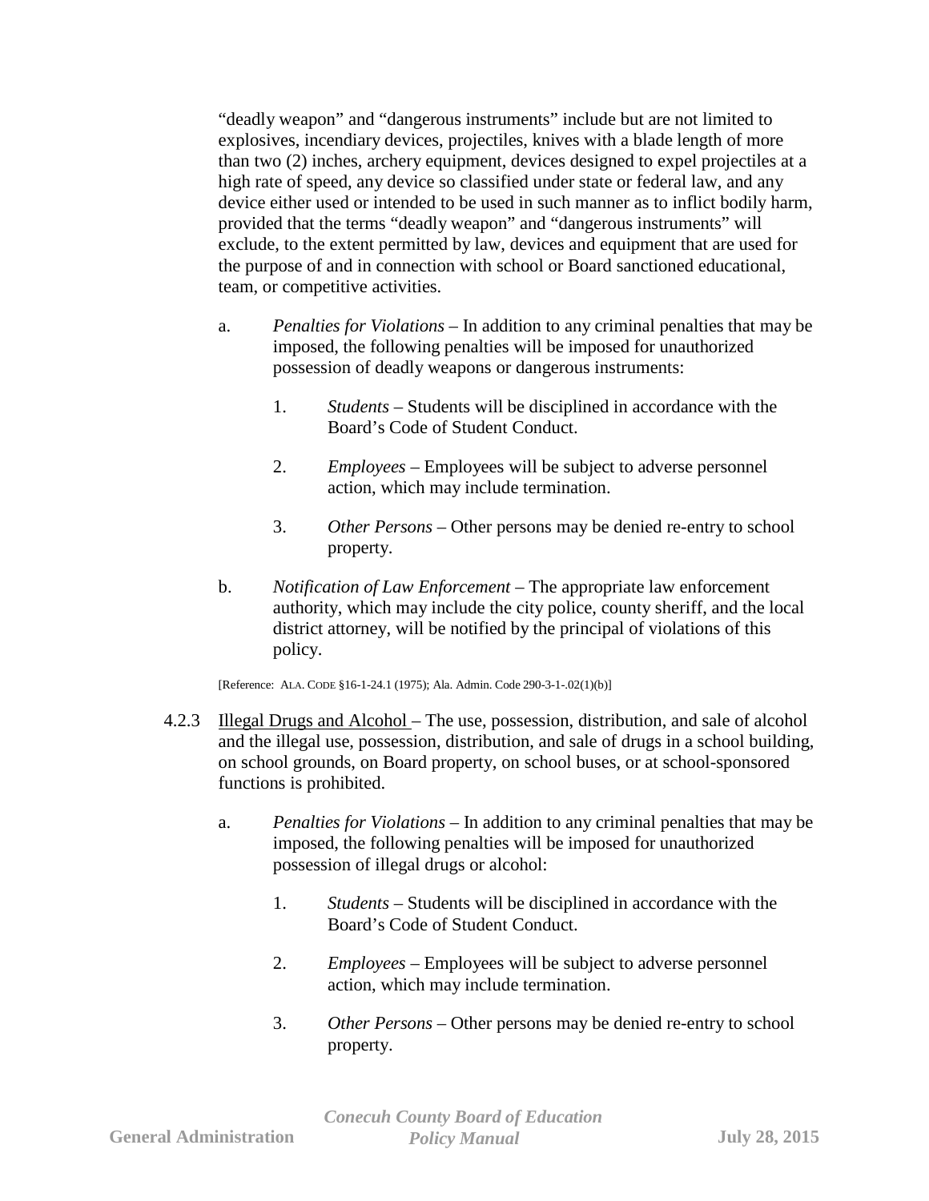"deadly weapon" and "dangerous instruments" include but are not limited to explosives, incendiary devices, projectiles, knives with a blade length of more than two (2) inches, archery equipment, devices designed to expel projectiles at a high rate of speed, any device so classified under state or federal law, and any device either used or intended to be used in such manner as to inflict bodily harm, provided that the terms "deadly weapon" and "dangerous instruments" will exclude, to the extent permitted by law, devices and equipment that are used for the purpose of and in connection with school or Board sanctioned educational, team, or competitive activities.

a. *Penalties for Violations* – In addition to any criminal penalties that may be imposed, the following penalties will be imposed for unauthorized possession of deadly weapons or dangerous instruments:

   1. *Students* – Students will be disciplined in accordance with the Board's Code of Student Conduct.

   2. *Employees* – Employees will be subject to adverse personnel action, which may include termination.

   3. *Other Persons* – Other persons may be denied re-entry to school property.

b. *Notification of Law Enforcement* – The appropriate law enforcement authority, which may include the city police, county sheriff, and the local district attorney, will be notified by the principal of violations of this policy.

[Reference: ALA. CODE §16-1-24.1 (1975); Ala. Admin. Code 290-3-1-.02(1)(b)]

4.2.3 Illegal Drugs and Alcohol – The use, possession, distribution, and sale of alcohol and the illegal use, possession, distribution, and sale of drugs in a school building, on school grounds, on Board property, on school buses, or at school-sponsored functions is prohibited.

a. *Penalties for Violations* – In addition to any criminal penalties that may be imposed, the following penalties will be imposed for unauthorized possession of illegal drugs or alcohol:

   1. *Students* – Students will be disciplined in accordance with the Board's Code of Student Conduct.

   2. *Employees* – Employees will be subject to adverse personnel action, which may include termination.

   3. *Other Persons* – Other persons may be denied re-entry to school property.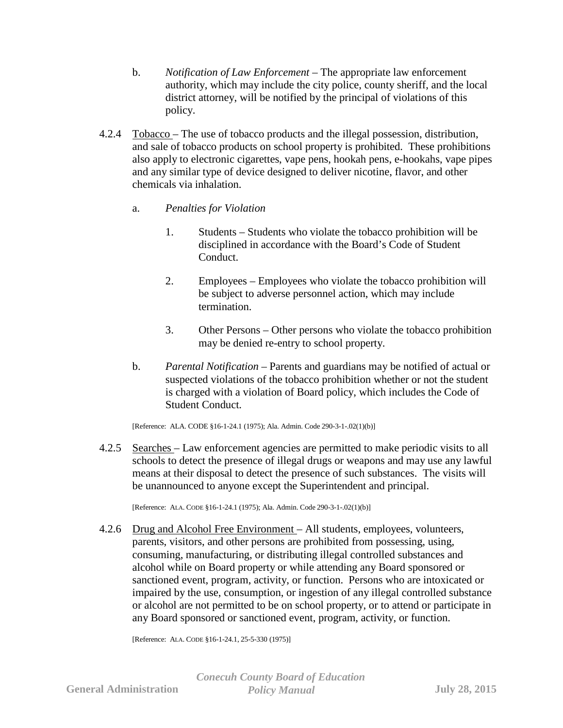b. *Notification of Law Enforcement* – The appropriate law enforcement authority, which may include the city police, county sheriff, and the local district attorney, will be notified by the principal of violations of this policy.

4.2.4 Tobacco – The use of tobacco products and the illegal possession, distribution, and sale of tobacco products on school property is prohibited. These prohibitions also apply to electronic cigarettes, vape pens, hookah pens, e-hookahs, vape pipes and any similar type of device designed to deliver nicotine, flavor, and other chemicals via inhalation.

a. *Penalties for Violation*

1. Students – Students who violate the tobacco prohibition will be disciplined in accordance with the Board's Code of Student Conduct.

2. Employees – Employees who violate the tobacco prohibition will be subject to adverse personnel action, which may include termination.

3. Other Persons – Other persons who violate the tobacco prohibition may be denied re-entry to school property.

b. *Parental Notification* – Parents and guardians may be notified of actual or suspected violations of the tobacco prohibition whether or not the student is charged with a violation of Board policy, which includes the Code of Student Conduct.

[Reference: ALA. CODE §16-1-24.1 (1975); Ala. Admin. Code 290-3-1-.02(1)(b)]

4.2.5 Searches – Law enforcement agencies are permitted to make periodic visits to all schools to detect the presence of illegal drugs or weapons and may use any lawful means at their disposal to detect the presence of such substances. The visits will be unannounced to anyone except the Superintendent and principal.

[Reference: ALA. CODE §16-1-24.1 (1975); Ala. Admin. Code 290-3-1-.02(1)(b)]

4.2.6 Drug and Alcohol Free Environment – All students, employees, volunteers, parents, visitors, and other persons are prohibited from possessing, using, consuming, manufacturing, or distributing illegal controlled substances and alcohol while on Board property or while attending any Board sponsored or sanctioned event, program, activity, or function. Persons who are intoxicated or impaired by the use, consumption, or ingestion of any illegal controlled substance or alcohol are not permitted to be on school property, or to attend or participate in any Board sponsored or sanctioned event, program, activity, or function.

[Reference: ALA. CODE §16-1-24.1, 25-5-330 (1975)]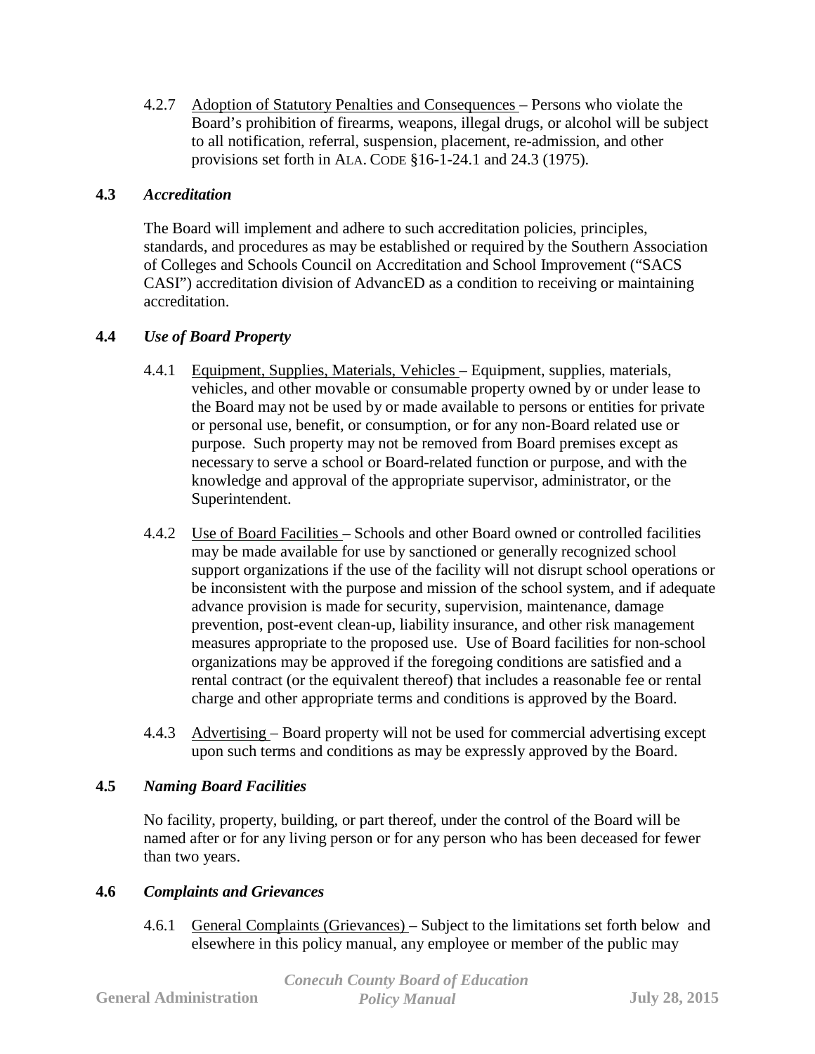4.2.7 Adoption of Statutory Penalties and Consequences – Persons who violate the Board's prohibition of firearms, weapons, illegal drugs, or alcohol will be subject to all notification, referral, suspension, placement, re-admission, and other provisions set forth in ALA. CODE §16-1-24.1 and 24.3 (1975).

### 4.3 *Accreditation*

The Board will implement and adhere to such accreditation policies, principles, standards, and procedures as may be established or required by the Southern Association of Colleges and Schools Council on Accreditation and School Improvement ("SACS CASI") accreditation division of AdvancED as a condition to receiving or maintaining accreditation.

### 4.4 *Use of Board Property*

4.4.1 Equipment, Supplies, Materials, Vehicles – Equipment, supplies, materials, vehicles, and other movable or consumable property owned by or under lease to the Board may not be used by or made available to persons or entities for private or personal use, benefit, or consumption, or for any non-Board related use or purpose. Such property may not be removed from Board premises except as necessary to serve a school or Board-related function or purpose, and with the knowledge and approval of the appropriate supervisor, administrator, or the Superintendent.

4.4.2 Use of Board Facilities – Schools and other Board owned or controlled facilities may be made available for use by sanctioned or generally recognized school support organizations if the use of the facility will not disrupt school operations or be inconsistent with the purpose and mission of the school system, and if adequate advance provision is made for security, supervision, maintenance, damage prevention, post-event clean-up, liability insurance, and other risk management measures appropriate to the proposed use. Use of Board facilities for non-school organizations may be approved if the foregoing conditions are satisfied and a rental contract (or the equivalent thereof) that includes a reasonable fee or rental charge and other appropriate terms and conditions is approved by the Board.

4.4.3 Advertising – Board property will not be used for commercial advertising except upon such terms and conditions as may be expressly approved by the Board.

### 4.5 *Naming Board Facilities*

No facility, property, building, or part thereof, under the control of the Board will be named after or for any living person or for any person who has been deceased for fewer than two years.

### 4.6 *Complaints and Grievances*

4.6.1 General Complaints (Grievances) – Subject to the limitations set forth below and elsewhere in this policy manual, any employee or member of the public may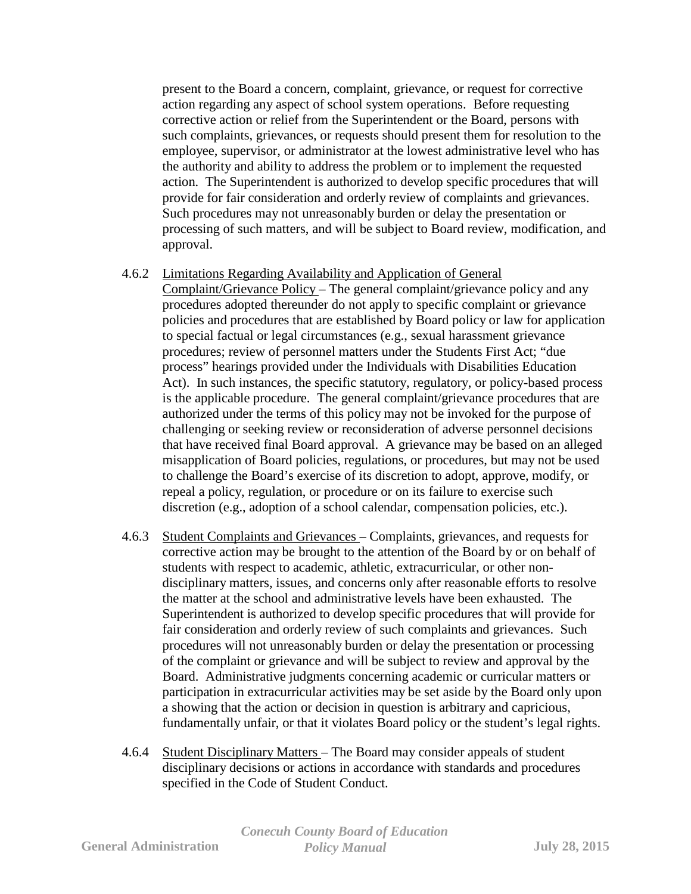present to the Board a concern, complaint, grievance, or request for corrective action regarding any aspect of school system operations. Before requesting corrective action or relief from the Superintendent or the Board, persons with such complaints, grievances, or requests should present them for resolution to the employee, supervisor, or administrator at the lowest administrative level who has the authority and ability to address the problem or to implement the requested action. The Superintendent is authorized to develop specific procedures that will provide for fair consideration and orderly review of complaints and grievances. Such procedures may not unreasonably burden or delay the presentation or processing of such matters, and will be subject to Board review, modification, and approval.

4.6.2 Limitations Regarding Availability and Application of General Complaint/Grievance Policy – The general complaint/grievance policy and any procedures adopted thereunder do not apply to specific complaint or grievance policies and procedures that are established by Board policy or law for application to special factual or legal circumstances (e.g., sexual harassment grievance procedures; review of personnel matters under the Students First Act; "due process" hearings provided under the Individuals with Disabilities Education Act). In such instances, the specific statutory, regulatory, or policy-based process is the applicable procedure. The general complaint/grievance procedures that are authorized under the terms of this policy may not be invoked for the purpose of challenging or seeking review or reconsideration of adverse personnel decisions that have received final Board approval. A grievance may be based on an alleged misapplication of Board policies, regulations, or procedures, but may not be used to challenge the Board's exercise of its discretion to adopt, approve, modify, or repeal a policy, regulation, or procedure or on its failure to exercise such discretion (e.g., adoption of a school calendar, compensation policies, etc.).

4.6.3 Student Complaints and Grievances – Complaints, grievances, and requests for corrective action may be brought to the attention of the Board by or on behalf of students with respect to academic, athletic, extracurricular, or other non-disciplinary matters, issues, and concerns only after reasonable efforts to resolve the matter at the school and administrative levels have been exhausted. The Superintendent is authorized to develop specific procedures that will provide for fair consideration and orderly review of such complaints and grievances. Such procedures will not unreasonably burden or delay the presentation or processing of the complaint or grievance and will be subject to review and approval by the Board. Administrative judgments concerning academic or curricular matters or participation in extracurricular activities may be set aside by the Board only upon a showing that the action or decision in question is arbitrary and capricious, fundamentally unfair, or that it violates Board policy or the student's legal rights.

4.6.4 Student Disciplinary Matters – The Board may consider appeals of student disciplinary decisions or actions in accordance with standards and procedures specified in the Code of Student Conduct.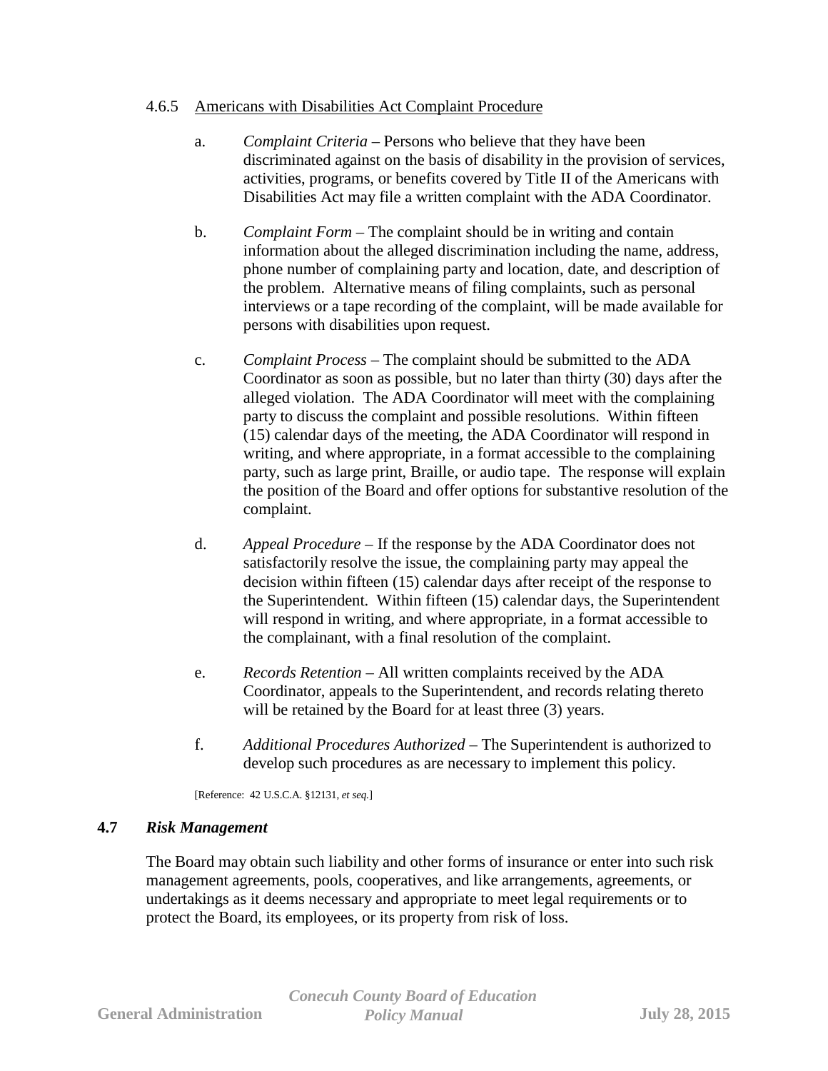4.6.5 Americans with Disabilities Act Complaint Procedure

a. *Complaint Criteria* – Persons who believe that they have been discriminated against on the basis of disability in the provision of services, activities, programs, or benefits covered by Title II of the Americans with Disabilities Act may file a written complaint with the ADA Coordinator.

b. *Complaint Form* – The complaint should be in writing and contain information about the alleged discrimination including the name, address, phone number of complaining party and location, date, and description of the problem. Alternative means of filing complaints, such as personal interviews or a tape recording of the complaint, will be made available for persons with disabilities upon request.

c. *Complaint Process* – The complaint should be submitted to the ADA Coordinator as soon as possible, but no later than thirty (30) days after the alleged violation. The ADA Coordinator will meet with the complaining party to discuss the complaint and possible resolutions. Within fifteen (15) calendar days of the meeting, the ADA Coordinator will respond in writing, and where appropriate, in a format accessible to the complaining party, such as large print, Braille, or audio tape. The response will explain the position of the Board and offer options for substantive resolution of the complaint.

d. *Appeal Procedure* – If the response by the ADA Coordinator does not satisfactorily resolve the issue, the complaining party may appeal the decision within fifteen (15) calendar days after receipt of the response to the Superintendent. Within fifteen (15) calendar days, the Superintendent will respond in writing, and where appropriate, in a format accessible to the complainant, with a final resolution of the complaint.

e. *Records Retention* – All written complaints received by the ADA Coordinator, appeals to the Superintendent, and records relating thereto will be retained by the Board for at least three (3) years.

f. *Additional Procedures Authorized* – The Superintendent is authorized to develop such procedures as are necessary to implement this policy.

[Reference: 42 U.S.C.A. §12131, *et seq.*]

### 4.7 *Risk Management*

The Board may obtain such liability and other forms of insurance or enter into such risk management agreements, pools, cooperatives, and like arrangements, agreements, or undertakings as it deems necessary and appropriate to meet legal requirements or to protect the Board, its employees, or its property from risk of loss.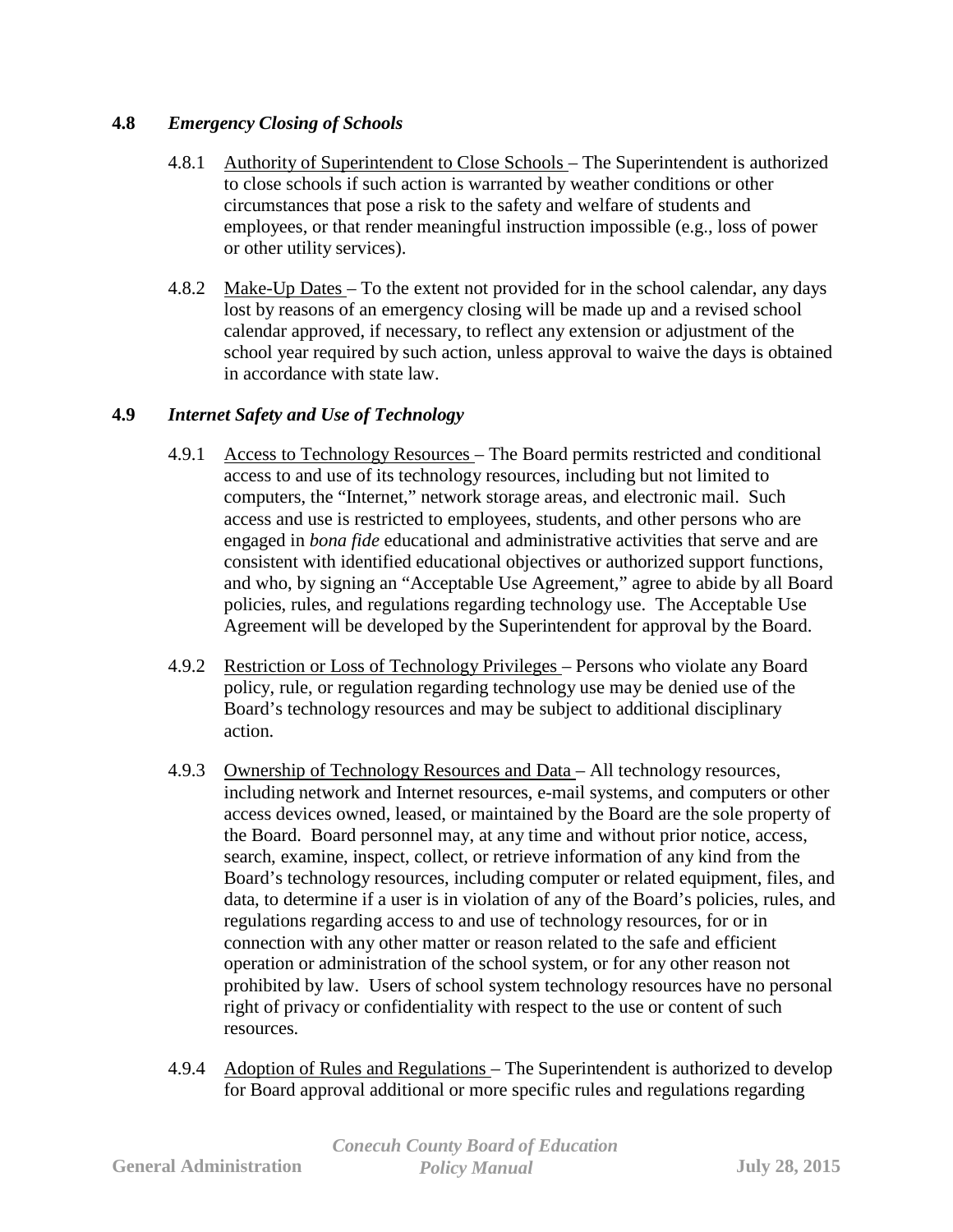**4.8** ***Emergency Closing of Schools***

4.8.1 Authority of Superintendent to Close Schools – The Superintendent is authorized to close schools if such action is warranted by weather conditions or other circumstances that pose a risk to the safety and welfare of students and employees, or that render meaningful instruction impossible (e.g., loss of power or other utility services).

4.8.2 Make-Up Dates – To the extent not provided for in the school calendar, any days lost by reasons of an emergency closing will be made up and a revised school calendar approved, if necessary, to reflect any extension or adjustment of the school year required by such action, unless approval to waive the days is obtained in accordance with state law.

**4.9** ***Internet Safety and Use of Technology***

4.9.1 Access to Technology Resources – The Board permits restricted and conditional access to and use of its technology resources, including but not limited to computers, the "Internet," network storage areas, and electronic mail. Such access and use is restricted to employees, students, and other persons who are engaged in *bona fide* educational and administrative activities that serve and are consistent with identified educational objectives or authorized support functions, and who, by signing an "Acceptable Use Agreement," agree to abide by all Board policies, rules, and regulations regarding technology use. The Acceptable Use Agreement will be developed by the Superintendent for approval by the Board.

4.9.2 Restriction or Loss of Technology Privileges – Persons who violate any Board policy, rule, or regulation regarding technology use may be denied use of the Board's technology resources and may be subject to additional disciplinary action.

4.9.3 Ownership of Technology Resources and Data – All technology resources, including network and Internet resources, e-mail systems, and computers or other access devices owned, leased, or maintained by the Board are the sole property of the Board. Board personnel may, at any time and without prior notice, access, search, examine, inspect, collect, or retrieve information of any kind from the Board's technology resources, including computer or related equipment, files, and data, to determine if a user is in violation of any of the Board's policies, rules, and regulations regarding access to and use of technology resources, for or in connection with any other matter or reason related to the safe and efficient operation or administration of the school system, or for any other reason not prohibited by law. Users of school system technology resources have no personal right of privacy or confidentiality with respect to the use or content of such resources.

4.9.4 Adoption of Rules and Regulations – The Superintendent is authorized to develop for Board approval additional or more specific rules and regulations regarding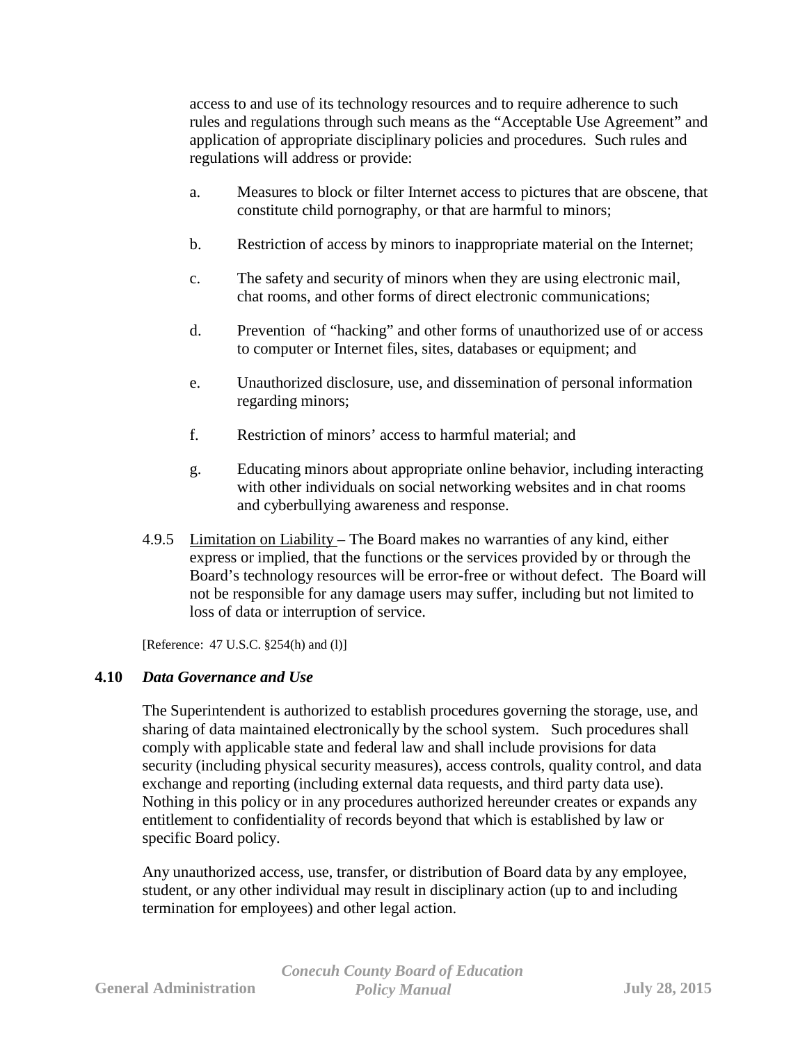access to and use of its technology resources and to require adherence to such rules and regulations through such means as the "Acceptable Use Agreement" and application of appropriate disciplinary policies and procedures. Such rules and regulations will address or provide:

a. Measures to block or filter Internet access to pictures that are obscene, that constitute child pornography, or that are harmful to minors;

b. Restriction of access by minors to inappropriate material on the Internet;

c. The safety and security of minors when they are using electronic mail, chat rooms, and other forms of direct electronic communications;

d. Prevention of "hacking" and other forms of unauthorized use of or access to computer or Internet files, sites, databases or equipment; and

e. Unauthorized disclosure, use, and dissemination of personal information regarding minors;

f. Restriction of minors' access to harmful material; and

g. Educating minors about appropriate online behavior, including interacting with other individuals on social networking websites and in chat rooms and cyberbullying awareness and response.

4.9.5 Limitation on Liability – The Board makes no warranties of any kind, either express or implied, that the functions or the services provided by or through the Board's technology resources will be error-free or without defect. The Board will not be responsible for any damage users may suffer, including but not limited to loss of data or interruption of service.

[Reference: 47 U.S.C. §254(h) and (l)]

### 4.10 *Data Governance and Use*

The Superintendent is authorized to establish procedures governing the storage, use, and sharing of data maintained electronically by the school system. Such procedures shall comply with applicable state and federal law and shall include provisions for data security (including physical security measures), access controls, quality control, and data exchange and reporting (including external data requests, and third party data use). Nothing in this policy or in any procedures authorized hereunder creates or expands any entitlement to confidentiality of records beyond that which is established by law or specific Board policy.

Any unauthorized access, use, transfer, or distribution of Board data by any employee, student, or any other individual may result in disciplinary action (up to and including termination for employees) and other legal action.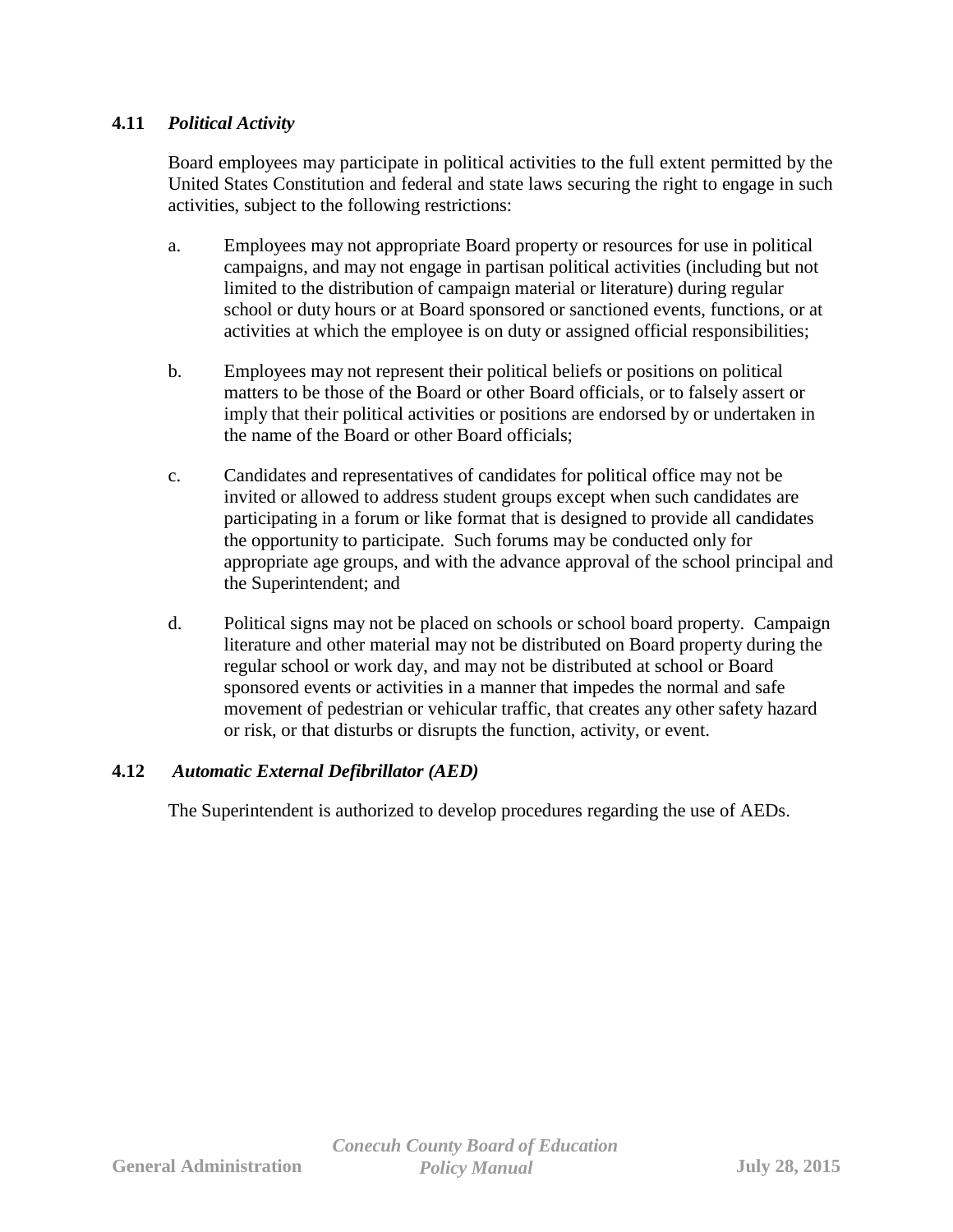### 4.11 *Political Activity*

Board employees may participate in political activities to the full extent permitted by the United States Constitution and federal and state laws securing the right to engage in such activities, subject to the following restrictions:

a. Employees may not appropriate Board property or resources for use in political campaigns, and may not engage in partisan political activities (including but not limited to the distribution of campaign material or literature) during regular school or duty hours or at Board sponsored or sanctioned events, functions, or at activities at which the employee is on duty or assigned official responsibilities;

b. Employees may not represent their political beliefs or positions on political matters to be those of the Board or other Board officials, or to falsely assert or imply that their political activities or positions are endorsed by or undertaken in the name of the Board or other Board officials;

c. Candidates and representatives of candidates for political office may not be invited or allowed to address student groups except when such candidates are participating in a forum or like format that is designed to provide all candidates the opportunity to participate. Such forums may be conducted only for appropriate age groups, and with the advance approval of the school principal and the Superintendent; and

d. Political signs may not be placed on schools or school board property. Campaign literature and other material may not be distributed on Board property during the regular school or work day, and may not be distributed at school or Board sponsored events or activities in a manner that impedes the normal and safe movement of pedestrian or vehicular traffic, that creates any other safety hazard or risk, or that disturbs or disrupts the function, activity, or event.

### 4.12 *Automatic External Defibrillator (AED)*

The Superintendent is authorized to develop procedures regarding the use of AEDs.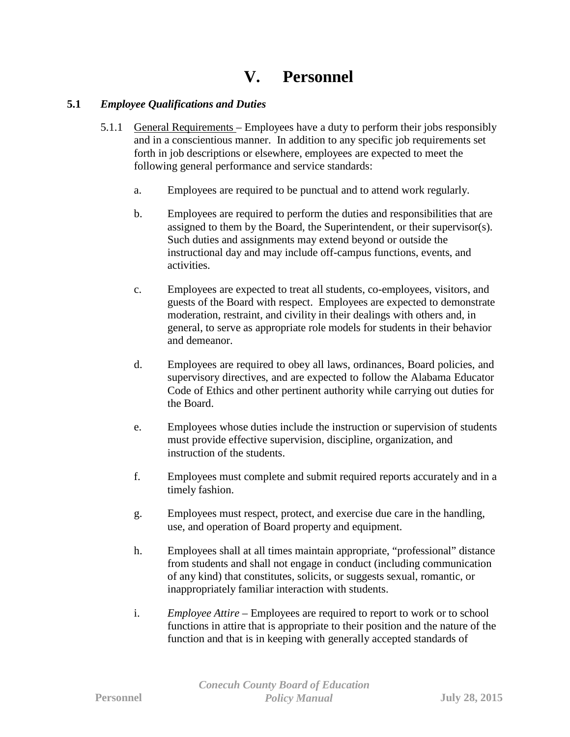# V. Personnel

**5.1** ***Employee Qualifications and Duties***

5.1.1 General Requirements – Employees have a duty to perform their jobs responsibly and in a conscientious manner. In addition to any specific job requirements set forth in job descriptions or elsewhere, employees are expected to meet the following general performance and service standards:

a. Employees are required to be punctual and to attend work regularly.

b. Employees are required to perform the duties and responsibilities that are assigned to them by the Board, the Superintendent, or their supervisor(s). Such duties and assignments may extend beyond or outside the instructional day and may include off-campus functions, events, and activities.

c. Employees are expected to treat all students, co-employees, visitors, and guests of the Board with respect. Employees are expected to demonstrate moderation, restraint, and civility in their dealings with others and, in general, to serve as appropriate role models for students in their behavior and demeanor.

d. Employees are required to obey all laws, ordinances, Board policies, and supervisory directives, and are expected to follow the Alabama Educator Code of Ethics and other pertinent authority while carrying out duties for the Board.

e. Employees whose duties include the instruction or supervision of students must provide effective supervision, discipline, organization, and instruction of the students.

f. Employees must complete and submit required reports accurately and in a timely fashion.

g. Employees must respect, protect, and exercise due care in the handling, use, and operation of Board property and equipment.

h. Employees shall at all times maintain appropriate, "professional" distance from students and shall not engage in conduct (including communication of any kind) that constitutes, solicits, or suggests sexual, romantic, or inappropriately familiar interaction with students.

i. *Employee Attire* – Employees are required to report to work or to school functions in attire that is appropriate to their position and the nature of the function and that is in keeping with generally accepted standards of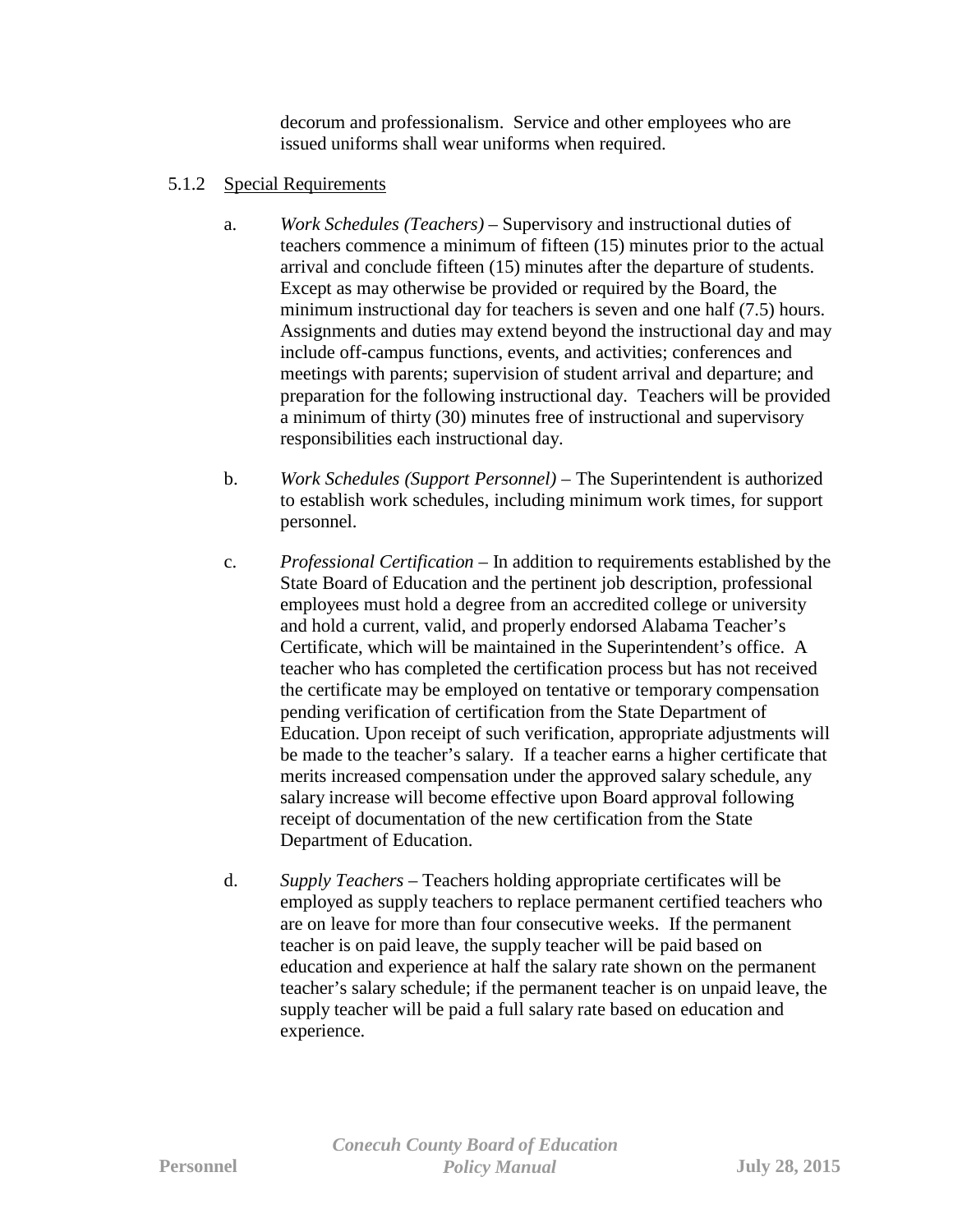decorum and professionalism. Service and other employees who are issued uniforms shall wear uniforms when required.

5.1.2 Special Requirements

a. *Work Schedules (Teachers)* – Supervisory and instructional duties of teachers commence a minimum of fifteen (15) minutes prior to the actual arrival and conclude fifteen (15) minutes after the departure of students. Except as may otherwise be provided or required by the Board, the minimum instructional day for teachers is seven and one half (7.5) hours. Assignments and duties may extend beyond the instructional day and may include off-campus functions, events, and activities; conferences and meetings with parents; supervision of student arrival and departure; and preparation for the following instructional day. Teachers will be provided a minimum of thirty (30) minutes free of instructional and supervisory responsibilities each instructional day.

b. *Work Schedules (Support Personnel)* – The Superintendent is authorized to establish work schedules, including minimum work times, for support personnel.

c. *Professional Certification* – In addition to requirements established by the State Board of Education and the pertinent job description, professional employees must hold a degree from an accredited college or university and hold a current, valid, and properly endorsed Alabama Teacher's Certificate, which will be maintained in the Superintendent's office. A teacher who has completed the certification process but has not received the certificate may be employed on tentative or temporary compensation pending verification of certification from the State Department of Education. Upon receipt of such verification, appropriate adjustments will be made to the teacher's salary. If a teacher earns a higher certificate that merits increased compensation under the approved salary schedule, any salary increase will become effective upon Board approval following receipt of documentation of the new certification from the State Department of Education.

d. *Supply Teachers* – Teachers holding appropriate certificates will be employed as supply teachers to replace permanent certified teachers who are on leave for more than four consecutive weeks. If the permanent teacher is on paid leave, the supply teacher will be paid based on education and experience at half the salary rate shown on the permanent teacher's salary schedule; if the permanent teacher is on unpaid leave, the supply teacher will be paid a full salary rate based on education and experience.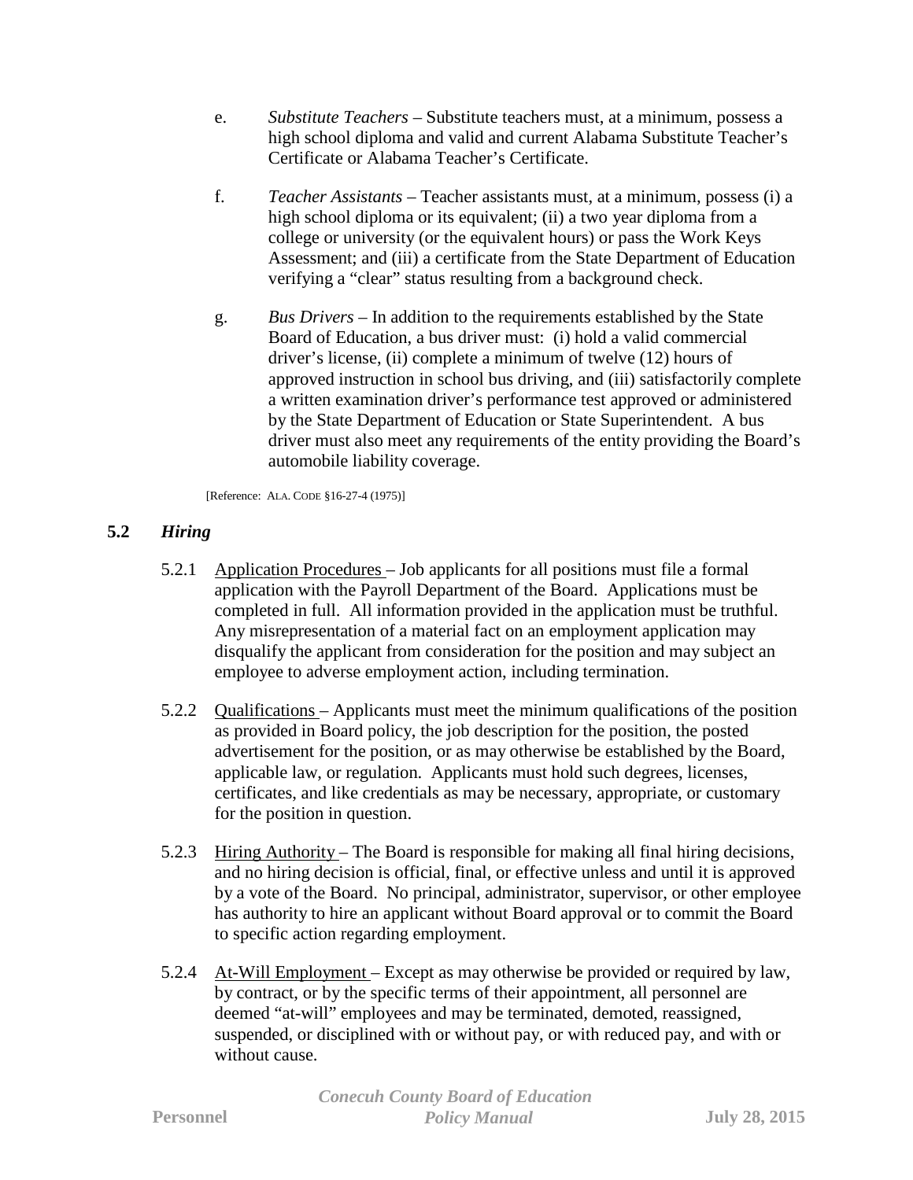e. *Substitute Teachers* – Substitute teachers must, at a minimum, possess a high school diploma and valid and current Alabama Substitute Teacher's Certificate or Alabama Teacher's Certificate.

f. *Teacher Assistants* – Teacher assistants must, at a minimum, possess (i) a high school diploma or its equivalent; (ii) a two year diploma from a college or university (or the equivalent hours) or pass the Work Keys Assessment; and (iii) a certificate from the State Department of Education verifying a "clear" status resulting from a background check.

g. *Bus Drivers* – In addition to the requirements established by the State Board of Education, a bus driver must: (i) hold a valid commercial driver's license, (ii) complete a minimum of twelve (12) hours of approved instruction in school bus driving, and (iii) satisfactorily complete a written examination driver's performance test approved or administered by the State Department of Education or State Superintendent. A bus driver must also meet any requirements of the entity providing the Board's automobile liability coverage.

[Reference: ALA. CODE §16-27-4 (1975)]

## 5.2 *Hiring*

5.2.1 Application Procedures – Job applicants for all positions must file a formal application with the Payroll Department of the Board. Applications must be completed in full. All information provided in the application must be truthful. Any misrepresentation of a material fact on an employment application may disqualify the applicant from consideration for the position and may subject an employee to adverse employment action, including termination.

5.2.2 Qualifications – Applicants must meet the minimum qualifications of the position as provided in Board policy, the job description for the position, the posted advertisement for the position, or as may otherwise be established by the Board, applicable law, or regulation. Applicants must hold such degrees, licenses, certificates, and like credentials as may be necessary, appropriate, or customary for the position in question.

5.2.3 Hiring Authority – The Board is responsible for making all final hiring decisions, and no hiring decision is official, final, or effective unless and until it is approved by a vote of the Board. No principal, administrator, supervisor, or other employee has authority to hire an applicant without Board approval or to commit the Board to specific action regarding employment.

5.2.4 At-Will Employment – Except as may otherwise be provided or required by law, by contract, or by the specific terms of their appointment, all personnel are deemed "at-will" employees and may be terminated, demoted, reassigned, suspended, or disciplined with or without pay, or with reduced pay, and with or without cause.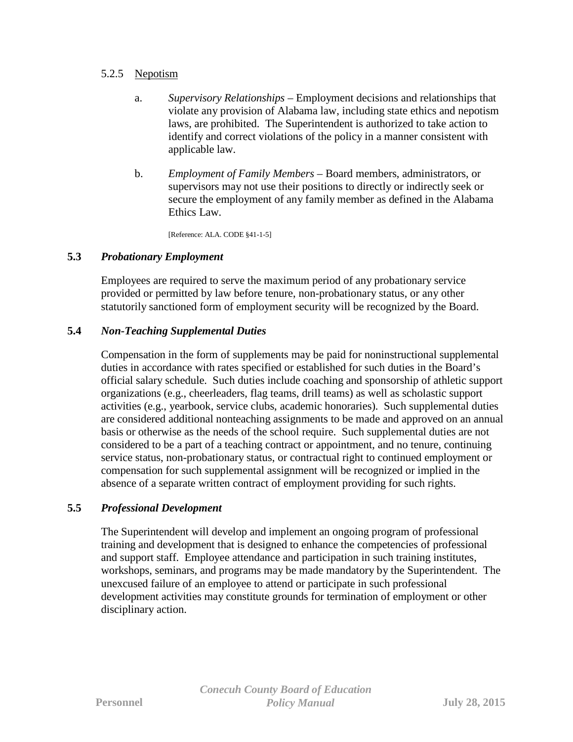#### 5.2.5 Nepotism

a. *Supervisory Relationships* – Employment decisions and relationships that violate any provision of Alabama law, including state ethics and nepotism laws, are prohibited. The Superintendent is authorized to take action to identify and correct violations of the policy in a manner consistent with applicable law.

b. *Employment of Family Members* – Board members, administrators, or supervisors may not use their positions to directly or indirectly seek or secure the employment of any family member as defined in the Alabama Ethics Law.

[Reference: ALA. CODE §41-1-5]

### 5.3 *Probationary Employment*

Employees are required to serve the maximum period of any probationary service provided or permitted by law before tenure, non-probationary status, or any other statutorily sanctioned form of employment security will be recognized by the Board.

### 5.4 *Non-Teaching Supplemental Duties*

Compensation in the form of supplements may be paid for noninstructional supplemental duties in accordance with rates specified or established for such duties in the Board's official salary schedule. Such duties include coaching and sponsorship of athletic support organizations (e.g., cheerleaders, flag teams, drill teams) as well as scholastic support activities (e.g., yearbook, service clubs, academic honoraries). Such supplemental duties are considered additional nonteaching assignments to be made and approved on an annual basis or otherwise as the needs of the school require. Such supplemental duties are not considered to be a part of a teaching contract or appointment, and no tenure, continuing service status, non-probationary status, or contractual right to continued employment or compensation for such supplemental assignment will be recognized or implied in the absence of a separate written contract of employment providing for such rights.

### 5.5 *Professional Development*

The Superintendent will develop and implement an ongoing program of professional training and development that is designed to enhance the competencies of professional and support staff. Employee attendance and participation in such training institutes, workshops, seminars, and programs may be made mandatory by the Superintendent. The unexcused failure of an employee to attend or participate in such professional development activities may constitute grounds for termination of employment or other disciplinary action.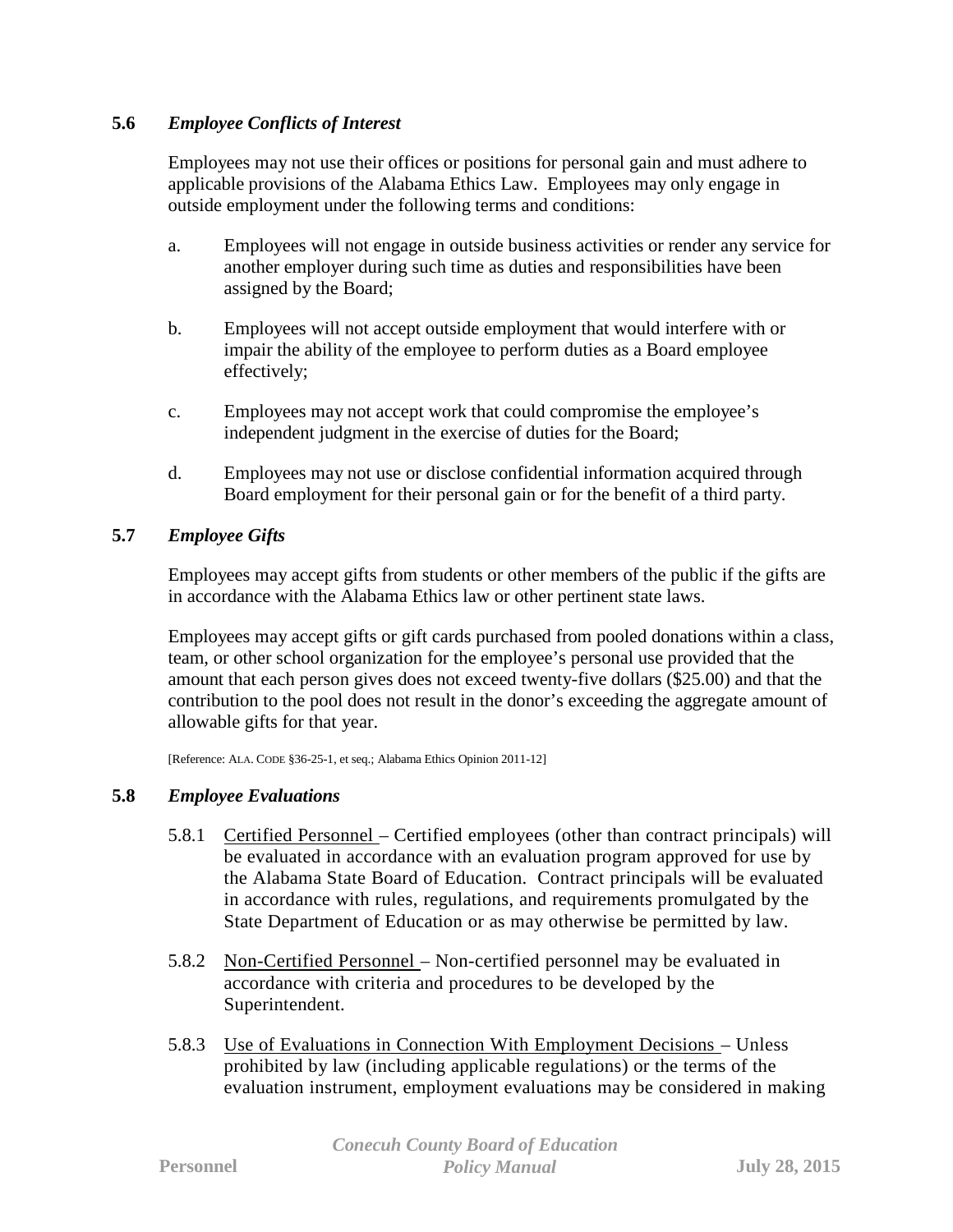## 5.6 *Employee Conflicts of Interest*

Employees may not use their offices or positions for personal gain and must adhere to applicable provisions of the Alabama Ethics Law. Employees may only engage in outside employment under the following terms and conditions:

a. Employees will not engage in outside business activities or render any service for another employer during such time as duties and responsibilities have been assigned by the Board;

b. Employees will not accept outside employment that would interfere with or impair the ability of the employee to perform duties as a Board employee effectively;

c. Employees may not accept work that could compromise the employee's independent judgment in the exercise of duties for the Board;

d. Employees may not use or disclose confidential information acquired through Board employment for their personal gain or for the benefit of a third party.

## 5.7 *Employee Gifts*

Employees may accept gifts from students or other members of the public if the gifts are in accordance with the Alabama Ethics law or other pertinent state laws.

Employees may accept gifts or gift cards purchased from pooled donations within a class, team, or other school organization for the employee's personal use provided that the amount that each person gives does not exceed twenty-five dollars ($25.00) and that the contribution to the pool does not result in the donor's exceeding the aggregate amount of allowable gifts for that year.

[Reference: ALA. CODE §36-25-1, et seq.; Alabama Ethics Opinion 2011-12]

## 5.8 *Employee Evaluations*

5.8.1 Certified Personnel – Certified employees (other than contract principals) will be evaluated in accordance with an evaluation program approved for use by the Alabama State Board of Education. Contract principals will be evaluated in accordance with rules, regulations, and requirements promulgated by the State Department of Education or as may otherwise be permitted by law.

5.8.2 Non-Certified Personnel – Non-certified personnel may be evaluated in accordance with criteria and procedures to be developed by the Superintendent.

5.8.3 Use of Evaluations in Connection With Employment Decisions – Unless prohibited by law (including applicable regulations) or the terms of the evaluation instrument, employment evaluations may be considered in making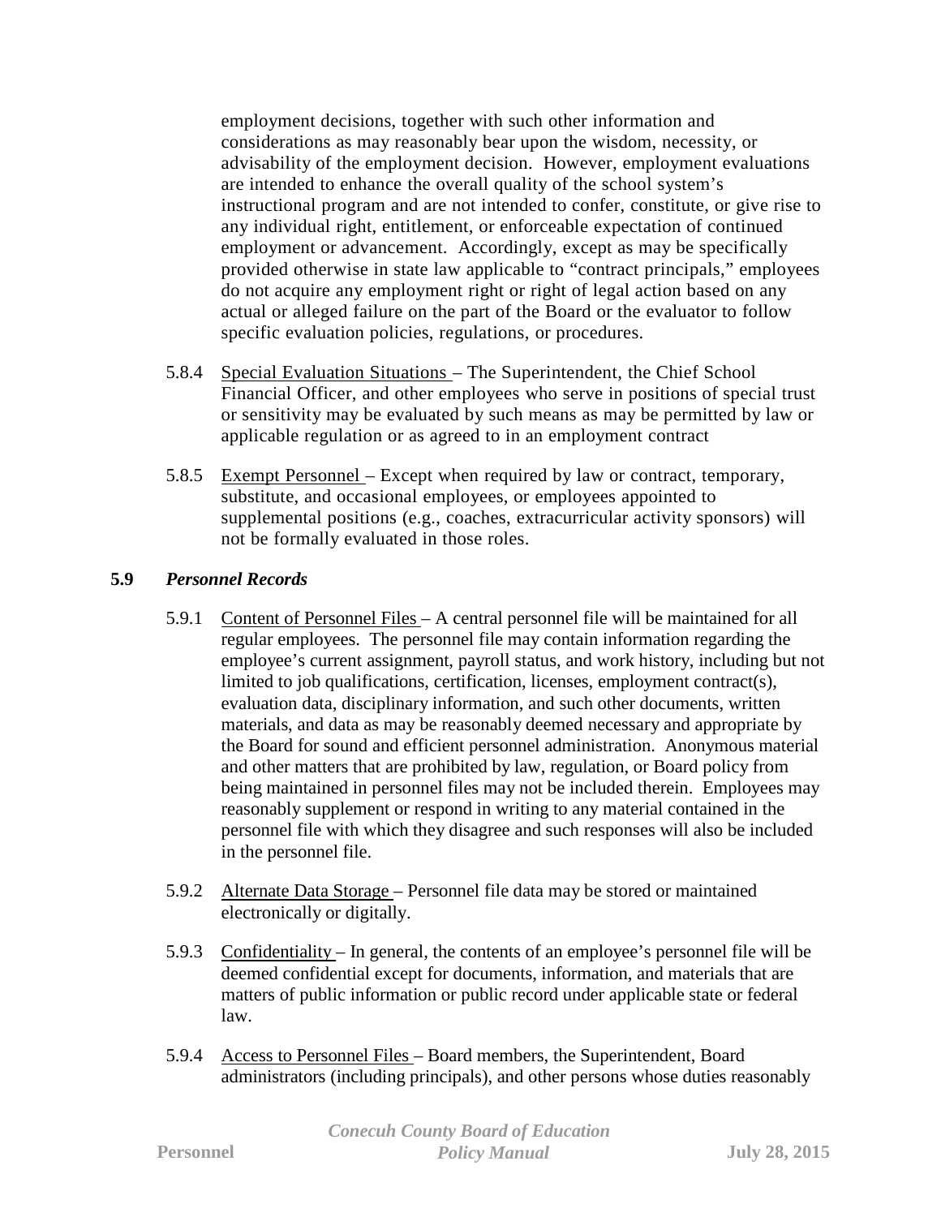employment decisions, together with such other information and considerations as may reasonably bear upon the wisdom, necessity, or advisability of the employment decision. However, employment evaluations are intended to enhance the overall quality of the school system's instructional program and are not intended to confer, constitute, or give rise to any individual right, entitlement, or enforceable expectation of continued employment or advancement. Accordingly, except as may be specifically provided otherwise in state law applicable to "contract principals," employees do not acquire any employment right or right of legal action based on any actual or alleged failure on the part of the Board or the evaluator to follow specific evaluation policies, regulations, or procedures.

5.8.4 Special Evaluation Situations – The Superintendent, the Chief School Financial Officer, and other employees who serve in positions of special trust or sensitivity may be evaluated by such means as may be permitted by law or applicable regulation or as agreed to in an employment contract

5.8.5 Exempt Personnel – Except when required by law or contract, temporary, substitute, and occasional employees, or employees appointed to supplemental positions (e.g., coaches, extracurricular activity sponsors) will not be formally evaluated in those roles.

### 5.9 *Personnel Records*

5.9.1 Content of Personnel Files – A central personnel file will be maintained for all regular employees. The personnel file may contain information regarding the employee's current assignment, payroll status, and work history, including but not limited to job qualifications, certification, licenses, employment contract(s), evaluation data, disciplinary information, and such other documents, written materials, and data as may be reasonably deemed necessary and appropriate by the Board for sound and efficient personnel administration. Anonymous material and other matters that are prohibited by law, regulation, or Board policy from being maintained in personnel files may not be included therein. Employees may reasonably supplement or respond in writing to any material contained in the personnel file with which they disagree and such responses will also be included in the personnel file.

5.9.2 Alternate Data Storage – Personnel file data may be stored or maintained electronically or digitally.

5.9.3 Confidentiality – In general, the contents of an employee's personnel file will be deemed confidential except for documents, information, and materials that are matters of public information or public record under applicable state or federal law.

5.9.4 Access to Personnel Files – Board members, the Superintendent, Board administrators (including principals), and other persons whose duties reasonably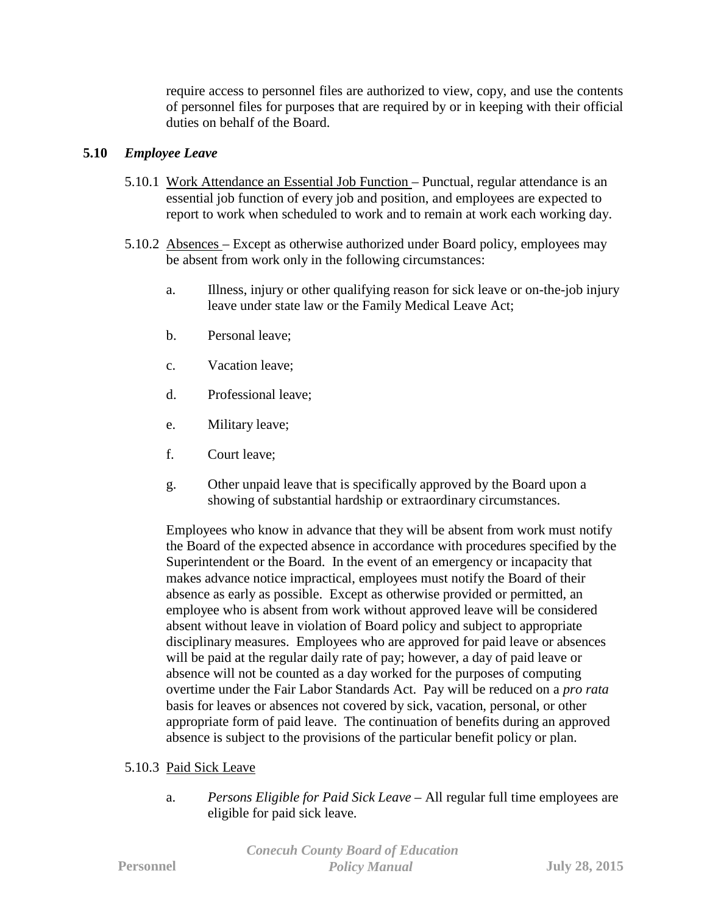require access to personnel files are authorized to view, copy, and use the contents of personnel files for purposes that are required by or in keeping with their official duties on behalf of the Board.

## 5.10 *Employee Leave*

5.10.1 Work Attendance an Essential Job Function – Punctual, regular attendance is an essential job function of every job and position, and employees are expected to report to work when scheduled to work and to remain at work each working day.

5.10.2 Absences – Except as otherwise authorized under Board policy, employees may be absent from work only in the following circumstances:

a. Illness, injury or other qualifying reason for sick leave or on-the-job injury leave under state law or the Family Medical Leave Act;

b. Personal leave;

c. Vacation leave;

d. Professional leave;

e. Military leave;

f. Court leave;

g. Other unpaid leave that is specifically approved by the Board upon a showing of substantial hardship or extraordinary circumstances.

Employees who know in advance that they will be absent from work must notify the Board of the expected absence in accordance with procedures specified by the Superintendent or the Board. In the event of an emergency or incapacity that makes advance notice impractical, employees must notify the Board of their absence as early as possible. Except as otherwise provided or permitted, an employee who is absent from work without approved leave will be considered absent without leave in violation of Board policy and subject to appropriate disciplinary measures. Employees who are approved for paid leave or absences will be paid at the regular daily rate of pay; however, a day of paid leave or absence will not be counted as a day worked for the purposes of computing overtime under the Fair Labor Standards Act. Pay will be reduced on a *pro rata* basis for leaves or absences not covered by sick, vacation, personal, or other appropriate form of paid leave. The continuation of benefits during an approved absence is subject to the provisions of the particular benefit policy or plan.

5.10.3 Paid Sick Leave

a. *Persons Eligible for Paid Sick Leave* – All regular full time employees are eligible for paid sick leave.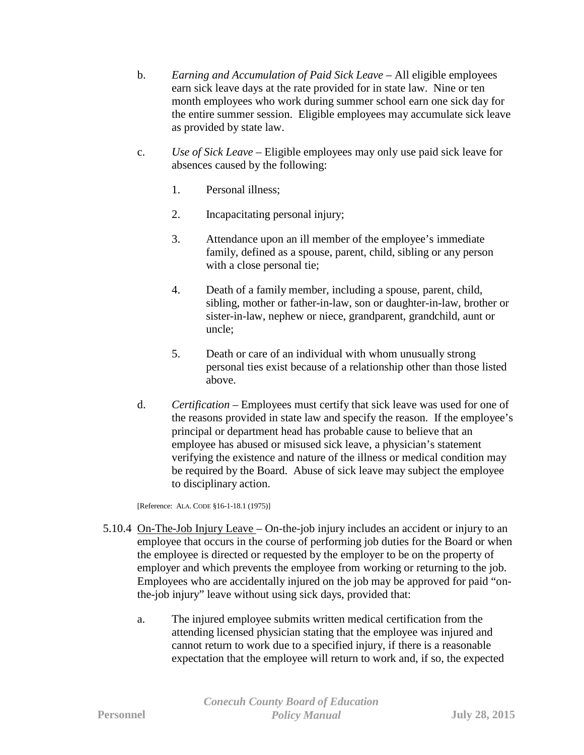b. *Earning and Accumulation of Paid Sick Leave* – All eligible employees earn sick leave days at the rate provided for in state law. Nine or ten month employees who work during summer school earn one sick day for the entire summer session. Eligible employees may accumulate sick leave as provided by state law.

c. *Use of Sick Leave* – Eligible employees may only use paid sick leave for absences caused by the following:

   1. Personal illness;

   2. Incapacitating personal injury;

   3. Attendance upon an ill member of the employee's immediate family, defined as a spouse, parent, child, sibling or any person with a close personal tie;

   4. Death of a family member, including a spouse, parent, child, sibling, mother or father-in-law, son or daughter-in-law, brother or sister-in-law, nephew or niece, grandparent, grandchild, aunt or uncle;

   5. Death or care of an individual with whom unusually strong personal ties exist because of a relationship other than those listed above.

d. *Certification* – Employees must certify that sick leave was used for one of the reasons provided in state law and specify the reason. If the employee's principal or department head has probable cause to believe that an employee has abused or misused sick leave, a physician's statement verifying the existence and nature of the illness or medical condition may be required by the Board. Abuse of sick leave may subject the employee to disciplinary action.

[Reference: ALA. CODE §16-1-18.1 (1975)]

5.10.4 <u>On-The-Job Injury Leave</u> – On-the-job injury includes an accident or injury to an employee that occurs in the course of performing job duties for the Board or when the employee is directed or requested by the employer to be on the property of employer and which prevents the employee from working or returning to the job. Employees who are accidentally injured on the job may be approved for paid "on-the-job injury" leave without using sick days, provided that:

a. The injured employee submits written medical certification from the attending licensed physician stating that the employee was injured and cannot return to work due to a specified injury, if there is a reasonable expectation that the employee will return to work and, if so, the expected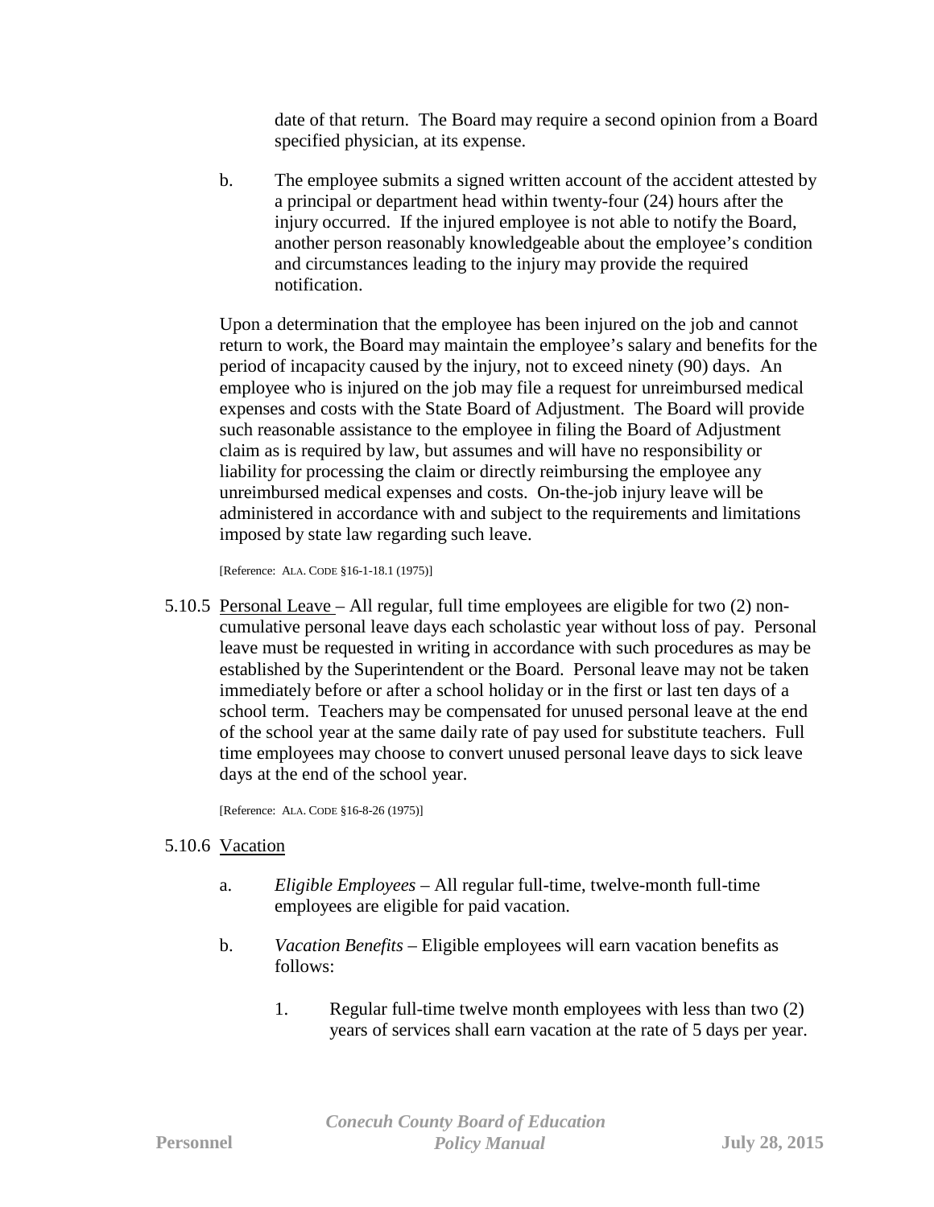date of that return. The Board may require a second opinion from a Board specified physician, at its expense.

b. The employee submits a signed written account of the accident attested by a principal or department head within twenty-four (24) hours after the injury occurred. If the injured employee is not able to notify the Board, another person reasonably knowledgeable about the employee's condition and circumstances leading to the injury may provide the required notification.

Upon a determination that the employee has been injured on the job and cannot return to work, the Board may maintain the employee's salary and benefits for the period of incapacity caused by the injury, not to exceed ninety (90) days. An employee who is injured on the job may file a request for unreimbursed medical expenses and costs with the State Board of Adjustment. The Board will provide such reasonable assistance to the employee in filing the Board of Adjustment claim as is required by law, but assumes and will have no responsibility or liability for processing the claim or directly reimbursing the employee any unreimbursed medical expenses and costs. On-the-job injury leave will be administered in accordance with and subject to the requirements and limitations imposed by state law regarding such leave.

[Reference: ALA. CODE §16-1-18.1 (1975)]

5.10.5 Personal Leave – All regular, full time employees are eligible for two (2) non-cumulative personal leave days each scholastic year without loss of pay. Personal leave must be requested in writing in accordance with such procedures as may be established by the Superintendent or the Board. Personal leave may not be taken immediately before or after a school holiday or in the first or last ten days of a school term. Teachers may be compensated for unused personal leave at the end of the school year at the same daily rate of pay used for substitute teachers. Full time employees may choose to convert unused personal leave days to sick leave days at the end of the school year.

[Reference: ALA. CODE §16-8-26 (1975)]

5.10.6 Vacation

a. *Eligible Employees* – All regular full-time, twelve-month full-time employees are eligible for paid vacation.

b. *Vacation Benefits* – Eligible employees will earn vacation benefits as follows:

1. Regular full-time twelve month employees with less than two (2) years of services shall earn vacation at the rate of 5 days per year.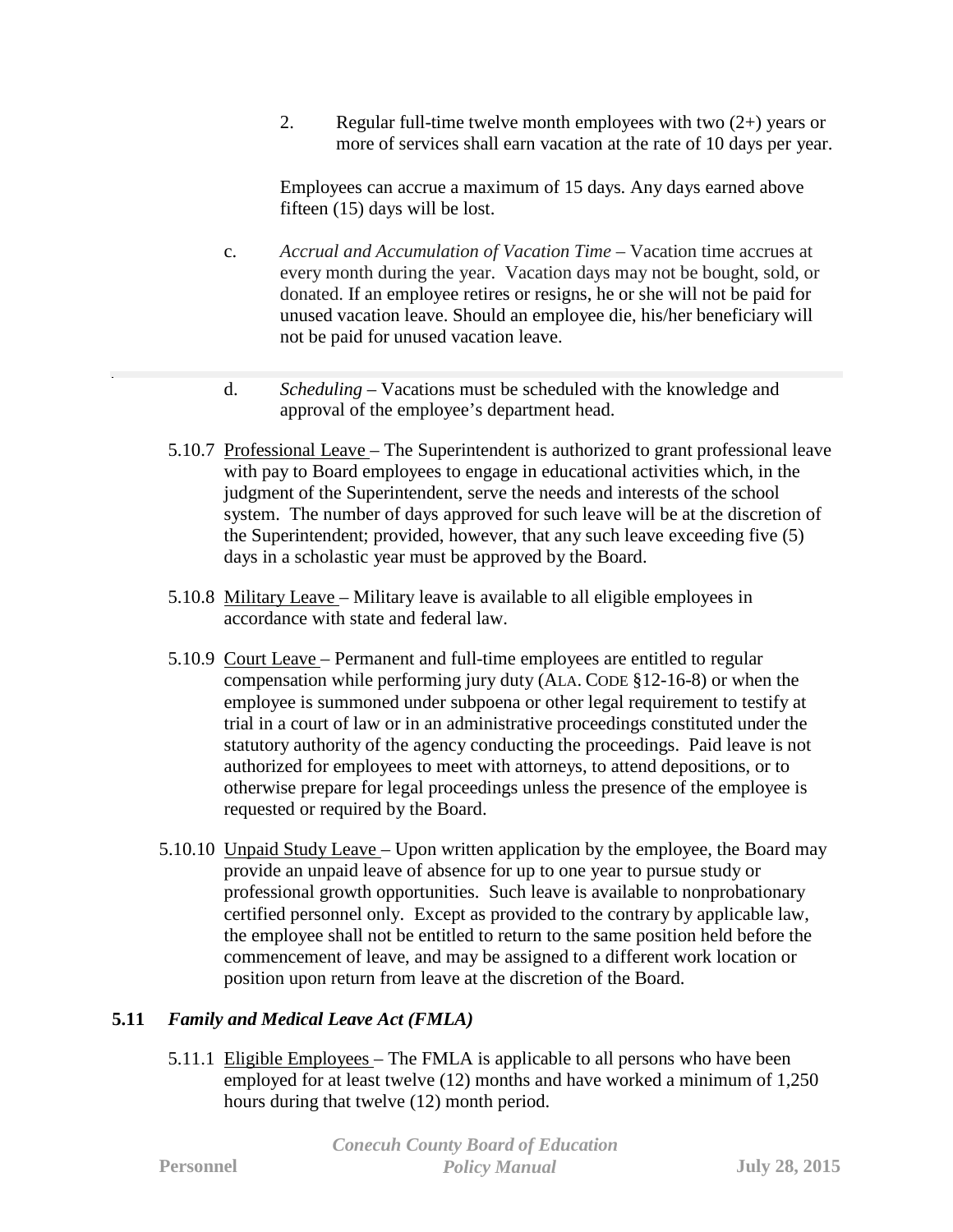2. Regular full-time twelve month employees with two (2+) years or more of services shall earn vacation at the rate of 10 days per year.

Employees can accrue a maximum of 15 days. Any days earned above fifteen (15) days will be lost.

c. *Accrual and Accumulation of Vacation Time* – Vacation time accrues at every month during the year. Vacation days may not be bought, sold, or donated. If an employee retires or resigns, he or she will not be paid for unused vacation leave. Should an employee die, his/her beneficiary will not be paid for unused vacation leave.

d. *Scheduling* – Vacations must be scheduled with the knowledge and approval of the employee's department head.

5.10.7 Professional Leave – The Superintendent is authorized to grant professional leave with pay to Board employees to engage in educational activities which, in the judgment of the Superintendent, serve the needs and interests of the school system. The number of days approved for such leave will be at the discretion of the Superintendent; provided, however, that any such leave exceeding five (5) days in a scholastic year must be approved by the Board.

5.10.8 Military Leave – Military leave is available to all eligible employees in accordance with state and federal law.

5.10.9 Court Leave – Permanent and full-time employees are entitled to regular compensation while performing jury duty (ALA. CODE §12-16-8) or when the employee is summoned under subpoena or other legal requirement to testify at trial in a court of law or in an administrative proceedings constituted under the statutory authority of the agency conducting the proceedings. Paid leave is not authorized for employees to meet with attorneys, to attend depositions, or to otherwise prepare for legal proceedings unless the presence of the employee is requested or required by the Board.

5.10.10 Unpaid Study Leave – Upon written application by the employee, the Board may provide an unpaid leave of absence for up to one year to pursue study or professional growth opportunities. Such leave is available to nonprobationary certified personnel only. Except as provided to the contrary by applicable law, the employee shall not be entitled to return to the same position held before the commencement of leave, and may be assigned to a different work location or position upon return from leave at the discretion of the Board.

### 5.11 *Family and Medical Leave Act (FMLA)*

5.11.1 Eligible Employees – The FMLA is applicable to all persons who have been employed for at least twelve (12) months and have worked a minimum of 1,250 hours during that twelve (12) month period.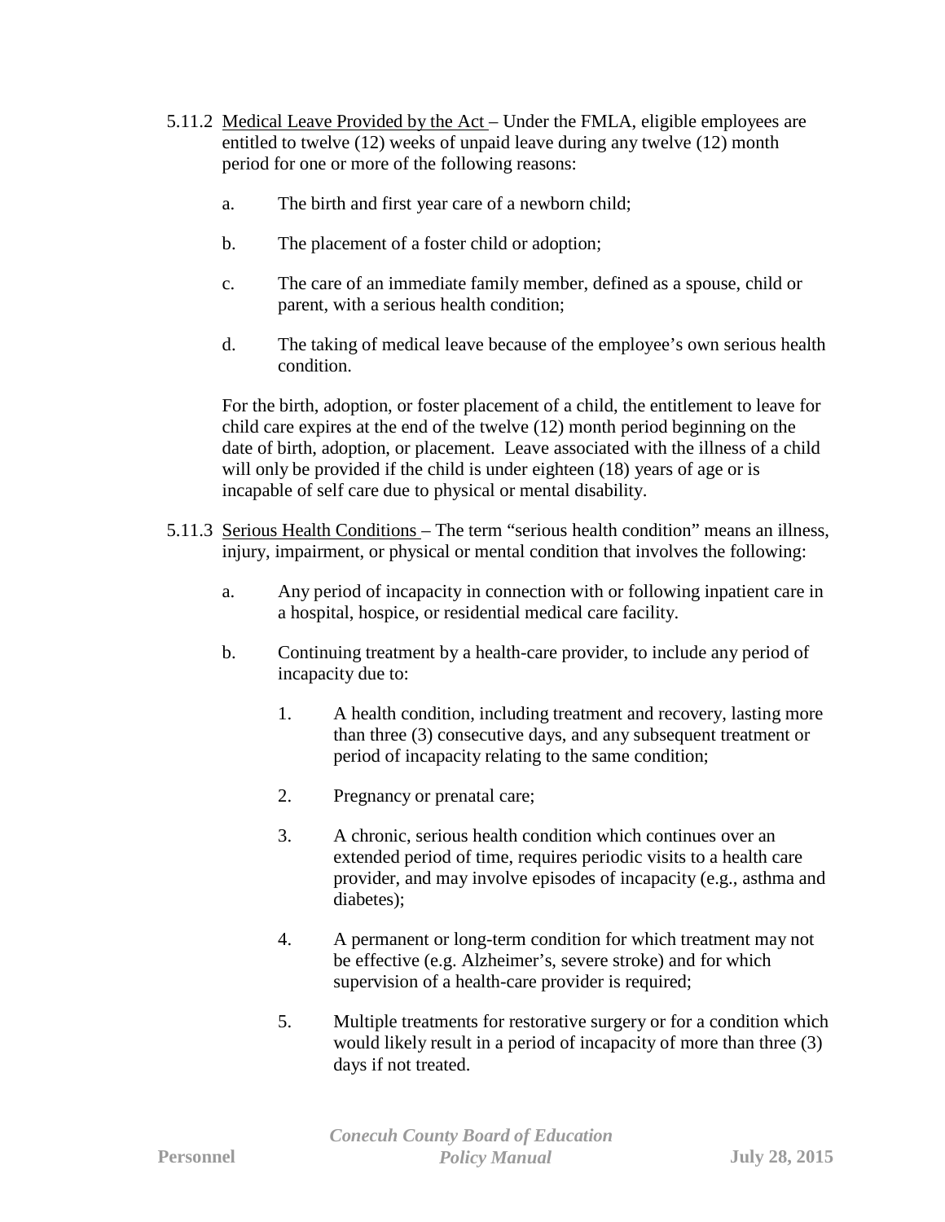5.11.2 <u>Medical Leave Provided by the Act</u> – Under the FMLA, eligible employees are entitled to twelve (12) weeks of unpaid leave during any twelve (12) month period for one or more of the following reasons:

a. The birth and first year care of a newborn child;

b. The placement of a foster child or adoption;

c. The care of an immediate family member, defined as a spouse, child or parent, with a serious health condition;

d. The taking of medical leave because of the employee's own serious health condition.

For the birth, adoption, or foster placement of a child, the entitlement to leave for child care expires at the end of the twelve (12) month period beginning on the date of birth, adoption, or placement. Leave associated with the illness of a child will only be provided if the child is under eighteen (18) years of age or is incapable of self care due to physical or mental disability.

5.11.3 <u>Serious Health Conditions</u> – The term "serious health condition" means an illness, injury, impairment, or physical or mental condition that involves the following:

a. Any period of incapacity in connection with or following inpatient care in a hospital, hospice, or residential medical care facility.

b. Continuing treatment by a health-care provider, to include any period of incapacity due to:

1. A health condition, including treatment and recovery, lasting more than three (3) consecutive days, and any subsequent treatment or period of incapacity relating to the same condition;

2. Pregnancy or prenatal care;

3. A chronic, serious health condition which continues over an extended period of time, requires periodic visits to a health care provider, and may involve episodes of incapacity (e.g., asthma and diabetes);

4. A permanent or long-term condition for which treatment may not be effective (e.g. Alzheimer's, severe stroke) and for which supervision of a health-care provider is required;

5. Multiple treatments for restorative surgery or for a condition which would likely result in a period of incapacity of more than three (3) days if not treated.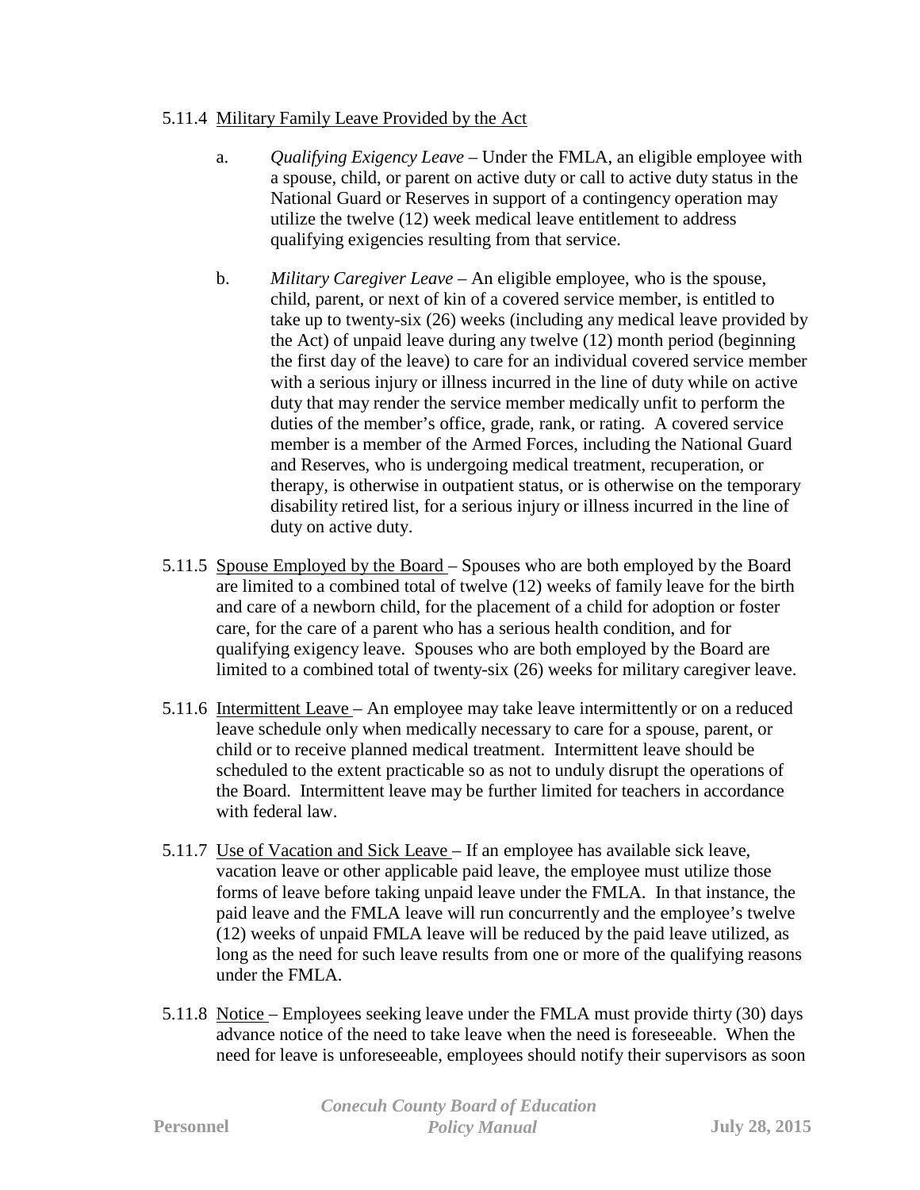5.11.4 Military Family Leave Provided by the Act

a. *Qualifying Exigency Leave* – Under the FMLA, an eligible employee with a spouse, child, or parent on active duty or call to active duty status in the National Guard or Reserves in support of a contingency operation may utilize the twelve (12) week medical leave entitlement to address qualifying exigencies resulting from that service.

b. *Military Caregiver Leave* – An eligible employee, who is the spouse, child, parent, or next of kin of a covered service member, is entitled to take up to twenty-six (26) weeks (including any medical leave provided by the Act) of unpaid leave during any twelve (12) month period (beginning the first day of the leave) to care for an individual covered service member with a serious injury or illness incurred in the line of duty while on active duty that may render the service member medically unfit to perform the duties of the member's office, grade, rank, or rating. A covered service member is a member of the Armed Forces, including the National Guard and Reserves, who is undergoing medical treatment, recuperation, or therapy, is otherwise in outpatient status, or is otherwise on the temporary disability retired list, for a serious injury or illness incurred in the line of duty on active duty.

5.11.5 Spouse Employed by the Board – Spouses who are both employed by the Board are limited to a combined total of twelve (12) weeks of family leave for the birth and care of a newborn child, for the placement of a child for adoption or foster care, for the care of a parent who has a serious health condition, and for qualifying exigency leave. Spouses who are both employed by the Board are limited to a combined total of twenty-six (26) weeks for military caregiver leave.

5.11.6 Intermittent Leave – An employee may take leave intermittently or on a reduced leave schedule only when medically necessary to care for a spouse, parent, or child or to receive planned medical treatment. Intermittent leave should be scheduled to the extent practicable so as not to unduly disrupt the operations of the Board. Intermittent leave may be further limited for teachers in accordance with federal law.

5.11.7 Use of Vacation and Sick Leave – If an employee has available sick leave, vacation leave or other applicable paid leave, the employee must utilize those forms of leave before taking unpaid leave under the FMLA. In that instance, the paid leave and the FMLA leave will run concurrently and the employee's twelve (12) weeks of unpaid FMLA leave will be reduced by the paid leave utilized, as long as the need for such leave results from one or more of the qualifying reasons under the FMLA.

5.11.8 Notice – Employees seeking leave under the FMLA must provide thirty (30) days advance notice of the need to take leave when the need is foreseeable. When the need for leave is unforeseeable, employees should notify their supervisors as soon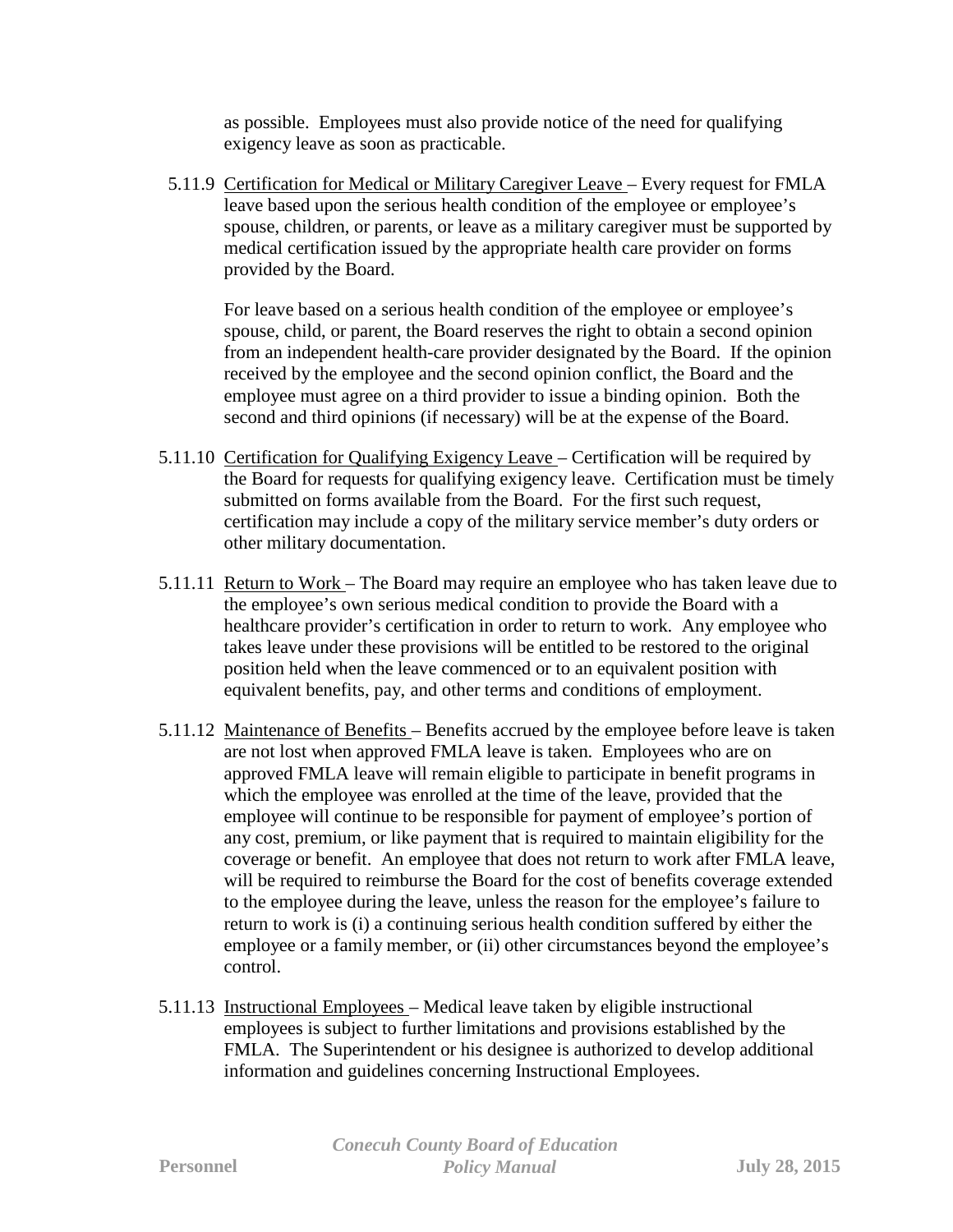as possible. Employees must also provide notice of the need for qualifying exigency leave as soon as practicable.

5.11.9 Certification for Medical or Military Caregiver Leave – Every request for FMLA leave based upon the serious health condition of the employee or employee's spouse, children, or parents, or leave as a military caregiver must be supported by medical certification issued by the appropriate health care provider on forms provided by the Board.

For leave based on a serious health condition of the employee or employee's spouse, child, or parent, the Board reserves the right to obtain a second opinion from an independent health-care provider designated by the Board. If the opinion received by the employee and the second opinion conflict, the Board and the employee must agree on a third provider to issue a binding opinion. Both the second and third opinions (if necessary) will be at the expense of the Board.

5.11.10 Certification for Qualifying Exigency Leave – Certification will be required by the Board for requests for qualifying exigency leave. Certification must be timely submitted on forms available from the Board. For the first such request, certification may include a copy of the military service member's duty orders or other military documentation.

5.11.11 Return to Work – The Board may require an employee who has taken leave due to the employee's own serious medical condition to provide the Board with a healthcare provider's certification in order to return to work. Any employee who takes leave under these provisions will be entitled to be restored to the original position held when the leave commenced or to an equivalent position with equivalent benefits, pay, and other terms and conditions of employment.

5.11.12 Maintenance of Benefits – Benefits accrued by the employee before leave is taken are not lost when approved FMLA leave is taken. Employees who are on approved FMLA leave will remain eligible to participate in benefit programs in which the employee was enrolled at the time of the leave, provided that the employee will continue to be responsible for payment of employee's portion of any cost, premium, or like payment that is required to maintain eligibility for the coverage or benefit. An employee that does not return to work after FMLA leave, will be required to reimburse the Board for the cost of benefits coverage extended to the employee during the leave, unless the reason for the employee's failure to return to work is (i) a continuing serious health condition suffered by either the employee or a family member, or (ii) other circumstances beyond the employee's control.

5.11.13 Instructional Employees – Medical leave taken by eligible instructional employees is subject to further limitations and provisions established by the FMLA. The Superintendent or his designee is authorized to develop additional information and guidelines concerning Instructional Employees.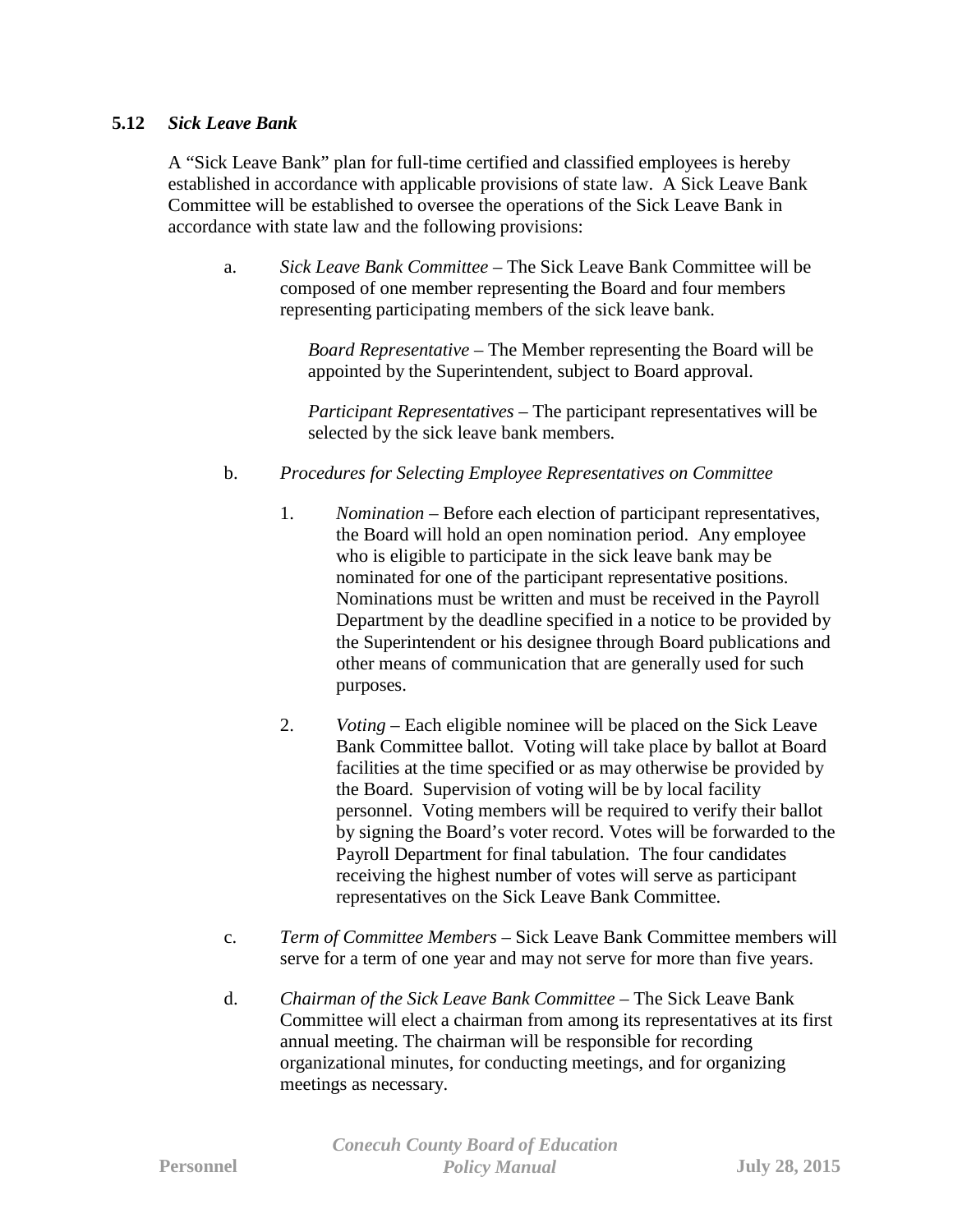**5.12** ***Sick Leave Bank***

A "Sick Leave Bank" plan for full-time certified and classified employees is hereby established in accordance with applicable provisions of state law. A Sick Leave Bank Committee will be established to oversee the operations of the Sick Leave Bank in accordance with state law and the following provisions:

a. *Sick Leave Bank Committee* – The Sick Leave Bank Committee will be composed of one member representing the Board and four members representing participating members of the sick leave bank.

   *Board Representative* – The Member representing the Board will be appointed by the Superintendent, subject to Board approval.

   *Participant Representatives* – The participant representatives will be selected by the sick leave bank members.

b. *Procedures for Selecting Employee Representatives on Committee*

   1. *Nomination* – Before each election of participant representatives, the Board will hold an open nomination period. Any employee who is eligible to participate in the sick leave bank may be nominated for one of the participant representative positions. Nominations must be written and must be received in the Payroll Department by the deadline specified in a notice to be provided by the Superintendent or his designee through Board publications and other means of communication that are generally used for such purposes.

   2. *Voting* – Each eligible nominee will be placed on the Sick Leave Bank Committee ballot. Voting will take place by ballot at Board facilities at the time specified or as may otherwise be provided by the Board. Supervision of voting will be by local facility personnel. Voting members will be required to verify their ballot by signing the Board's voter record. Votes will be forwarded to the Payroll Department for final tabulation. The four candidates receiving the highest number of votes will serve as participant representatives on the Sick Leave Bank Committee.

c. *Term of Committee Members* – Sick Leave Bank Committee members will serve for a term of one year and may not serve for more than five years.

d. *Chairman of the Sick Leave Bank Committee* – The Sick Leave Bank Committee will elect a chairman from among its representatives at its first annual meeting. The chairman will be responsible for recording organizational minutes, for conducting meetings, and for organizing meetings as necessary.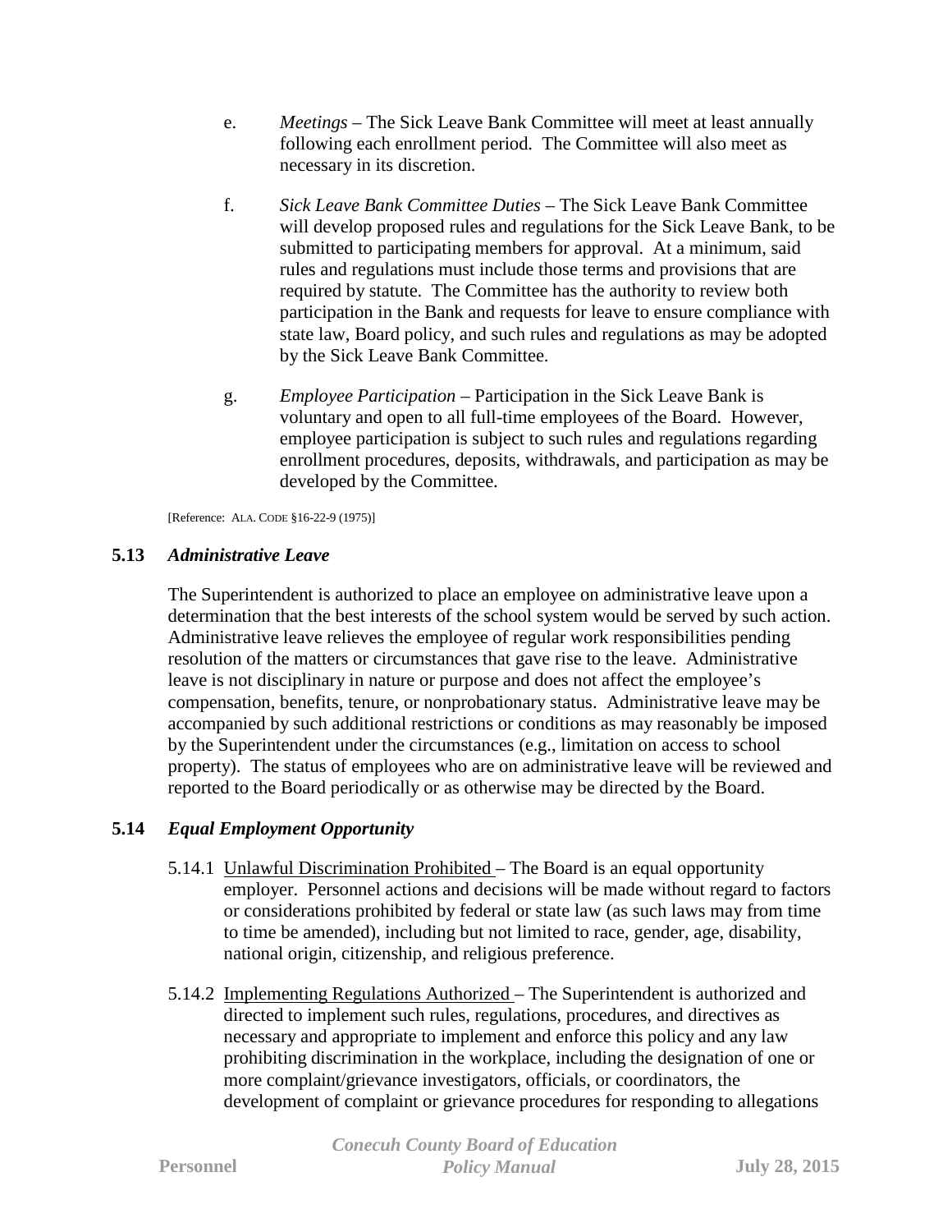e. *Meetings* – The Sick Leave Bank Committee will meet at least annually following each enrollment period. The Committee will also meet as necessary in its discretion.

f. *Sick Leave Bank Committee Duties* – The Sick Leave Bank Committee will develop proposed rules and regulations for the Sick Leave Bank, to be submitted to participating members for approval. At a minimum, said rules and regulations must include those terms and provisions that are required by statute. The Committee has the authority to review both participation in the Bank and requests for leave to ensure compliance with state law, Board policy, and such rules and regulations as may be adopted by the Sick Leave Bank Committee.

g. *Employee Participation* – Participation in the Sick Leave Bank is voluntary and open to all full-time employees of the Board. However, employee participation is subject to such rules and regulations regarding enrollment procedures, deposits, withdrawals, and participation as may be developed by the Committee.

[Reference: ALA. CODE §16-22-9 (1975)]

### 5.13 *Administrative Leave*

The Superintendent is authorized to place an employee on administrative leave upon a determination that the best interests of the school system would be served by such action. Administrative leave relieves the employee of regular work responsibilities pending resolution of the matters or circumstances that gave rise to the leave. Administrative leave is not disciplinary in nature or purpose and does not affect the employee's compensation, benefits, tenure, or nonprobationary status. Administrative leave may be accompanied by such additional restrictions or conditions as may reasonably be imposed by the Superintendent under the circumstances (e.g., limitation on access to school property). The status of employees who are on administrative leave will be reviewed and reported to the Board periodically or as otherwise may be directed by the Board.

### 5.14 *Equal Employment Opportunity*

5.14.1 Unlawful Discrimination Prohibited – The Board is an equal opportunity employer. Personnel actions and decisions will be made without regard to factors or considerations prohibited by federal or state law (as such laws may from time to time be amended), including but not limited to race, gender, age, disability, national origin, citizenship, and religious preference.

5.14.2 Implementing Regulations Authorized – The Superintendent is authorized and directed to implement such rules, regulations, procedures, and directives as necessary and appropriate to implement and enforce this policy and any law prohibiting discrimination in the workplace, including the designation of one or more complaint/grievance investigators, officials, or coordinators, the development of complaint or grievance procedures for responding to allegations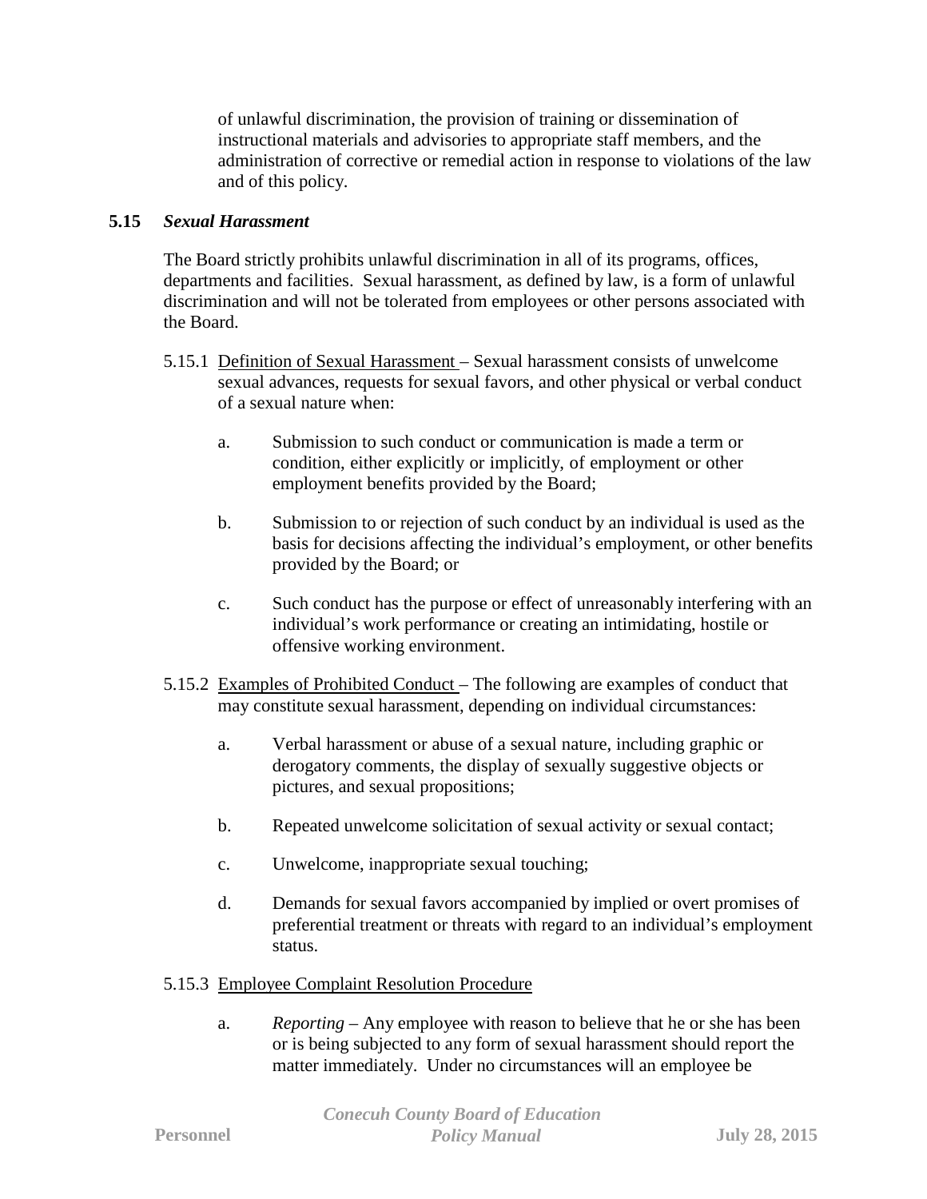of unlawful discrimination, the provision of training or dissemination of instructional materials and advisories to appropriate staff members, and the administration of corrective or remedial action in response to violations of the law and of this policy.

### 5.15 *Sexual Harassment*

The Board strictly prohibits unlawful discrimination in all of its programs, offices, departments and facilities. Sexual harassment, as defined by law, is a form of unlawful discrimination and will not be tolerated from employees or other persons associated with the Board.

5.15.1 Definition of Sexual Harassment – Sexual harassment consists of unwelcome sexual advances, requests for sexual favors, and other physical or verbal conduct of a sexual nature when:

a. Submission to such conduct or communication is made a term or condition, either explicitly or implicitly, of employment or other employment benefits provided by the Board;

b. Submission to or rejection of such conduct by an individual is used as the basis for decisions affecting the individual's employment, or other benefits provided by the Board; or

c. Such conduct has the purpose or effect of unreasonably interfering with an individual's work performance or creating an intimidating, hostile or offensive working environment.

5.15.2 Examples of Prohibited Conduct – The following are examples of conduct that may constitute sexual harassment, depending on individual circumstances:

a. Verbal harassment or abuse of a sexual nature, including graphic or derogatory comments, the display of sexually suggestive objects or pictures, and sexual propositions;

b. Repeated unwelcome solicitation of sexual activity or sexual contact;

c. Unwelcome, inappropriate sexual touching;

d. Demands for sexual favors accompanied by implied or overt promises of preferential treatment or threats with regard to an individual's employment status.

5.15.3 Employee Complaint Resolution Procedure

a. *Reporting* – Any employee with reason to believe that he or she has been or is being subjected to any form of sexual harassment should report the matter immediately. Under no circumstances will an employee be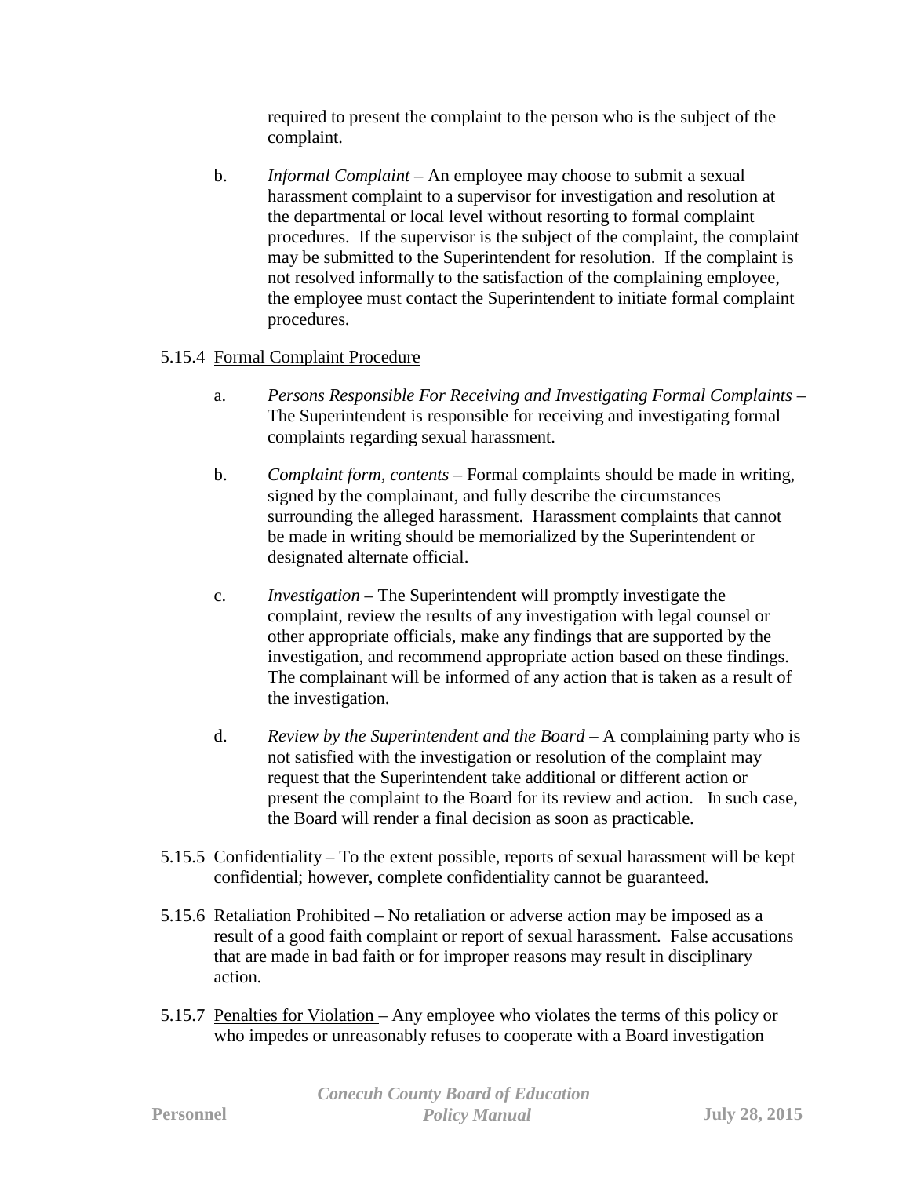required to present the complaint to the person who is the subject of the complaint.

b. *Informal Complaint* – An employee may choose to submit a sexual harassment complaint to a supervisor for investigation and resolution at the departmental or local level without resorting to formal complaint procedures. If the supervisor is the subject of the complaint, the complaint may be submitted to the Superintendent for resolution. If the complaint is not resolved informally to the satisfaction of the complaining employee, the employee must contact the Superintendent to initiate formal complaint procedures.

5.15.4 Formal Complaint Procedure

a. *Persons Responsible For Receiving and Investigating Formal Complaints* – The Superintendent is responsible for receiving and investigating formal complaints regarding sexual harassment.

b. *Complaint form, contents* – Formal complaints should be made in writing, signed by the complainant, and fully describe the circumstances surrounding the alleged harassment. Harassment complaints that cannot be made in writing should be memorialized by the Superintendent or designated alternate official.

c. *Investigation* – The Superintendent will promptly investigate the complaint, review the results of any investigation with legal counsel or other appropriate officials, make any findings that are supported by the investigation, and recommend appropriate action based on these findings. The complainant will be informed of any action that is taken as a result of the investigation.

d. *Review by the Superintendent and the Board* – A complaining party who is not satisfied with the investigation or resolution of the complaint may request that the Superintendent take additional or different action or present the complaint to the Board for its review and action. In such case, the Board will render a final decision as soon as practicable.

5.15.5 Confidentiality – To the extent possible, reports of sexual harassment will be kept confidential; however, complete confidentiality cannot be guaranteed.

5.15.6 Retaliation Prohibited – No retaliation or adverse action may be imposed as a result of a good faith complaint or report of sexual harassment. False accusations that are made in bad faith or for improper reasons may result in disciplinary action.

5.15.7 Penalties for Violation – Any employee who violates the terms of this policy or who impedes or unreasonably refuses to cooperate with a Board investigation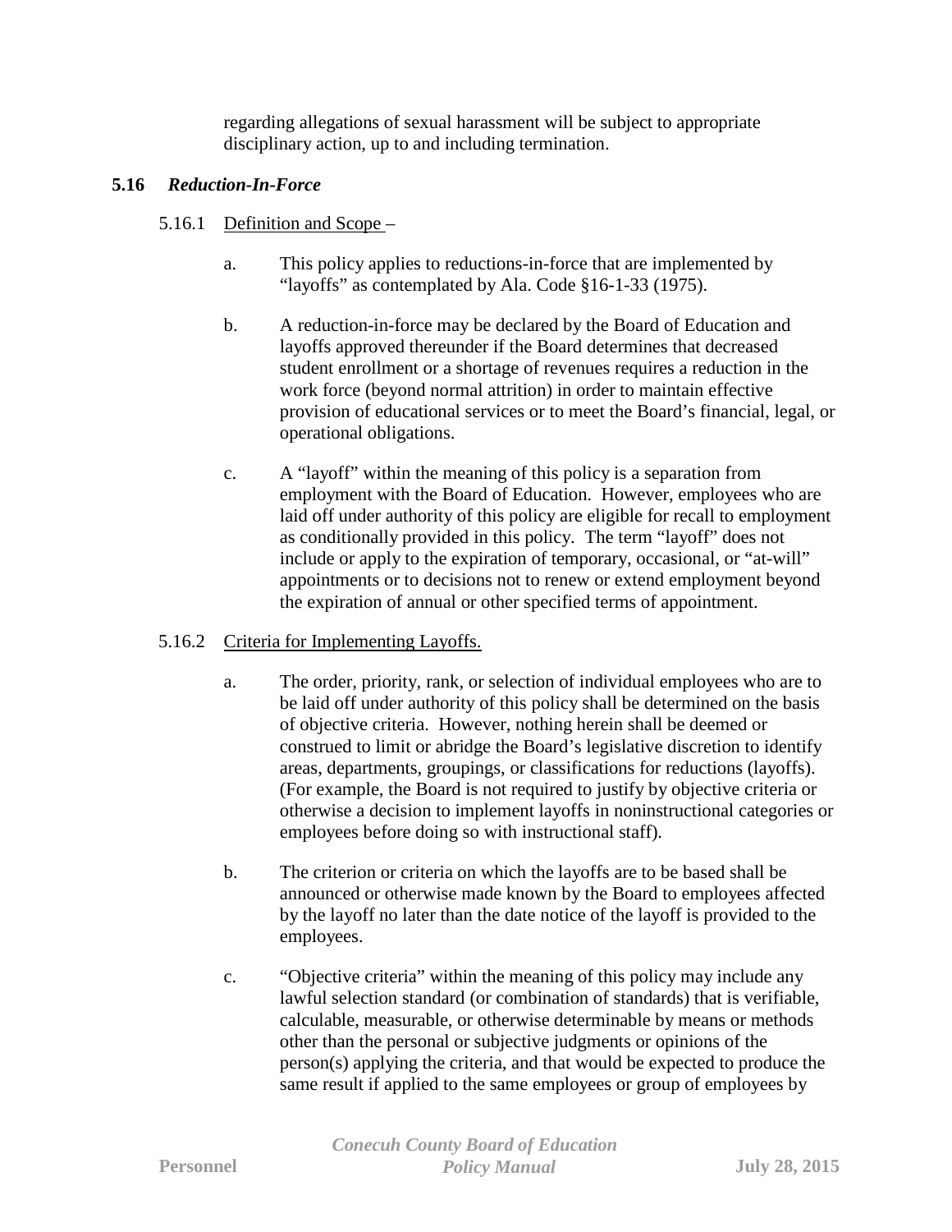regarding allegations of sexual harassment will be subject to appropriate disciplinary action, up to and including termination.

## 5.16 *Reduction-In-Force*

### 5.16.1 Definition and Scope –

a. This policy applies to reductions-in-force that are implemented by "layoffs" as contemplated by Ala. Code §16-1-33 (1975).

b. A reduction-in-force may be declared by the Board of Education and layoffs approved thereunder if the Board determines that decreased student enrollment or a shortage of revenues requires a reduction in the work force (beyond normal attrition) in order to maintain effective provision of educational services or to meet the Board's financial, legal, or operational obligations.

c. A "layoff" within the meaning of this policy is a separation from employment with the Board of Education. However, employees who are laid off under authority of this policy are eligible for recall to employment as conditionally provided in this policy. The term "layoff" does not include or apply to the expiration of temporary, occasional, or "at-will" appointments or to decisions not to renew or extend employment beyond the expiration of annual or other specified terms of appointment.

### 5.16.2 Criteria for Implementing Layoffs.

a. The order, priority, rank, or selection of individual employees who are to be laid off under authority of this policy shall be determined on the basis of objective criteria. However, nothing herein shall be deemed or construed to limit or abridge the Board's legislative discretion to identify areas, departments, groupings, or classifications for reductions (layoffs). (For example, the Board is not required to justify by objective criteria or otherwise a decision to implement layoffs in noninstructional categories or employees before doing so with instructional staff).

b. The criterion or criteria on which the layoffs are to be based shall be announced or otherwise made known by the Board to employees affected by the layoff no later than the date notice of the layoff is provided to the employees.

c. "Objective criteria" within the meaning of this policy may include any lawful selection standard (or combination of standards) that is verifiable, calculable, measurable, or otherwise determinable by means or methods other than the personal or subjective judgments or opinions of the person(s) applying the criteria, and that would be expected to produce the same result if applied to the same employees or group of employees by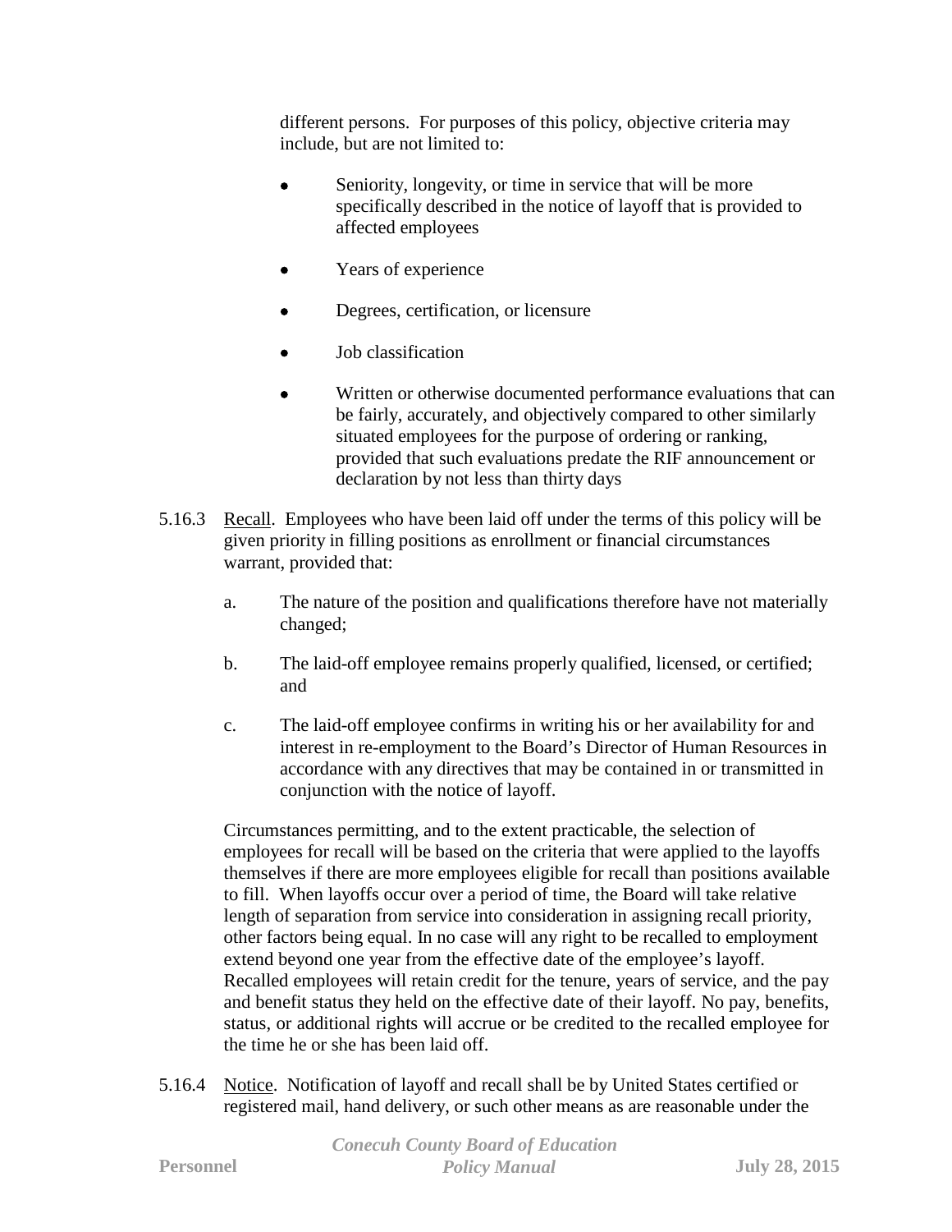different persons. For purposes of this policy, objective criteria may include, but are not limited to:

- Seniority, longevity, or time in service that will be more specifically described in the notice of layoff that is provided to affected employees
- Years of experience
- Degrees, certification, or licensure
- Job classification
- Written or otherwise documented performance evaluations that can be fairly, accurately, and objectively compared to other similarly situated employees for the purpose of ordering or ranking, provided that such evaluations predate the RIF announcement or declaration by not less than thirty days

5.16.3 Recall. Employees who have been laid off under the terms of this policy will be given priority in filling positions as enrollment or financial circumstances warrant, provided that:

a. The nature of the position and qualifications therefore have not materially changed;

b. The laid-off employee remains properly qualified, licensed, or certified; and

c. The laid-off employee confirms in writing his or her availability for and interest in re-employment to the Board's Director of Human Resources in accordance with any directives that may be contained in or transmitted in conjunction with the notice of layoff.

Circumstances permitting, and to the extent practicable, the selection of employees for recall will be based on the criteria that were applied to the layoffs themselves if there are more employees eligible for recall than positions available to fill. When layoffs occur over a period of time, the Board will take relative length of separation from service into consideration in assigning recall priority, other factors being equal. In no case will any right to be recalled to employment extend beyond one year from the effective date of the employee's layoff. Recalled employees will retain credit for the tenure, years of service, and the pay and benefit status they held on the effective date of their layoff. No pay, benefits, status, or additional rights will accrue or be credited to the recalled employee for the time he or she has been laid off.

5.16.4 Notice. Notification of layoff and recall shall be by United States certified or registered mail, hand delivery, or such other means as are reasonable under the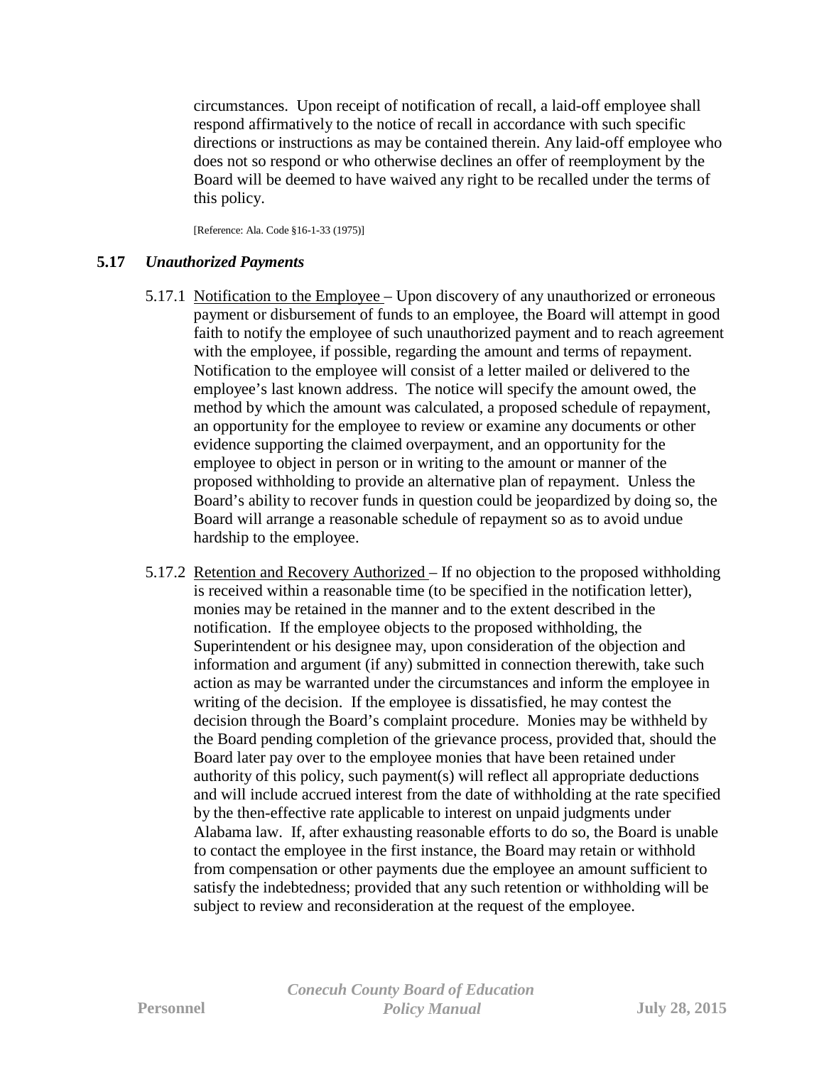circumstances. Upon receipt of notification of recall, a laid-off employee shall respond affirmatively to the notice of recall in accordance with such specific directions or instructions as may be contained therein. Any laid-off employee who does not so respond or who otherwise declines an offer of reemployment by the Board will be deemed to have waived any right to be recalled under the terms of this policy.

[Reference: Ala. Code §16-1-33 (1975)]

### 5.17 *Unauthorized Payments*

5.17.1 Notification to the Employee – Upon discovery of any unauthorized or erroneous payment or disbursement of funds to an employee, the Board will attempt in good faith to notify the employee of such unauthorized payment and to reach agreement with the employee, if possible, regarding the amount and terms of repayment. Notification to the employee will consist of a letter mailed or delivered to the employee's last known address. The notice will specify the amount owed, the method by which the amount was calculated, a proposed schedule of repayment, an opportunity for the employee to review or examine any documents or other evidence supporting the claimed overpayment, and an opportunity for the employee to object in person or in writing to the amount or manner of the proposed withholding to provide an alternative plan of repayment. Unless the Board's ability to recover funds in question could be jeopardized by doing so, the Board will arrange a reasonable schedule of repayment so as to avoid undue hardship to the employee.

5.17.2 Retention and Recovery Authorized – If no objection to the proposed withholding is received within a reasonable time (to be specified in the notification letter), monies may be retained in the manner and to the extent described in the notification. If the employee objects to the proposed withholding, the Superintendent or his designee may, upon consideration of the objection and information and argument (if any) submitted in connection therewith, take such action as may be warranted under the circumstances and inform the employee in writing of the decision. If the employee is dissatisfied, he may contest the decision through the Board's complaint procedure. Monies may be withheld by the Board pending completion of the grievance process, provided that, should the Board later pay over to the employee monies that have been retained under authority of this policy, such payment(s) will reflect all appropriate deductions and will include accrued interest from the date of withholding at the rate specified by the then-effective rate applicable to interest on unpaid judgments under Alabama law. If, after exhausting reasonable efforts to do so, the Board is unable to contact the employee in the first instance, the Board may retain or withhold from compensation or other payments due the employee an amount sufficient to satisfy the indebtedness; provided that any such retention or withholding will be subject to review and reconsideration at the request of the employee.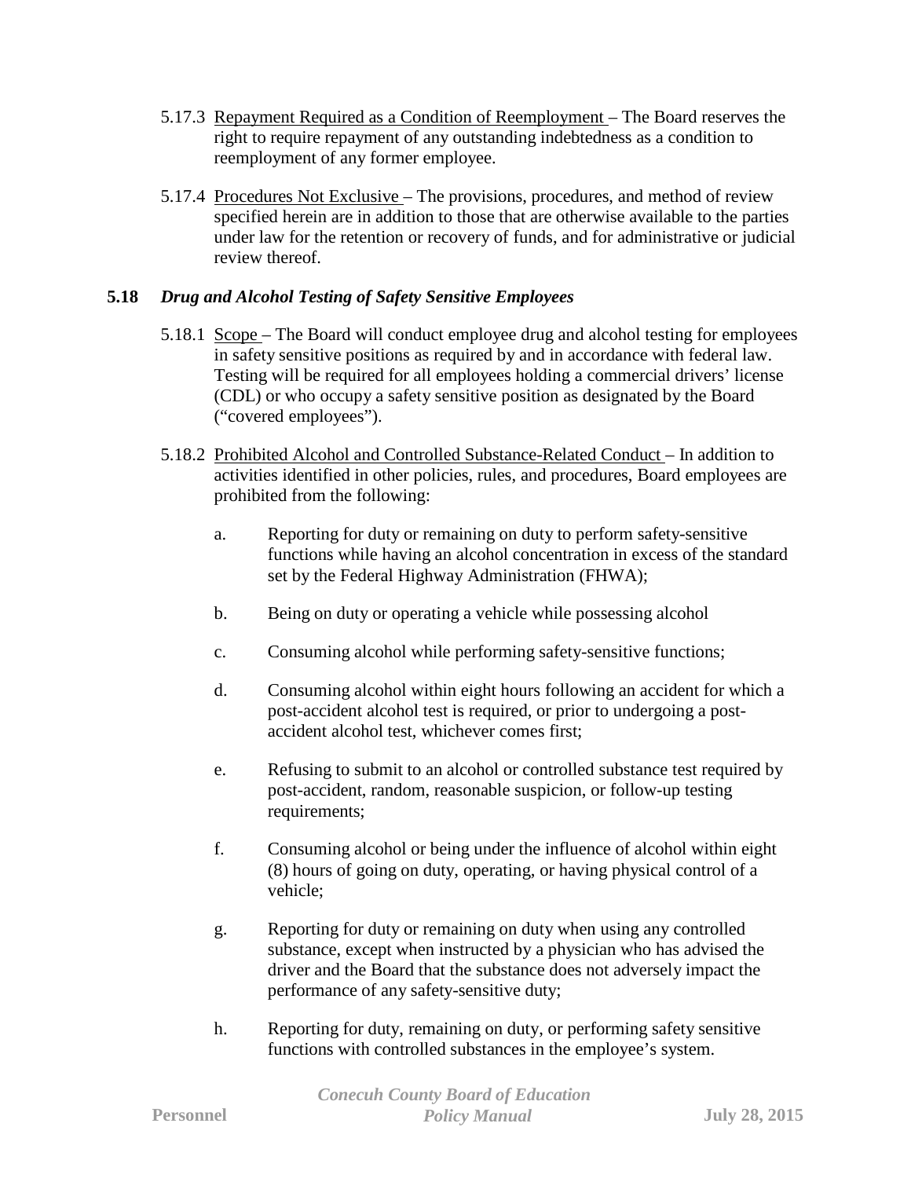5.17.3 Repayment Required as a Condition of Reemployment – The Board reserves the right to require repayment of any outstanding indebtedness as a condition to reemployment of any former employee.

5.17.4 Procedures Not Exclusive – The provisions, procedures, and method of review specified herein are in addition to those that are otherwise available to the parties under law for the retention or recovery of funds, and for administrative or judicial review thereof.

### 5.18 *Drug and Alcohol Testing of Safety Sensitive Employees*

5.18.1 Scope – The Board will conduct employee drug and alcohol testing for employees in safety sensitive positions as required by and in accordance with federal law. Testing will be required for all employees holding a commercial drivers' license (CDL) or who occupy a safety sensitive position as designated by the Board ("covered employees").

5.18.2 Prohibited Alcohol and Controlled Substance-Related Conduct – In addition to activities identified in other policies, rules, and procedures, Board employees are prohibited from the following:

a. Reporting for duty or remaining on duty to perform safety-sensitive functions while having an alcohol concentration in excess of the standard set by the Federal Highway Administration (FHWA);

b. Being on duty or operating a vehicle while possessing alcohol

c. Consuming alcohol while performing safety-sensitive functions;

d. Consuming alcohol within eight hours following an accident for which a post-accident alcohol test is required, or prior to undergoing a post-accident alcohol test, whichever comes first;

e. Refusing to submit to an alcohol or controlled substance test required by post-accident, random, reasonable suspicion, or follow-up testing requirements;

f. Consuming alcohol or being under the influence of alcohol within eight (8) hours of going on duty, operating, or having physical control of a vehicle;

g. Reporting for duty or remaining on duty when using any controlled substance, except when instructed by a physician who has advised the driver and the Board that the substance does not adversely impact the performance of any safety-sensitive duty;

h. Reporting for duty, remaining on duty, or performing safety sensitive functions with controlled substances in the employee's system.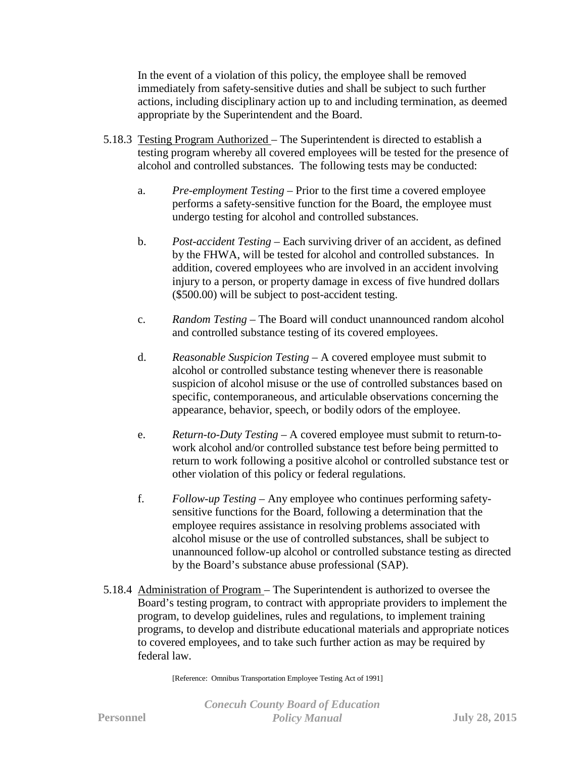In the event of a violation of this policy, the employee shall be removed immediately from safety-sensitive duties and shall be subject to such further actions, including disciplinary action up to and including termination, as deemed appropriate by the Superintendent and the Board.

5.18.3 Testing Program Authorized – The Superintendent is directed to establish a testing program whereby all covered employees will be tested for the presence of alcohol and controlled substances. The following tests may be conducted:

a. *Pre-employment Testing* – Prior to the first time a covered employee performs a safety-sensitive function for the Board, the employee must undergo testing for alcohol and controlled substances.

b. *Post-accident Testing* – Each surviving driver of an accident, as defined by the FHWA, will be tested for alcohol and controlled substances. In addition, covered employees who are involved in an accident involving injury to a person, or property damage in excess of five hundred dollars ($500.00) will be subject to post-accident testing.

c. *Random Testing* – The Board will conduct unannounced random alcohol and controlled substance testing of its covered employees.

d. *Reasonable Suspicion Testing* – A covered employee must submit to alcohol or controlled substance testing whenever there is reasonable suspicion of alcohol misuse or the use of controlled substances based on specific, contemporaneous, and articulable observations concerning the appearance, behavior, speech, or bodily odors of the employee.

e. *Return-to-Duty Testing* – A covered employee must submit to return-to-work alcohol and/or controlled substance test before being permitted to return to work following a positive alcohol or controlled substance test or other violation of this policy or federal regulations.

f. *Follow-up Testing* – Any employee who continues performing safety-sensitive functions for the Board, following a determination that the employee requires assistance in resolving problems associated with alcohol misuse or the use of controlled substances, shall be subject to unannounced follow-up alcohol or controlled substance testing as directed by the Board's substance abuse professional (SAP).

5.18.4 Administration of Program – The Superintendent is authorized to oversee the Board's testing program, to contract with appropriate providers to implement the program, to develop guidelines, rules and regulations, to implement training programs, to develop and distribute educational materials and appropriate notices to covered employees, and to take such further action as may be required by federal law.

[Reference: Omnibus Transportation Employee Testing Act of 1991]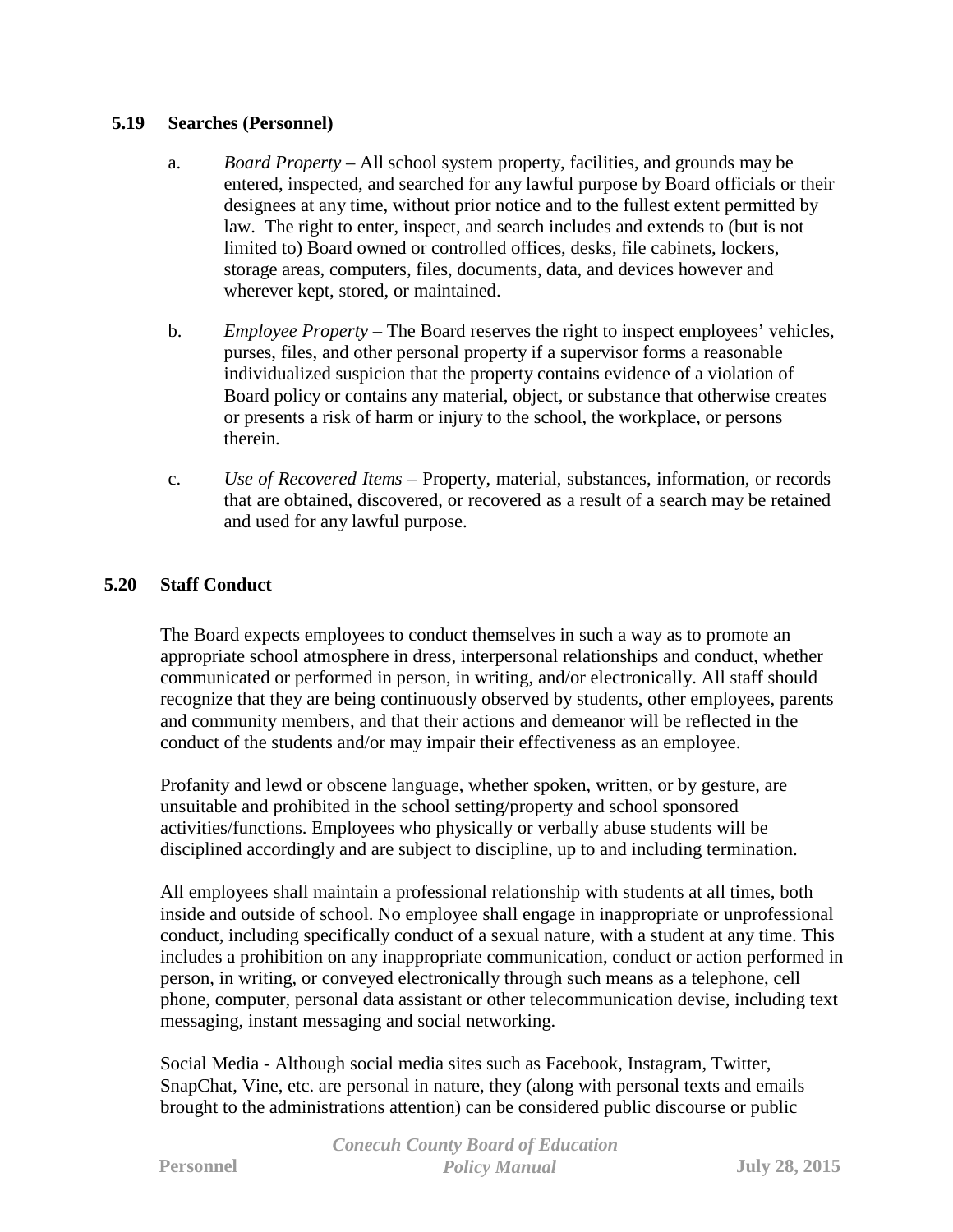### 5.19 Searches (Personnel)

a. *Board Property* – All school system property, facilities, and grounds may be entered, inspected, and searched for any lawful purpose by Board officials or their designees at any time, without prior notice and to the fullest extent permitted by law. The right to enter, inspect, and search includes and extends to (but is not limited to) Board owned or controlled offices, desks, file cabinets, lockers, storage areas, computers, files, documents, data, and devices however and wherever kept, stored, or maintained.

b. *Employee Property* – The Board reserves the right to inspect employees' vehicles, purses, files, and other personal property if a supervisor forms a reasonable individualized suspicion that the property contains evidence of a violation of Board policy or contains any material, object, or substance that otherwise creates or presents a risk of harm or injury to the school, the workplace, or persons therein.

c. *Use of Recovered Items* – Property, material, substances, information, or records that are obtained, discovered, or recovered as a result of a search may be retained and used for any lawful purpose.

### 5.20 Staff Conduct

The Board expects employees to conduct themselves in such a way as to promote an appropriate school atmosphere in dress, interpersonal relationships and conduct, whether communicated or performed in person, in writing, and/or electronically. All staff should recognize that they are being continuously observed by students, other employees, parents and community members, and that their actions and demeanor will be reflected in the conduct of the students and/or may impair their effectiveness as an employee.

Profanity and lewd or obscene language, whether spoken, written, or by gesture, are unsuitable and prohibited in the school setting/property and school sponsored activities/functions. Employees who physically or verbally abuse students will be disciplined accordingly and are subject to discipline, up to and including termination.

All employees shall maintain a professional relationship with students at all times, both inside and outside of school. No employee shall engage in inappropriate or unprofessional conduct, including specifically conduct of a sexual nature, with a student at any time. This includes a prohibition on any inappropriate communication, conduct or action performed in person, in writing, or conveyed electronically through such means as a telephone, cell phone, computer, personal data assistant or other telecommunication devise, including text messaging, instant messaging and social networking.

Social Media - Although social media sites such as Facebook, Instagram, Twitter, SnapChat, Vine, etc. are personal in nature, they (along with personal texts and emails brought to the administrations attention) can be considered public discourse or public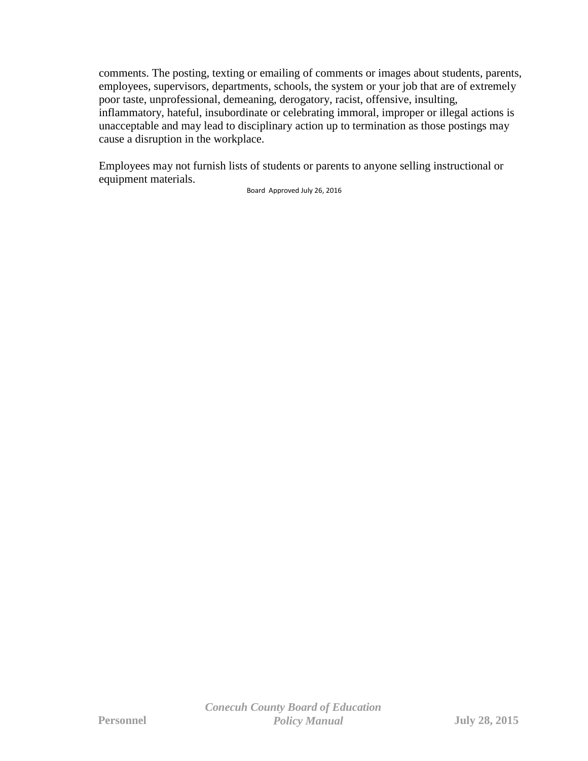comments. The posting, texting or emailing of comments or images about students, parents, employees, supervisors, departments, schools, the system or your job that are of extremely poor taste, unprofessional, demeaning, derogatory, racist, offensive, insulting, inflammatory, hateful, insubordinate or celebrating immoral, improper or illegal actions is unacceptable and may lead to disciplinary action up to termination as those postings may cause a disruption in the workplace.

Employees may not furnish lists of students or parents to anyone selling instructional or equipment materials.

Board Approved July 26, 2016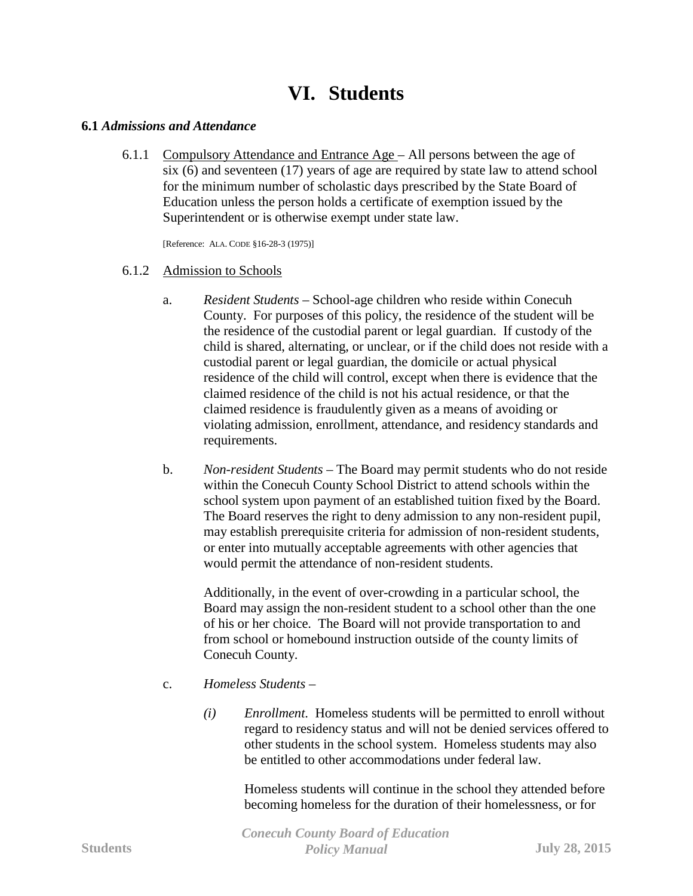# VI. Students

**6.1** ***Admissions and Attendance***

6.1.1 Compulsory Attendance and Entrance Age – All persons between the age of six (6) and seventeen (17) years of age are required by state law to attend school for the minimum number of scholastic days prescribed by the State Board of Education unless the person holds a certificate of exemption issued by the Superintendent or is otherwise exempt under state law.

[Reference: ALA. CODE §16-28-3 (1975)]

6.1.2 Admission to Schools

a. *Resident Students* – School-age children who reside within Conecuh County. For purposes of this policy, the residence of the student will be the residence of the custodial parent or legal guardian. If custody of the child is shared, alternating, or unclear, or if the child does not reside with a custodial parent or legal guardian, the domicile or actual physical residence of the child will control, except when there is evidence that the claimed residence of the child is not his actual residence, or that the claimed residence is fraudulently given as a means of avoiding or violating admission, enrollment, attendance, and residency standards and requirements.

b. *Non-resident Students* – The Board may permit students who do not reside within the Conecuh County School District to attend schools within the school system upon payment of an established tuition fixed by the Board. The Board reserves the right to deny admission to any non-resident pupil, may establish prerequisite criteria for admission of non-resident students, or enter into mutually acceptable agreements with other agencies that would permit the attendance of non-resident students.

Additionally, in the event of over-crowding in a particular school, the Board may assign the non-resident student to a school other than the one of his or her choice. The Board will not provide transportation to and from school or homebound instruction outside of the county limits of Conecuh County.

c. *Homeless Students* –

*(i)* *Enrollment*. Homeless students will be permitted to enroll without regard to residency status and will not be denied services offered to other students in the school system. Homeless students may also be entitled to other accommodations under federal law.

Homeless students will continue in the school they attended before becoming homeless for the duration of their homelessness, or for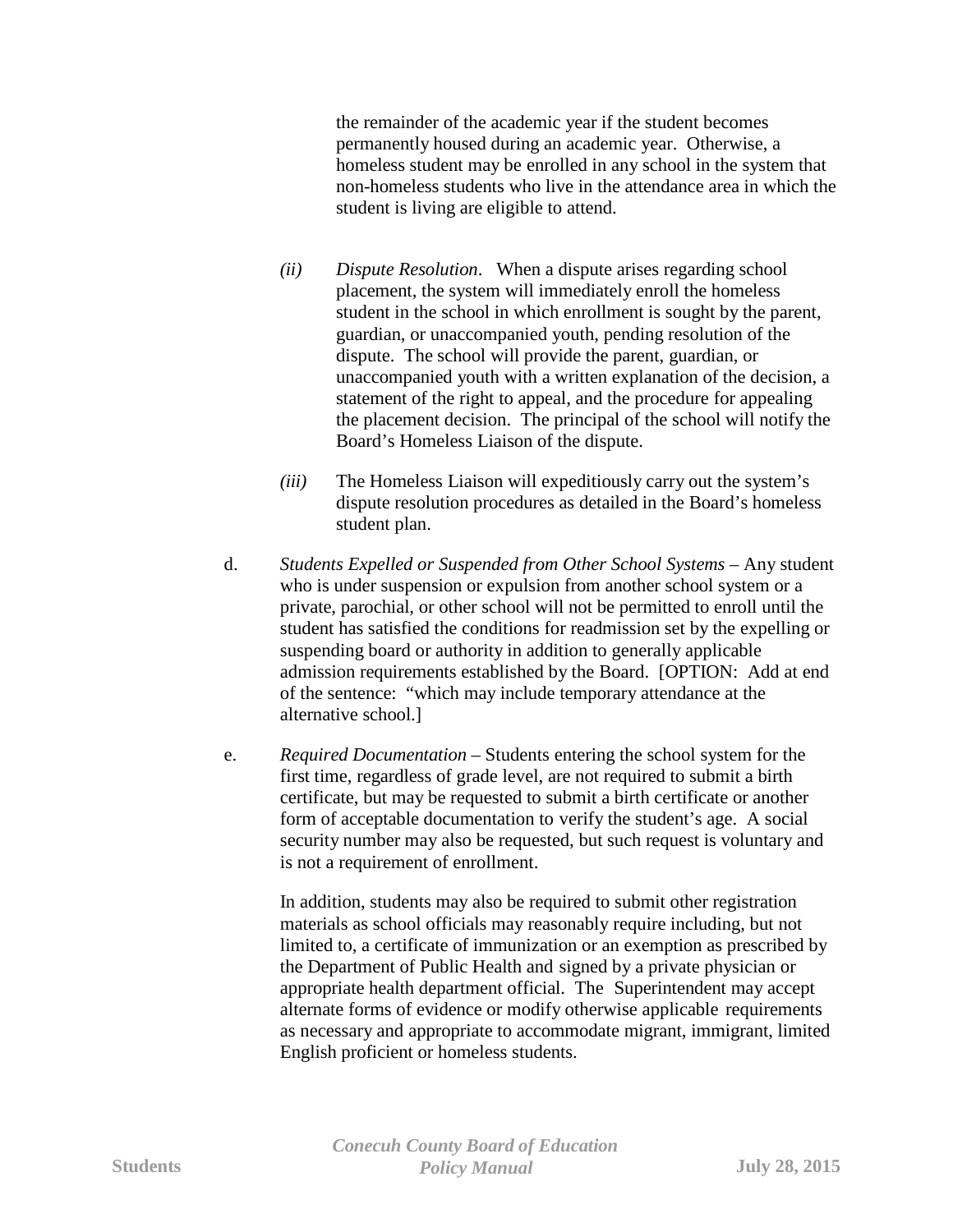the remainder of the academic year if the student becomes permanently housed during an academic year. Otherwise, a homeless student may be enrolled in any school in the system that non-homeless students who live in the attendance area in which the student is living are eligible to attend.

*(ii)* *Dispute Resolution*. When a dispute arises regarding school placement, the system will immediately enroll the homeless student in the school in which enrollment is sought by the parent, guardian, or unaccompanied youth, pending resolution of the dispute. The school will provide the parent, guardian, or unaccompanied youth with a written explanation of the decision, a statement of the right to appeal, and the procedure for appealing the placement decision. The principal of the school will notify the Board's Homeless Liaison of the dispute.

*(iii)* The Homeless Liaison will expeditiously carry out the system's dispute resolution procedures as detailed in the Board's homeless student plan.

d. *Students Expelled or Suspended from Other School Systems* – Any student who is under suspension or expulsion from another school system or a private, parochial, or other school will not be permitted to enroll until the student has satisfied the conditions for readmission set by the expelling or suspending board or authority in addition to generally applicable admission requirements established by the Board. [OPTION: Add at end of the sentence: "which may include temporary attendance at the alternative school.]

e. *Required Documentation* – Students entering the school system for the first time, regardless of grade level, are not required to submit a birth certificate, but may be requested to submit a birth certificate or another form of acceptable documentation to verify the student's age. A social security number may also be requested, but such request is voluntary and is not a requirement of enrollment.

In addition, students may also be required to submit other registration materials as school officials may reasonably require including, but not limited to, a certificate of immunization or an exemption as prescribed by the Department of Public Health and signed by a private physician or appropriate health department official. The Superintendent may accept alternate forms of evidence or modify otherwise applicable requirements as necessary and appropriate to accommodate migrant, immigrant, limited English proficient or homeless students.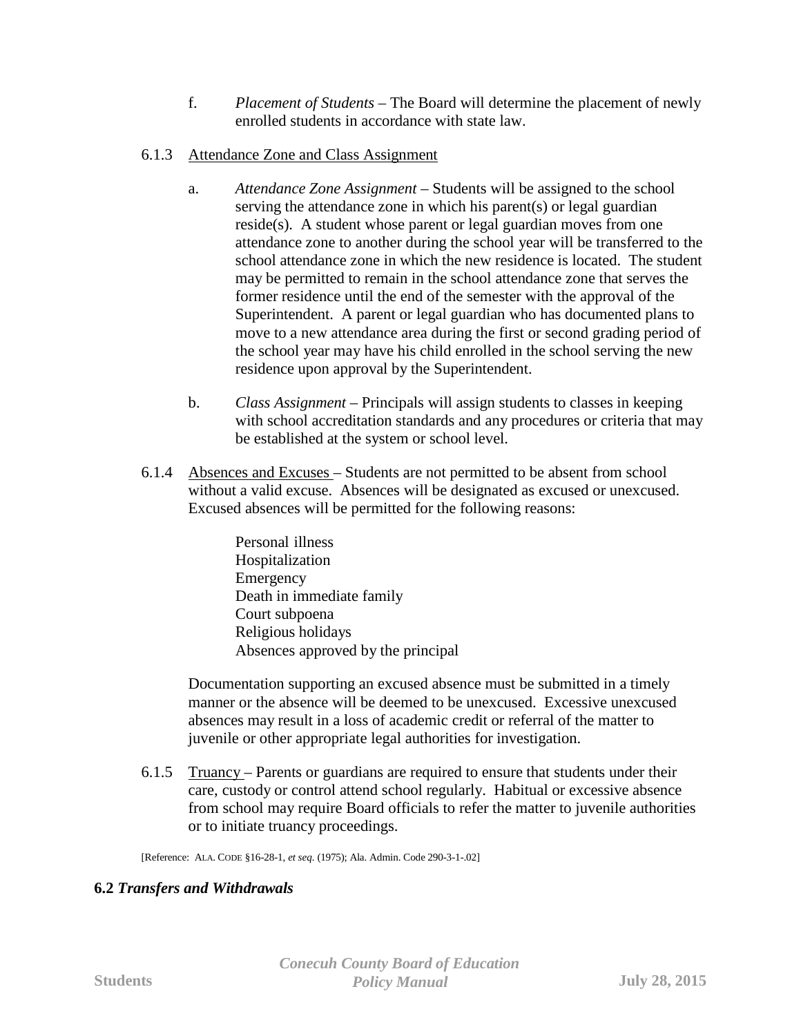f. *Placement of Students* – The Board will determine the placement of newly enrolled students in accordance with state law.

6.1.3 Attendance Zone and Class Assignment

a. *Attendance Zone Assignment* – Students will be assigned to the school serving the attendance zone in which his parent(s) or legal guardian reside(s). A student whose parent or legal guardian moves from one attendance zone to another during the school year will be transferred to the school attendance zone in which the new residence is located. The student may be permitted to remain in the school attendance zone that serves the former residence until the end of the semester with the approval of the Superintendent. A parent or legal guardian who has documented plans to move to a new attendance area during the first or second grading period of the school year may have his child enrolled in the school serving the new residence upon approval by the Superintendent.

b. *Class Assignment* – Principals will assign students to classes in keeping with school accreditation standards and any procedures or criteria that may be established at the system or school level.

6.1.4 Absences and Excuses – Students are not permitted to be absent from school without a valid excuse. Absences will be designated as excused or unexcused. Excused absences will be permitted for the following reasons:

Personal illness
Hospitalization
Emergency
Death in immediate family
Court subpoena
Religious holidays
Absences approved by the principal

Documentation supporting an excused absence must be submitted in a timely manner or the absence will be deemed to be unexcused. Excessive unexcused absences may result in a loss of academic credit or referral of the matter to juvenile or other appropriate legal authorities for investigation.

6.1.5 Truancy – Parents or guardians are required to ensure that students under their care, custody or control attend school regularly. Habitual or excessive absence from school may require Board officials to refer the matter to juvenile authorities or to initiate truancy proceedings.

[Reference: ALA. CODE §16-28-1, *et seq.* (1975); Ala. Admin. Code 290-3-1-.02]

**6.2 *Transfers and Withdrawals***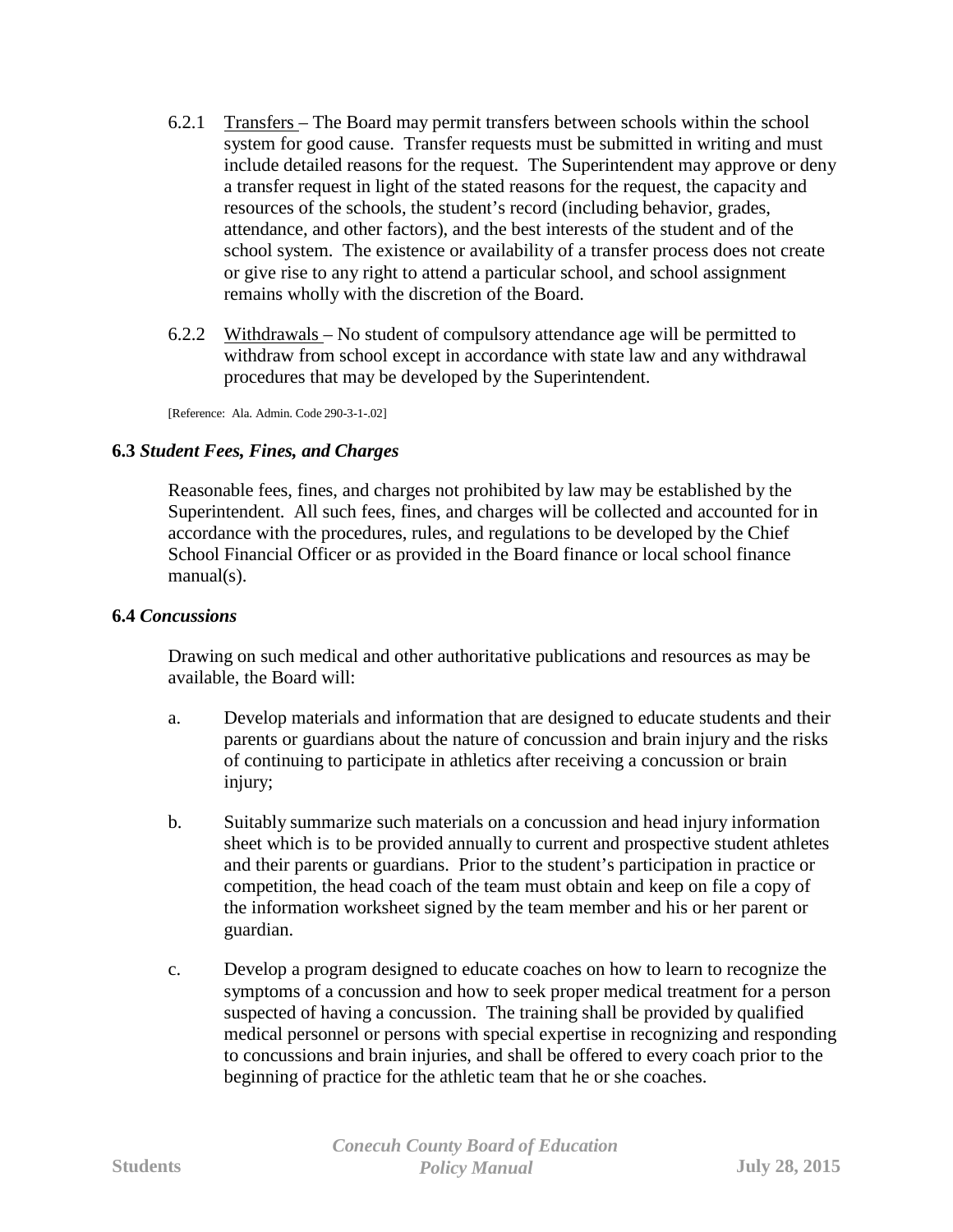6.2.1 Transfers – The Board may permit transfers between schools within the school system for good cause. Transfer requests must be submitted in writing and must include detailed reasons for the request. The Superintendent may approve or deny a transfer request in light of the stated reasons for the request, the capacity and resources of the schools, the student's record (including behavior, grades, attendance, and other factors), and the best interests of the student and of the school system. The existence or availability of a transfer process does not create or give rise to any right to attend a particular school, and school assignment remains wholly with the discretion of the Board.

6.2.2 Withdrawals – No student of compulsory attendance age will be permitted to withdraw from school except in accordance with state law and any withdrawal procedures that may be developed by the Superintendent.

[Reference: Ala. Admin. Code 290-3-1-.02]

**6.3** ***Student Fees, Fines, and Charges***

Reasonable fees, fines, and charges not prohibited by law may be established by the Superintendent. All such fees, fines, and charges will be collected and accounted for in accordance with the procedures, rules, and regulations to be developed by the Chief School Financial Officer or as provided in the Board finance or local school finance manual(s).

**6.4** ***Concussions***

Drawing on such medical and other authoritative publications and resources as may be available, the Board will:

a. Develop materials and information that are designed to educate students and their parents or guardians about the nature of concussion and brain injury and the risks of continuing to participate in athletics after receiving a concussion or brain injury;

b. Suitably summarize such materials on a concussion and head injury information sheet which is to be provided annually to current and prospective student athletes and their parents or guardians. Prior to the student's participation in practice or competition, the head coach of the team must obtain and keep on file a copy of the information worksheet signed by the team member and his or her parent or guardian.

c. Develop a program designed to educate coaches on how to learn to recognize the symptoms of a concussion and how to seek proper medical treatment for a person suspected of having a concussion. The training shall be provided by qualified medical personnel or persons with special expertise in recognizing and responding to concussions and brain injuries, and shall be offered to every coach prior to the beginning of practice for the athletic team that he or she coaches.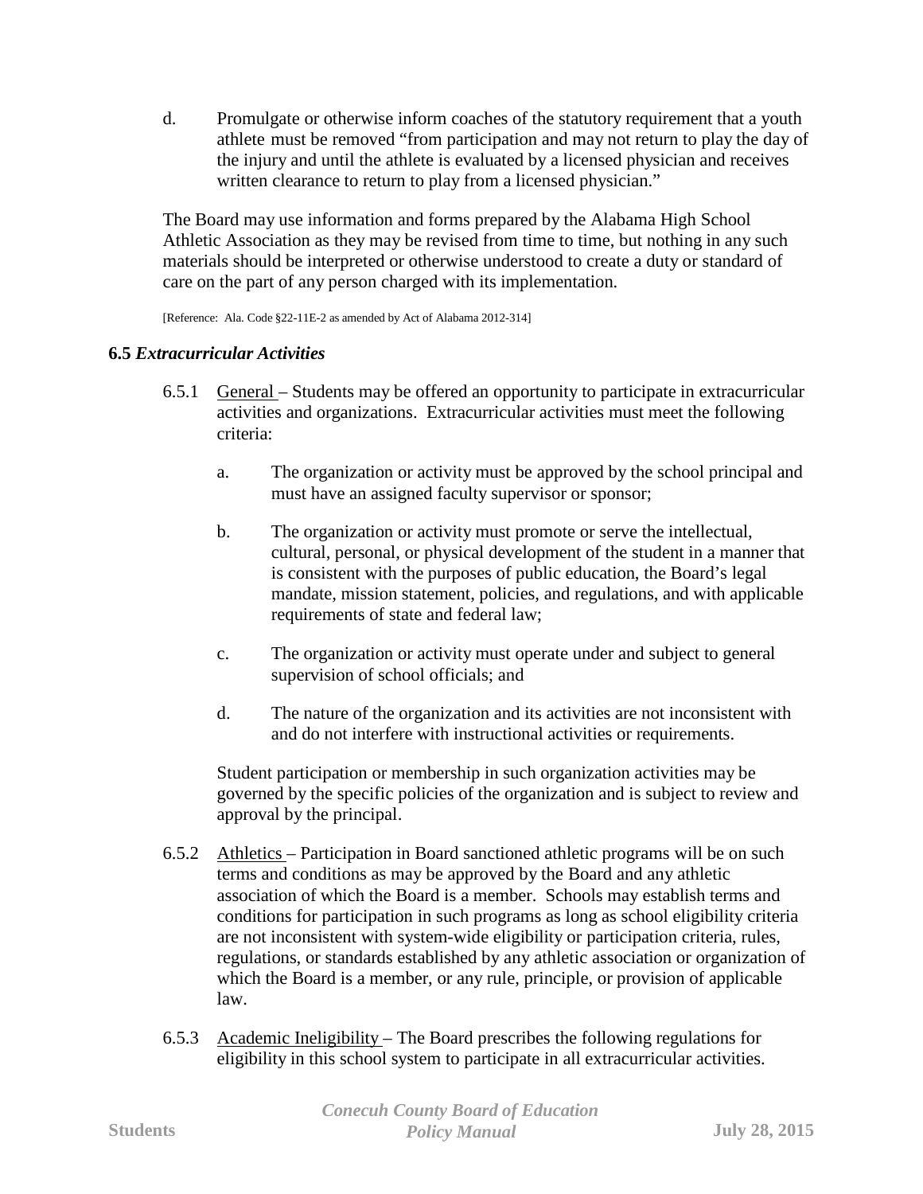d. Promulgate or otherwise inform coaches of the statutory requirement that a youth athlete must be removed "from participation and may not return to play the day of the injury and until the athlete is evaluated by a licensed physician and receives written clearance to return to play from a licensed physician."

The Board may use information and forms prepared by the Alabama High School Athletic Association as they may be revised from time to time, but nothing in any such materials should be interpreted or otherwise understood to create a duty or standard of care on the part of any person charged with its implementation.

[Reference: Ala. Code §22-11E-2 as amended by Act of Alabama 2012-314]

### 6.5 *Extracurricular Activities*

6.5.1 General – Students may be offered an opportunity to participate in extracurricular activities and organizations. Extracurricular activities must meet the following criteria:

a. The organization or activity must be approved by the school principal and must have an assigned faculty supervisor or sponsor;

b. The organization or activity must promote or serve the intellectual, cultural, personal, or physical development of the student in a manner that is consistent with the purposes of public education, the Board's legal mandate, mission statement, policies, and regulations, and with applicable requirements of state and federal law;

c. The organization or activity must operate under and subject to general supervision of school officials; and

d. The nature of the organization and its activities are not inconsistent with and do not interfere with instructional activities or requirements.

Student participation or membership in such organization activities may be governed by the specific policies of the organization and is subject to review and approval by the principal.

6.5.2 Athletics – Participation in Board sanctioned athletic programs will be on such terms and conditions as may be approved by the Board and any athletic association of which the Board is a member. Schools may establish terms and conditions for participation in such programs as long as school eligibility criteria are not inconsistent with system-wide eligibility or participation criteria, rules, regulations, or standards established by any athletic association or organization of which the Board is a member, or any rule, principle, or provision of applicable law.

6.5.3 Academic Ineligibility – The Board prescribes the following regulations for eligibility in this school system to participate in all extracurricular activities.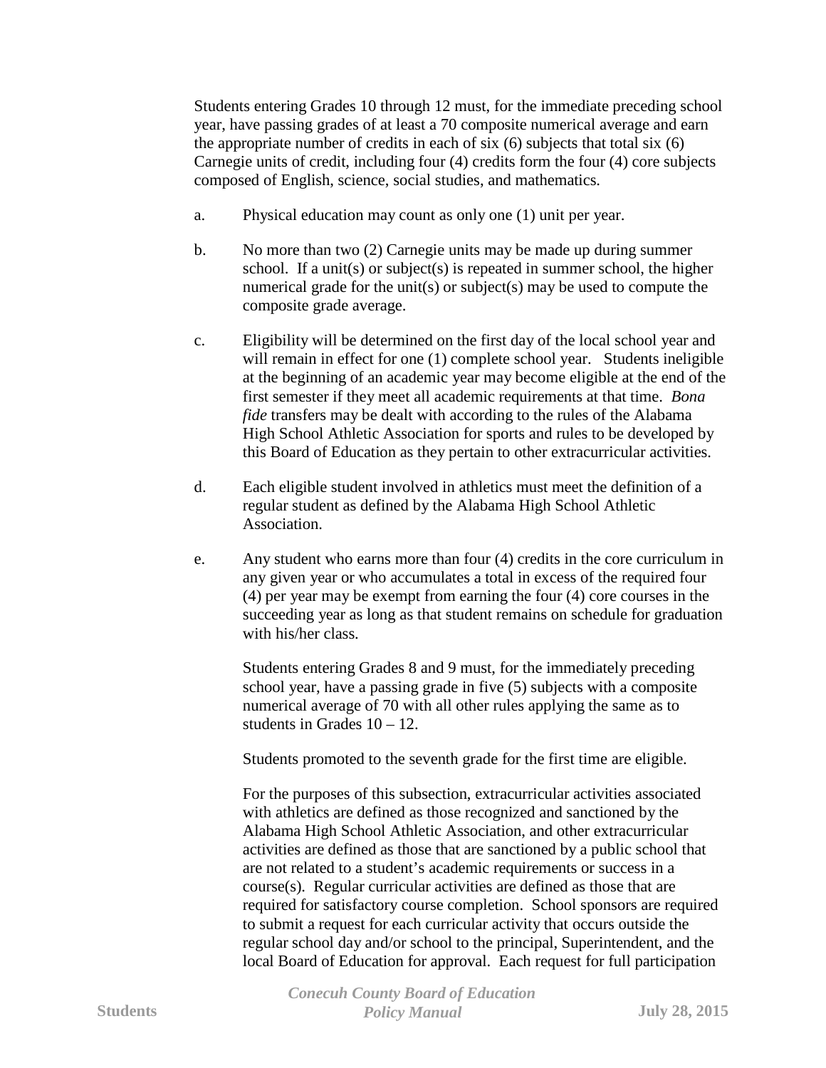Students entering Grades 10 through 12 must, for the immediate preceding school year, have passing grades of at least a 70 composite numerical average and earn the appropriate number of credits in each of six (6) subjects that total six (6) Carnegie units of credit, including four (4) credits form the four (4) core subjects composed of English, science, social studies, and mathematics.

a. Physical education may count as only one (1) unit per year.

b. No more than two (2) Carnegie units may be made up during summer school. If a unit(s) or subject(s) is repeated in summer school, the higher numerical grade for the unit(s) or subject(s) may be used to compute the composite grade average.

c. Eligibility will be determined on the first day of the local school year and will remain in effect for one (1) complete school year. Students ineligible at the beginning of an academic year may become eligible at the end of the first semester if they meet all academic requirements at that time. *Bona fide* transfers may be dealt with according to the rules of the Alabama High School Athletic Association for sports and rules to be developed by this Board of Education as they pertain to other extracurricular activities.

d. Each eligible student involved in athletics must meet the definition of a regular student as defined by the Alabama High School Athletic Association.

e. Any student who earns more than four (4) credits in the core curriculum in any given year or who accumulates a total in excess of the required four (4) per year may be exempt from earning the four (4) core courses in the succeeding year as long as that student remains on schedule for graduation with his/her class.

   Students entering Grades 8 and 9 must, for the immediately preceding school year, have a passing grade in five (5) subjects with a composite numerical average of 70 with all other rules applying the same as to students in Grades 10 – 12.

   Students promoted to the seventh grade for the first time are eligible.

   For the purposes of this subsection, extracurricular activities associated with athletics are defined as those recognized and sanctioned by the Alabama High School Athletic Association, and other extracurricular activities are defined as those that are sanctioned by a public school that are not related to a student's academic requirements or success in a course(s). Regular curricular activities are defined as those that are required for satisfactory course completion. School sponsors are required to submit a request for each curricular activity that occurs outside the regular school day and/or school to the principal, Superintendent, and the local Board of Education for approval. Each request for full participation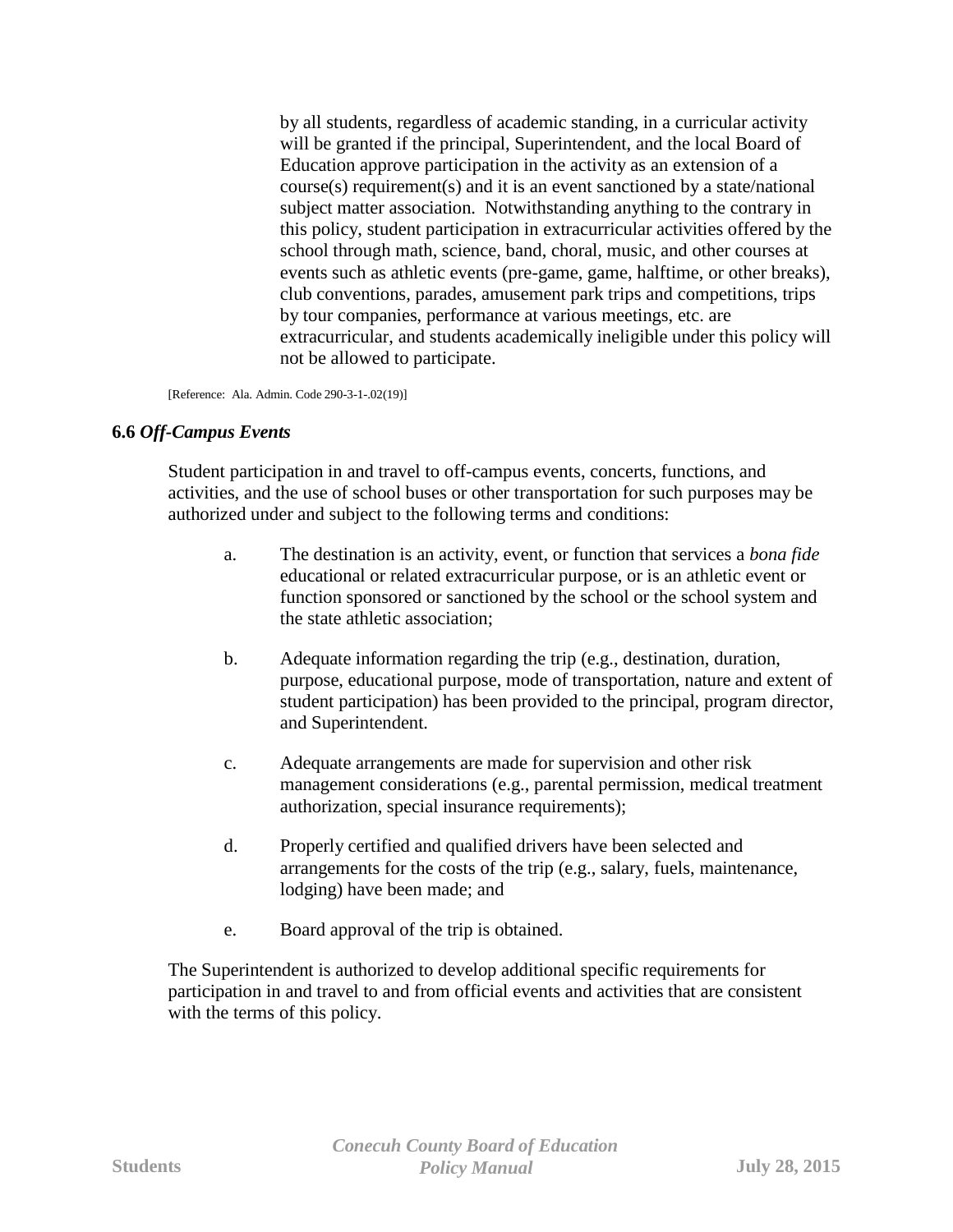by all students, regardless of academic standing, in a curricular activity will be granted if the principal, Superintendent, and the local Board of Education approve participation in the activity as an extension of a course(s) requirement(s) and it is an event sanctioned by a state/national subject matter association. Notwithstanding anything to the contrary in this policy, student participation in extracurricular activities offered by the school through math, science, band, choral, music, and other courses at events such as athletic events (pre-game, game, halftime, or other breaks), club conventions, parades, amusement park trips and competitions, trips by tour companies, performance at various meetings, etc. are extracurricular, and students academically ineligible under this policy will not be allowed to participate.

[Reference: Ala. Admin. Code 290-3-1-.02(19)]

**6.6** ***Off-Campus Events***

Student participation in and travel to off-campus events, concerts, functions, and activities, and the use of school buses or other transportation for such purposes may be authorized under and subject to the following terms and conditions:

a. The destination is an activity, event, or function that services a *bona fide* educational or related extracurricular purpose, or is an athletic event or function sponsored or sanctioned by the school or the school system and the state athletic association;

b. Adequate information regarding the trip (e.g., destination, duration, purpose, educational purpose, mode of transportation, nature and extent of student participation) has been provided to the principal, program director, and Superintendent.

c. Adequate arrangements are made for supervision and other risk management considerations (e.g., parental permission, medical treatment authorization, special insurance requirements);

d. Properly certified and qualified drivers have been selected and arrangements for the costs of the trip (e.g., salary, fuels, maintenance, lodging) have been made; and

e. Board approval of the trip is obtained.

The Superintendent is authorized to develop additional specific requirements for participation in and travel to and from official events and activities that are consistent with the terms of this policy.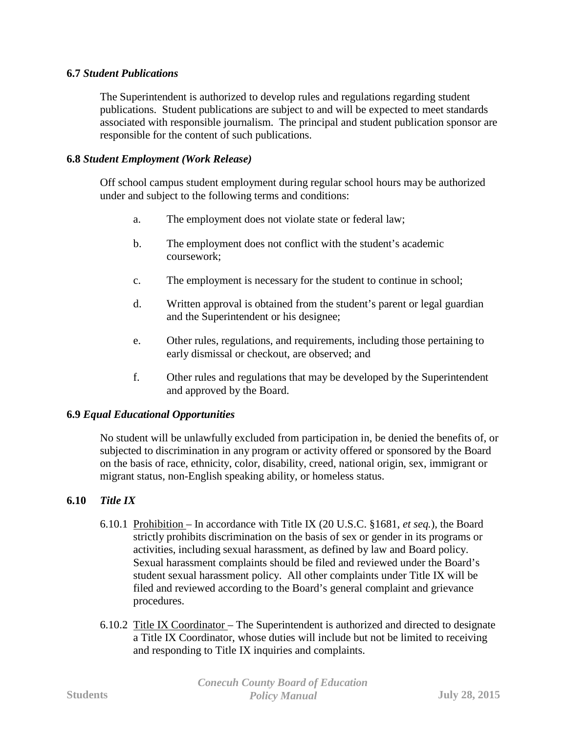**6.7** ***Student Publications***

The Superintendent is authorized to develop rules and regulations regarding student publications. Student publications are subject to and will be expected to meet standards associated with responsible journalism. The principal and student publication sponsor are responsible for the content of such publications.

**6.8** ***Student Employment (Work Release)***

Off school campus student employment during regular school hours may be authorized under and subject to the following terms and conditions:

a. The employment does not violate state or federal law;

b. The employment does not conflict with the student's academic coursework;

c. The employment is necessary for the student to continue in school;

d. Written approval is obtained from the student's parent or legal guardian and the Superintendent or his designee;

e. Other rules, regulations, and requirements, including those pertaining to early dismissal or checkout, are observed; and

f. Other rules and regulations that may be developed by the Superintendent and approved by the Board.

**6.9** ***Equal Educational Opportunities***

No student will be unlawfully excluded from participation in, be denied the benefits of, or subjected to discrimination in any program or activity offered or sponsored by the Board on the basis of race, ethnicity, color, disability, creed, national origin, sex, immigrant or migrant status, non-English speaking ability, or homeless status.

**6.10** ***Title IX***

6.10.1 Prohibition – In accordance with Title IX (20 U.S.C. §1681, *et seq.*), the Board strictly prohibits discrimination on the basis of sex or gender in its programs or activities, including sexual harassment, as defined by law and Board policy. Sexual harassment complaints should be filed and reviewed under the Board's student sexual harassment policy. All other complaints under Title IX will be filed and reviewed according to the Board's general complaint and grievance procedures.

6.10.2 Title IX Coordinator – The Superintendent is authorized and directed to designate a Title IX Coordinator, whose duties will include but not be limited to receiving and responding to Title IX inquiries and complaints.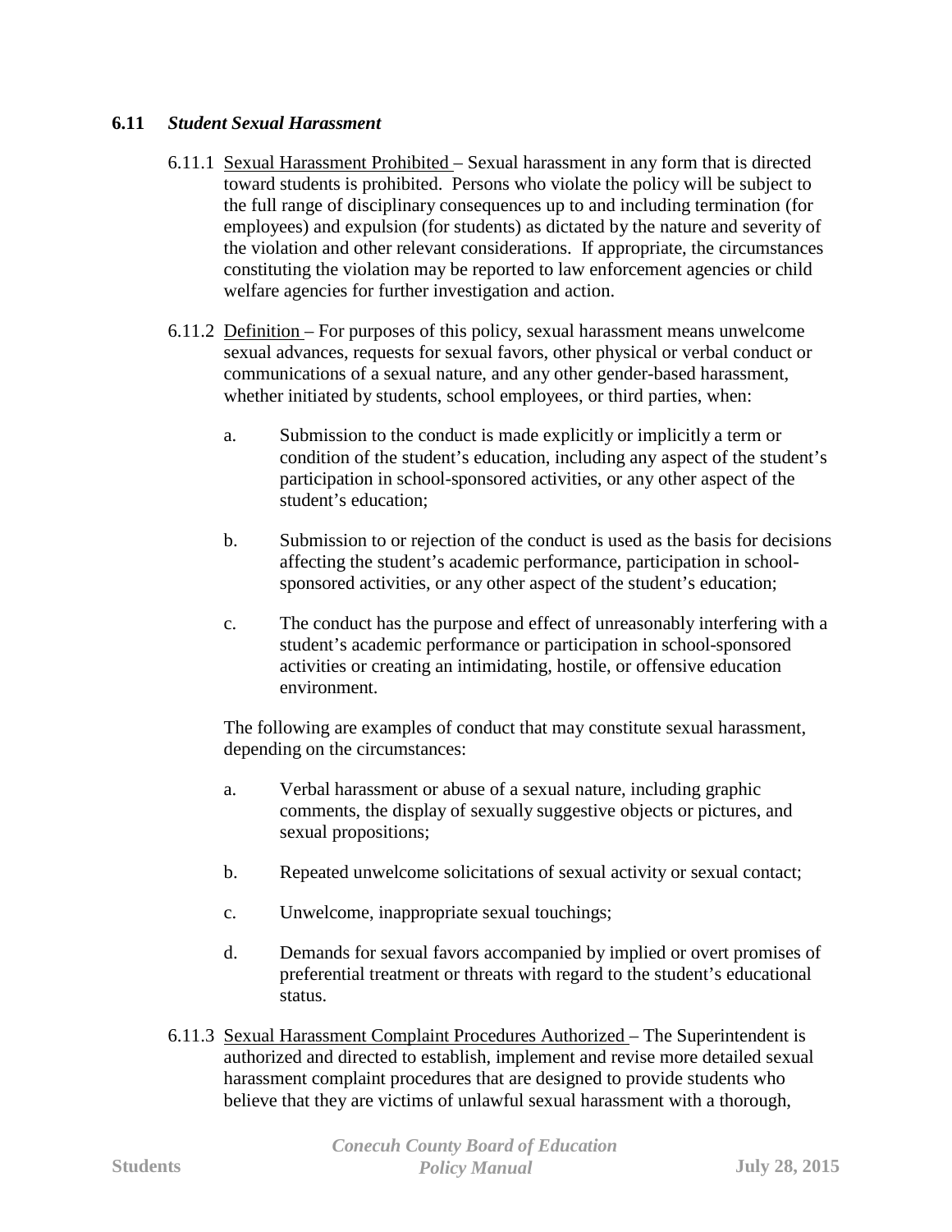### 6.11 *Student Sexual Harassment*

6.11.1 <u>Sexual Harassment Prohibited</u> – Sexual harassment in any form that is directed toward students is prohibited. Persons who violate the policy will be subject to the full range of disciplinary consequences up to and including termination (for employees) and expulsion (for students) as dictated by the nature and severity of the violation and other relevant considerations. If appropriate, the circumstances constituting the violation may be reported to law enforcement agencies or child welfare agencies for further investigation and action.

6.11.2 <u>Definition</u> – For purposes of this policy, sexual harassment means unwelcome sexual advances, requests for sexual favors, other physical or verbal conduct or communications of a sexual nature, and any other gender-based harassment, whether initiated by students, school employees, or third parties, when:

a. Submission to the conduct is made explicitly or implicitly a term or condition of the student's education, including any aspect of the student's participation in school-sponsored activities, or any other aspect of the student's education;

b. Submission to or rejection of the conduct is used as the basis for decisions affecting the student's academic performance, participation in school-sponsored activities, or any other aspect of the student's education;

c. The conduct has the purpose and effect of unreasonably interfering with a student's academic performance or participation in school-sponsored activities or creating an intimidating, hostile, or offensive education environment.

The following are examples of conduct that may constitute sexual harassment, depending on the circumstances:

a. Verbal harassment or abuse of a sexual nature, including graphic comments, the display of sexually suggestive objects or pictures, and sexual propositions;

b. Repeated unwelcome solicitations of sexual activity or sexual contact;

c. Unwelcome, inappropriate sexual touchings;

d. Demands for sexual favors accompanied by implied or overt promises of preferential treatment or threats with regard to the student's educational status.

6.11.3 <u>Sexual Harassment Complaint Procedures Authorized</u> – The Superintendent is authorized and directed to establish, implement and revise more detailed sexual harassment complaint procedures that are designed to provide students who believe that they are victims of unlawful sexual harassment with a thorough,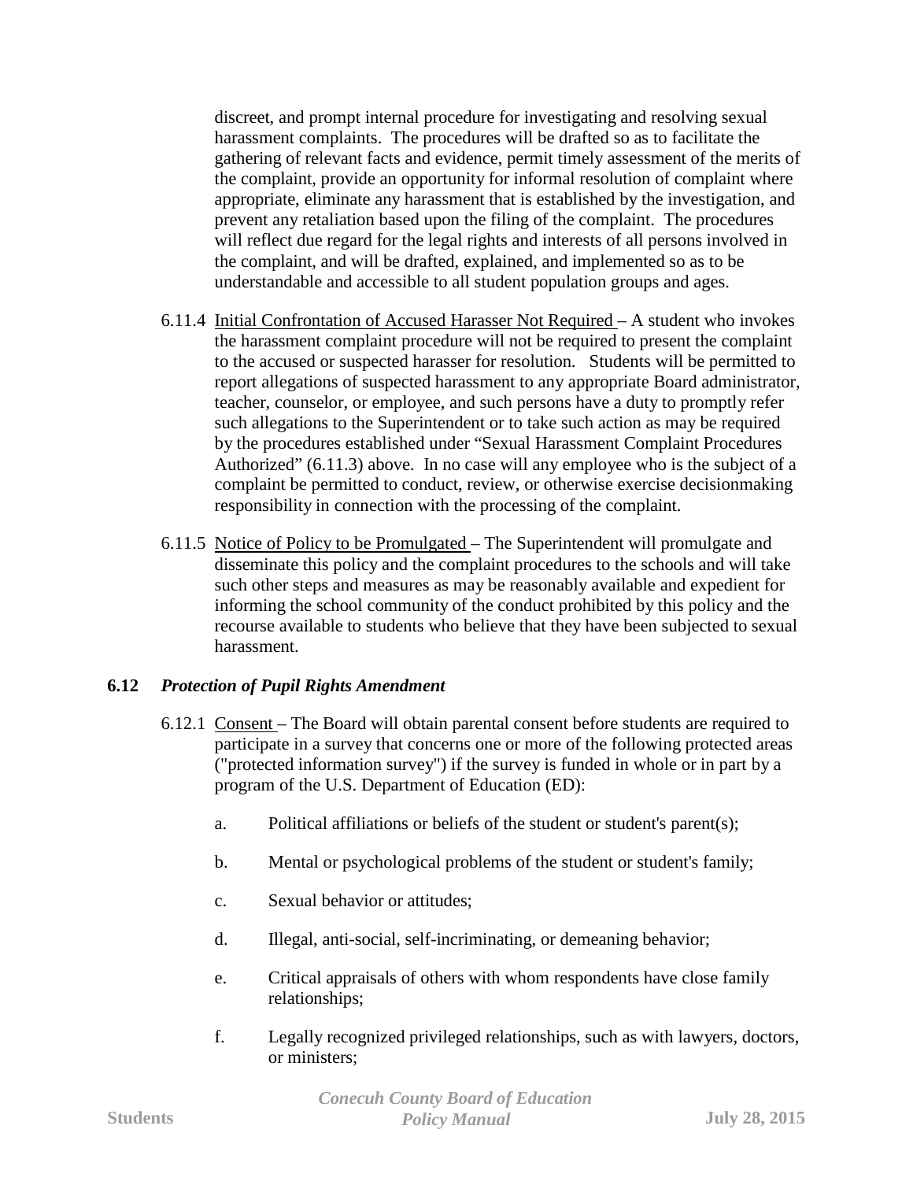discreet, and prompt internal procedure for investigating and resolving sexual harassment complaints. The procedures will be drafted so as to facilitate the gathering of relevant facts and evidence, permit timely assessment of the merits of the complaint, provide an opportunity for informal resolution of complaint where appropriate, eliminate any harassment that is established by the investigation, and prevent any retaliation based upon the filing of the complaint. The procedures will reflect due regard for the legal rights and interests of all persons involved in the complaint, and will be drafted, explained, and implemented so as to be understandable and accessible to all student population groups and ages.

6.11.4 Initial Confrontation of Accused Harasser Not Required – A student who invokes the harassment complaint procedure will not be required to present the complaint to the accused or suspected harasser for resolution. Students will be permitted to report allegations of suspected harassment to any appropriate Board administrator, teacher, counselor, or employee, and such persons have a duty to promptly refer such allegations to the Superintendent or to take such action as may be required by the procedures established under "Sexual Harassment Complaint Procedures Authorized" (6.11.3) above. In no case will any employee who is the subject of a complaint be permitted to conduct, review, or otherwise exercise decisionmaking responsibility in connection with the processing of the complaint.

6.11.5 Notice of Policy to be Promulgated – The Superintendent will promulgate and disseminate this policy and the complaint procedures to the schools and will take such other steps and measures as may be reasonably available and expedient for informing the school community of the conduct prohibited by this policy and the recourse available to students who believe that they have been subjected to sexual harassment.

## 6.12 *Protection of Pupil Rights Amendment*

6.12.1 Consent – The Board will obtain parental consent before students are required to participate in a survey that concerns one or more of the following protected areas ("protected information survey") if the survey is funded in whole or in part by a program of the U.S. Department of Education (ED):

a. Political affiliations or beliefs of the student or student's parent(s);

b. Mental or psychological problems of the student or student's family;

c. Sexual behavior or attitudes;

d. Illegal, anti-social, self-incriminating, or demeaning behavior;

e. Critical appraisals of others with whom respondents have close family relationships;

f. Legally recognized privileged relationships, such as with lawyers, doctors, or ministers;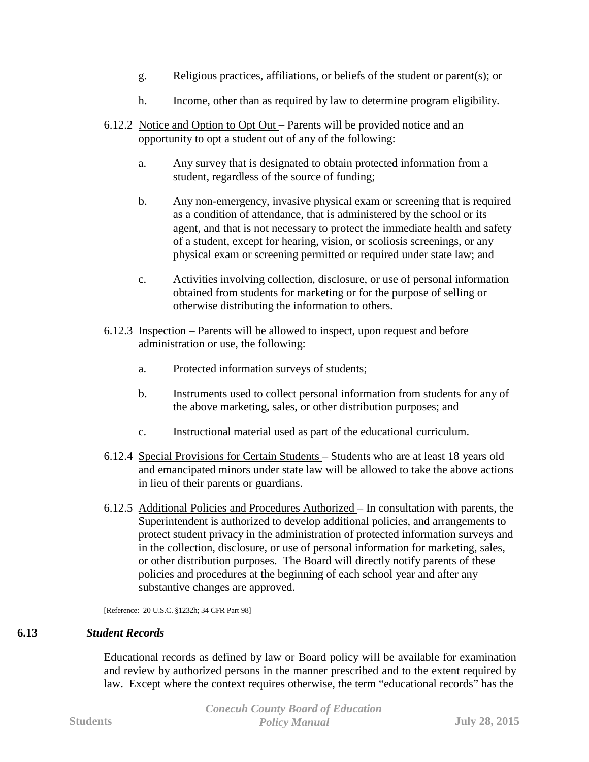g. Religious practices, affiliations, or beliefs of the student or parent(s); or

h. Income, other than as required by law to determine program eligibility.

6.12.2 Notice and Option to Opt Out – Parents will be provided notice and an opportunity to opt a student out of any of the following:

a. Any survey that is designated to obtain protected information from a student, regardless of the source of funding;

b. Any non-emergency, invasive physical exam or screening that is required as a condition of attendance, that is administered by the school or its agent, and that is not necessary to protect the immediate health and safety of a student, except for hearing, vision, or scoliosis screenings, or any physical exam or screening permitted or required under state law; and

c. Activities involving collection, disclosure, or use of personal information obtained from students for marketing or for the purpose of selling or otherwise distributing the information to others.

6.12.3 Inspection – Parents will be allowed to inspect, upon request and before administration or use, the following:

a. Protected information surveys of students;

b. Instruments used to collect personal information from students for any of the above marketing, sales, or other distribution purposes; and

c. Instructional material used as part of the educational curriculum.

6.12.4 Special Provisions for Certain Students – Students who are at least 18 years old and emancipated minors under state law will be allowed to take the above actions in lieu of their parents or guardians.

6.12.5 Additional Policies and Procedures Authorized – In consultation with parents, the Superintendent is authorized to develop additional policies, and arrangements to protect student privacy in the administration of protected information surveys and in the collection, disclosure, or use of personal information for marketing, sales, or other distribution purposes. The Board will directly notify parents of these policies and procedures at the beginning of each school year and after any substantive changes are approved.

[Reference: 20 U.S.C. §1232h; 34 CFR Part 98]

## 6.13 *Student Records*

Educational records as defined by law or Board policy will be available for examination and review by authorized persons in the manner prescribed and to the extent required by law. Except where the context requires otherwise, the term "educational records" has the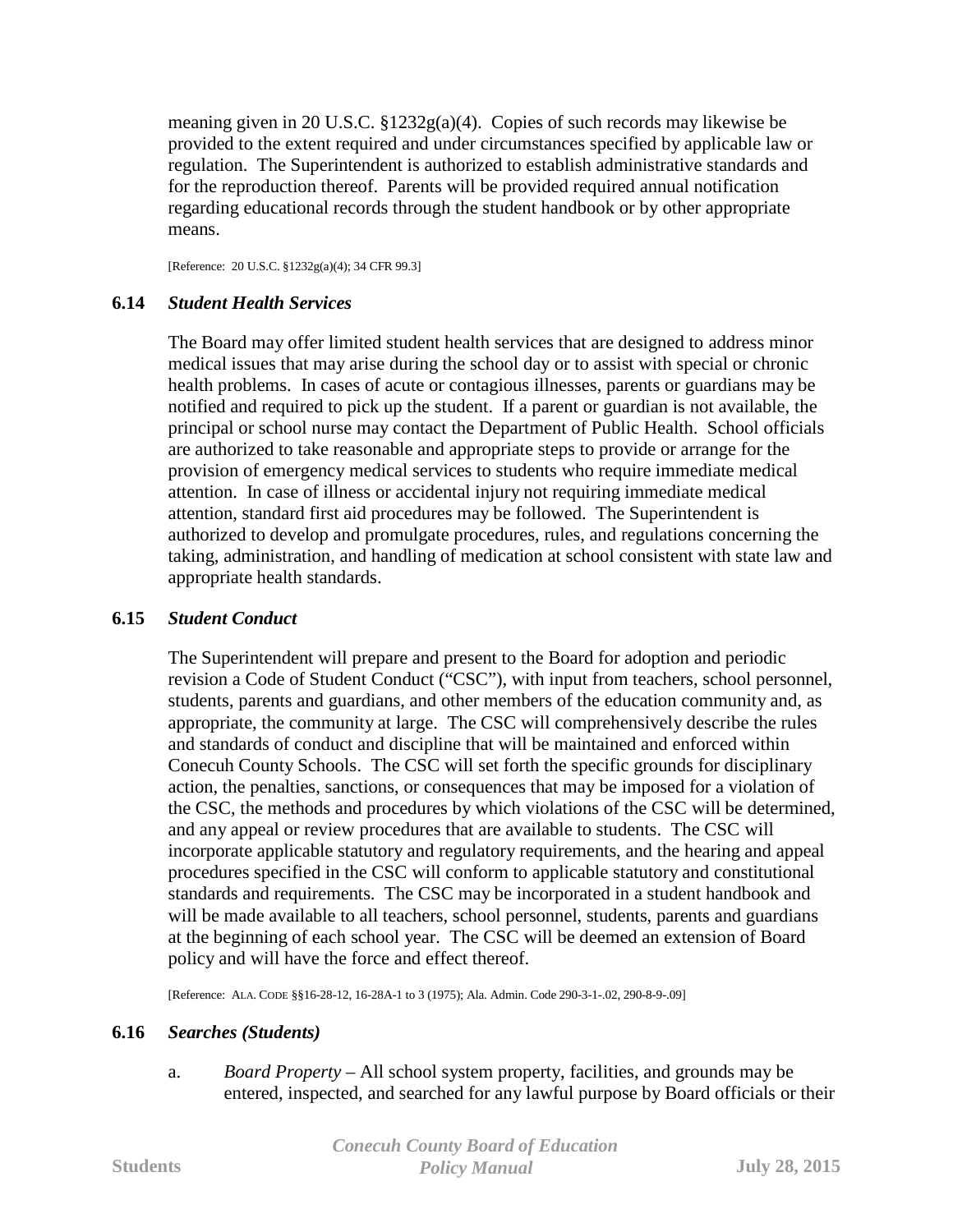meaning given in 20 U.S.C. §1232g(a)(4). Copies of such records may likewise be provided to the extent required and under circumstances specified by applicable law or regulation. The Superintendent is authorized to establish administrative standards and for the reproduction thereof. Parents will be provided required annual notification regarding educational records through the student handbook or by other appropriate means.

[Reference: 20 U.S.C. §1232g(a)(4); 34 CFR 99.3]

### 6.14 *Student Health Services*

The Board may offer limited student health services that are designed to address minor medical issues that may arise during the school day or to assist with special or chronic health problems. In cases of acute or contagious illnesses, parents or guardians may be notified and required to pick up the student. If a parent or guardian is not available, the principal or school nurse may contact the Department of Public Health. School officials are authorized to take reasonable and appropriate steps to provide or arrange for the provision of emergency medical services to students who require immediate medical attention. In case of illness or accidental injury not requiring immediate medical attention, standard first aid procedures may be followed. The Superintendent is authorized to develop and promulgate procedures, rules, and regulations concerning the taking, administration, and handling of medication at school consistent with state law and appropriate health standards.

### 6.15 *Student Conduct*

The Superintendent will prepare and present to the Board for adoption and periodic revision a Code of Student Conduct ("CSC"), with input from teachers, school personnel, students, parents and guardians, and other members of the education community and, as appropriate, the community at large. The CSC will comprehensively describe the rules and standards of conduct and discipline that will be maintained and enforced within Conecuh County Schools. The CSC will set forth the specific grounds for disciplinary action, the penalties, sanctions, or consequences that may be imposed for a violation of the CSC, the methods and procedures by which violations of the CSC will be determined, and any appeal or review procedures that are available to students. The CSC will incorporate applicable statutory and regulatory requirements, and the hearing and appeal procedures specified in the CSC will conform to applicable statutory and constitutional standards and requirements. The CSC may be incorporated in a student handbook and will be made available to all teachers, school personnel, students, parents and guardians at the beginning of each school year. The CSC will be deemed an extension of Board policy and will have the force and effect thereof.

[Reference: ALA. CODE §§16-28-12, 16-28A-1 to 3 (1975); Ala. Admin. Code 290-3-1-.02, 290-8-9-.09]

### 6.16 *Searches (Students)*

a. *Board Property* – All school system property, facilities, and grounds may be entered, inspected, and searched for any lawful purpose by Board officials or their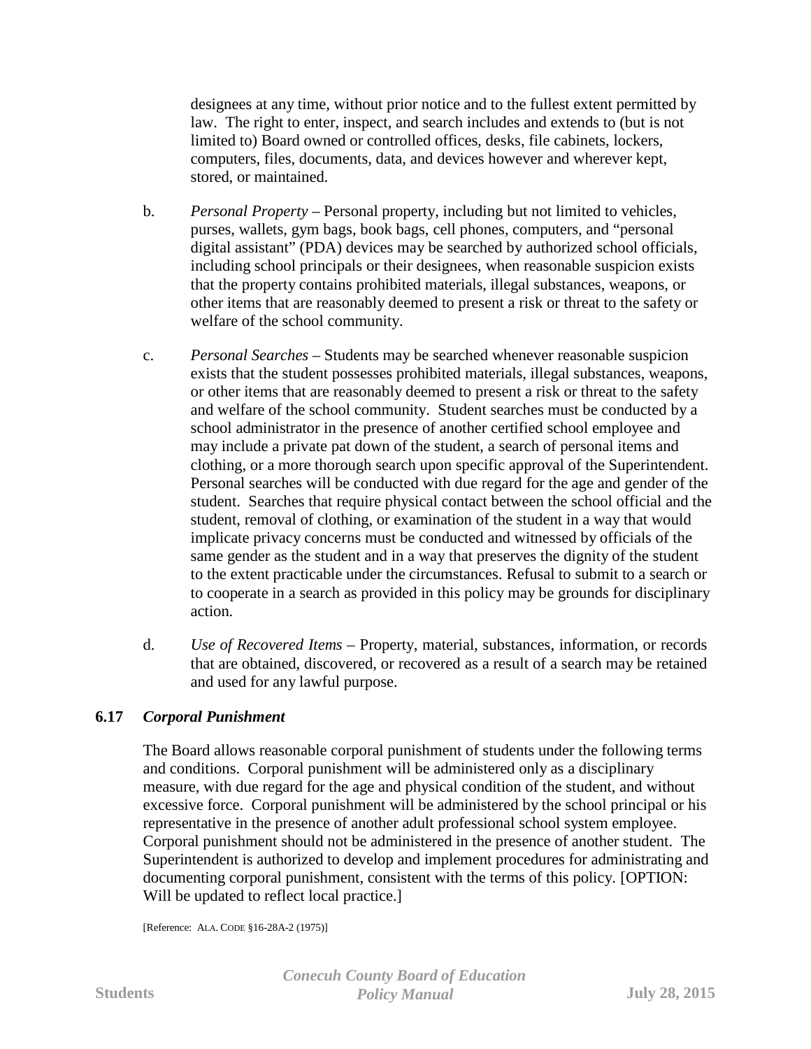designees at any time, without prior notice and to the fullest extent permitted by law. The right to enter, inspect, and search includes and extends to (but is not limited to) Board owned or controlled offices, desks, file cabinets, lockers, computers, files, documents, data, and devices however and wherever kept, stored, or maintained.

b. *Personal Property* – Personal property, including but not limited to vehicles, purses, wallets, gym bags, book bags, cell phones, computers, and "personal digital assistant" (PDA) devices may be searched by authorized school officials, including school principals or their designees, when reasonable suspicion exists that the property contains prohibited materials, illegal substances, weapons, or other items that are reasonably deemed to present a risk or threat to the safety or welfare of the school community.

c. *Personal Searches* – Students may be searched whenever reasonable suspicion exists that the student possesses prohibited materials, illegal substances, weapons, or other items that are reasonably deemed to present a risk or threat to the safety and welfare of the school community. Student searches must be conducted by a school administrator in the presence of another certified school employee and may include a private pat down of the student, a search of personal items and clothing, or a more thorough search upon specific approval of the Superintendent. Personal searches will be conducted with due regard for the age and gender of the student. Searches that require physical contact between the school official and the student, removal of clothing, or examination of the student in a way that would implicate privacy concerns must be conducted and witnessed by officials of the same gender as the student and in a way that preserves the dignity of the student to the extent practicable under the circumstances. Refusal to submit to a search or to cooperate in a search as provided in this policy may be grounds for disciplinary action.

d. *Use of Recovered Items* – Property, material, substances, information, or records that are obtained, discovered, or recovered as a result of a search may be retained and used for any lawful purpose.

## 6.17 *Corporal Punishment*

The Board allows reasonable corporal punishment of students under the following terms and conditions. Corporal punishment will be administered only as a disciplinary measure, with due regard for the age and physical condition of the student, and without excessive force. Corporal punishment will be administered by the school principal or his representative in the presence of another adult professional school system employee. Corporal punishment should not be administered in the presence of another student. The Superintendent is authorized to develop and implement procedures for administrating and documenting corporal punishment, consistent with the terms of this policy. [OPTION: Will be updated to reflect local practice.]

[Reference: ALA. CODE §16-28A-2 (1975)]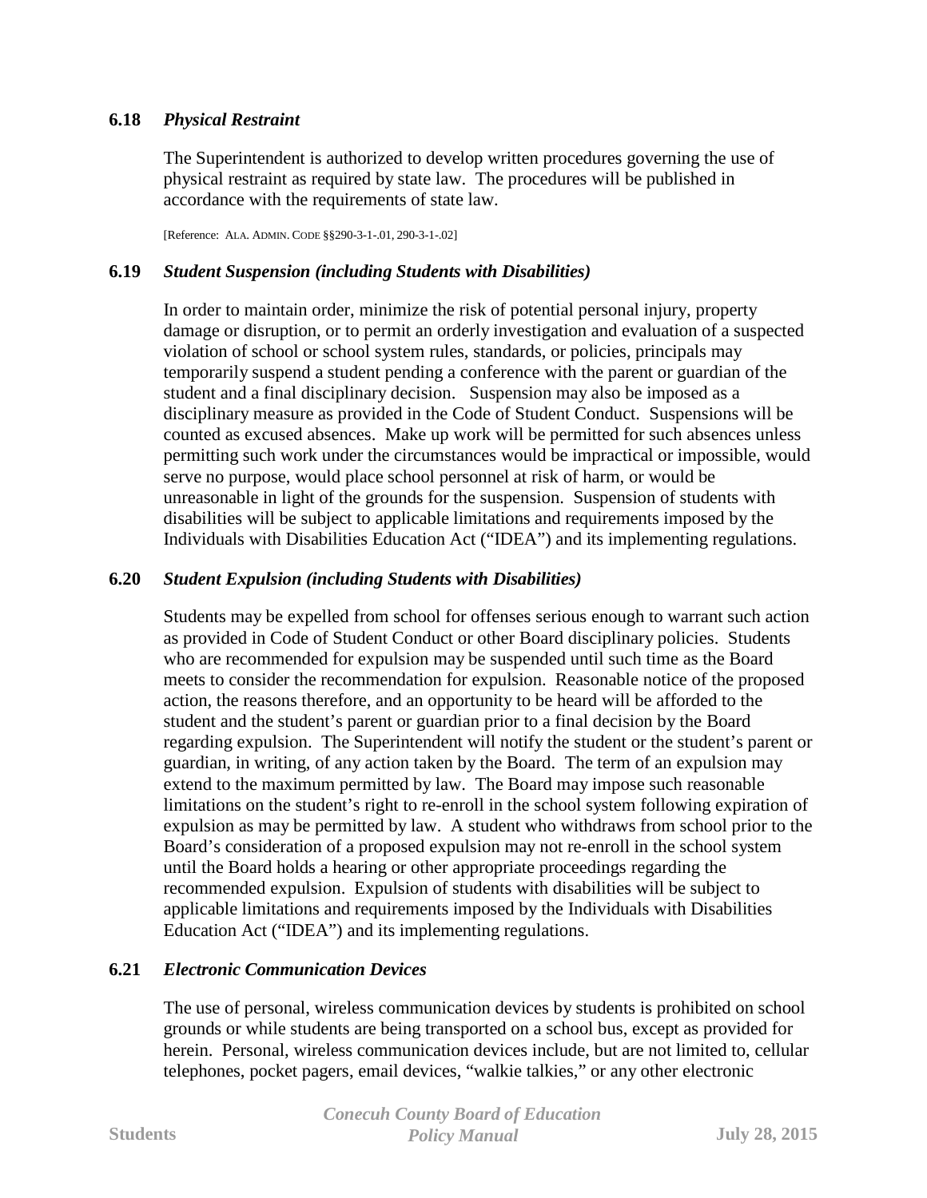### 6.18 *Physical Restraint*

The Superintendent is authorized to develop written procedures governing the use of physical restraint as required by state law. The procedures will be published in accordance with the requirements of state law.

[Reference: ALA. ADMIN. CODE §§290-3-1-.01, 290-3-1-.02]

### 6.19 *Student Suspension (including Students with Disabilities)*

In order to maintain order, minimize the risk of potential personal injury, property damage or disruption, or to permit an orderly investigation and evaluation of a suspected violation of school or school system rules, standards, or policies, principals may temporarily suspend a student pending a conference with the parent or guardian of the student and a final disciplinary decision. Suspension may also be imposed as a disciplinary measure as provided in the Code of Student Conduct. Suspensions will be counted as excused absences. Make up work will be permitted for such absences unless permitting such work under the circumstances would be impractical or impossible, would serve no purpose, would place school personnel at risk of harm, or would be unreasonable in light of the grounds for the suspension. Suspension of students with disabilities will be subject to applicable limitations and requirements imposed by the Individuals with Disabilities Education Act ("IDEA") and its implementing regulations.

### 6.20 *Student Expulsion (including Students with Disabilities)*

Students may be expelled from school for offenses serious enough to warrant such action as provided in Code of Student Conduct or other Board disciplinary policies. Students who are recommended for expulsion may be suspended until such time as the Board meets to consider the recommendation for expulsion. Reasonable notice of the proposed action, the reasons therefore, and an opportunity to be heard will be afforded to the student and the student's parent or guardian prior to a final decision by the Board regarding expulsion. The Superintendent will notify the student or the student's parent or guardian, in writing, of any action taken by the Board. The term of an expulsion may extend to the maximum permitted by law. The Board may impose such reasonable limitations on the student's right to re-enroll in the school system following expiration of expulsion as may be permitted by law. A student who withdraws from school prior to the Board's consideration of a proposed expulsion may not re-enroll in the school system until the Board holds a hearing or other appropriate proceedings regarding the recommended expulsion. Expulsion of students with disabilities will be subject to applicable limitations and requirements imposed by the Individuals with Disabilities Education Act ("IDEA") and its implementing regulations.

### 6.21 *Electronic Communication Devices*

The use of personal, wireless communication devices by students is prohibited on school grounds or while students are being transported on a school bus, except as provided for herein. Personal, wireless communication devices include, but are not limited to, cellular telephones, pocket pagers, email devices, "walkie talkies," or any other electronic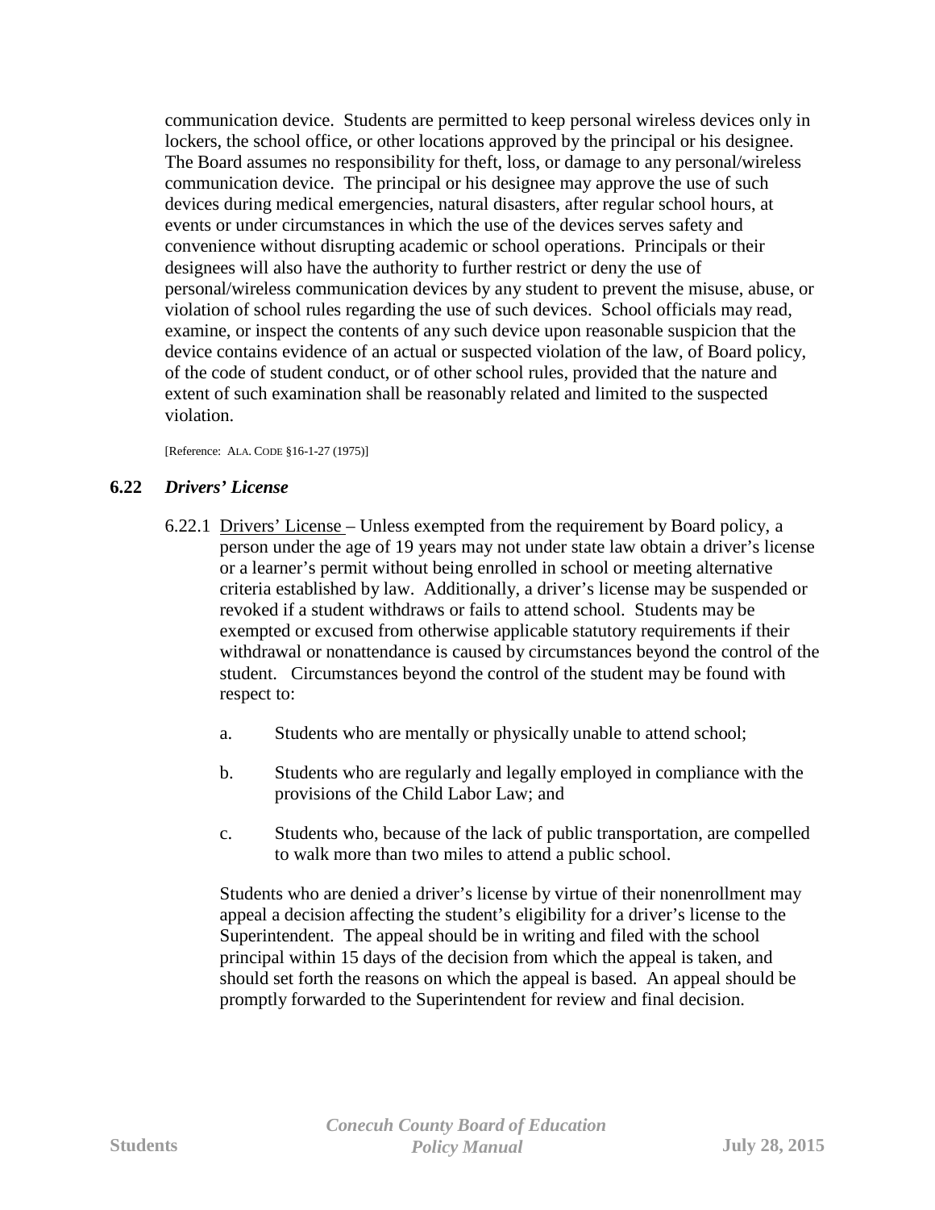communication device. Students are permitted to keep personal wireless devices only in lockers, the school office, or other locations approved by the principal or his designee. The Board assumes no responsibility for theft, loss, or damage to any personal/wireless communication device. The principal or his designee may approve the use of such devices during medical emergencies, natural disasters, after regular school hours, at events or under circumstances in which the use of the devices serves safety and convenience without disrupting academic or school operations. Principals or their designees will also have the authority to further restrict or deny the use of personal/wireless communication devices by any student to prevent the misuse, abuse, or violation of school rules regarding the use of such devices. School officials may read, examine, or inspect the contents of any such device upon reasonable suspicion that the device contains evidence of an actual or suspected violation of the law, of Board policy, of the code of student conduct, or of other school rules, provided that the nature and extent of such examination shall be reasonably related and limited to the suspected violation.

[Reference: ALA. CODE §16-1-27 (1975)]

## 6.22 *Drivers' License*

6.22.1 Drivers' License – Unless exempted from the requirement by Board policy, a person under the age of 19 years may not under state law obtain a driver's license or a learner's permit without being enrolled in school or meeting alternative criteria established by law. Additionally, a driver's license may be suspended or revoked if a student withdraws or fails to attend school. Students may be exempted or excused from otherwise applicable statutory requirements if their withdrawal or nonattendance is caused by circumstances beyond the control of the student. Circumstances beyond the control of the student may be found with respect to:

a. Students who are mentally or physically unable to attend school;

b. Students who are regularly and legally employed in compliance with the provisions of the Child Labor Law; and

c. Students who, because of the lack of public transportation, are compelled to walk more than two miles to attend a public school.

Students who are denied a driver's license by virtue of their nonenrollment may appeal a decision affecting the student's eligibility for a driver's license to the Superintendent. The appeal should be in writing and filed with the school principal within 15 days of the decision from which the appeal is taken, and should set forth the reasons on which the appeal is based. An appeal should be promptly forwarded to the Superintendent for review and final decision.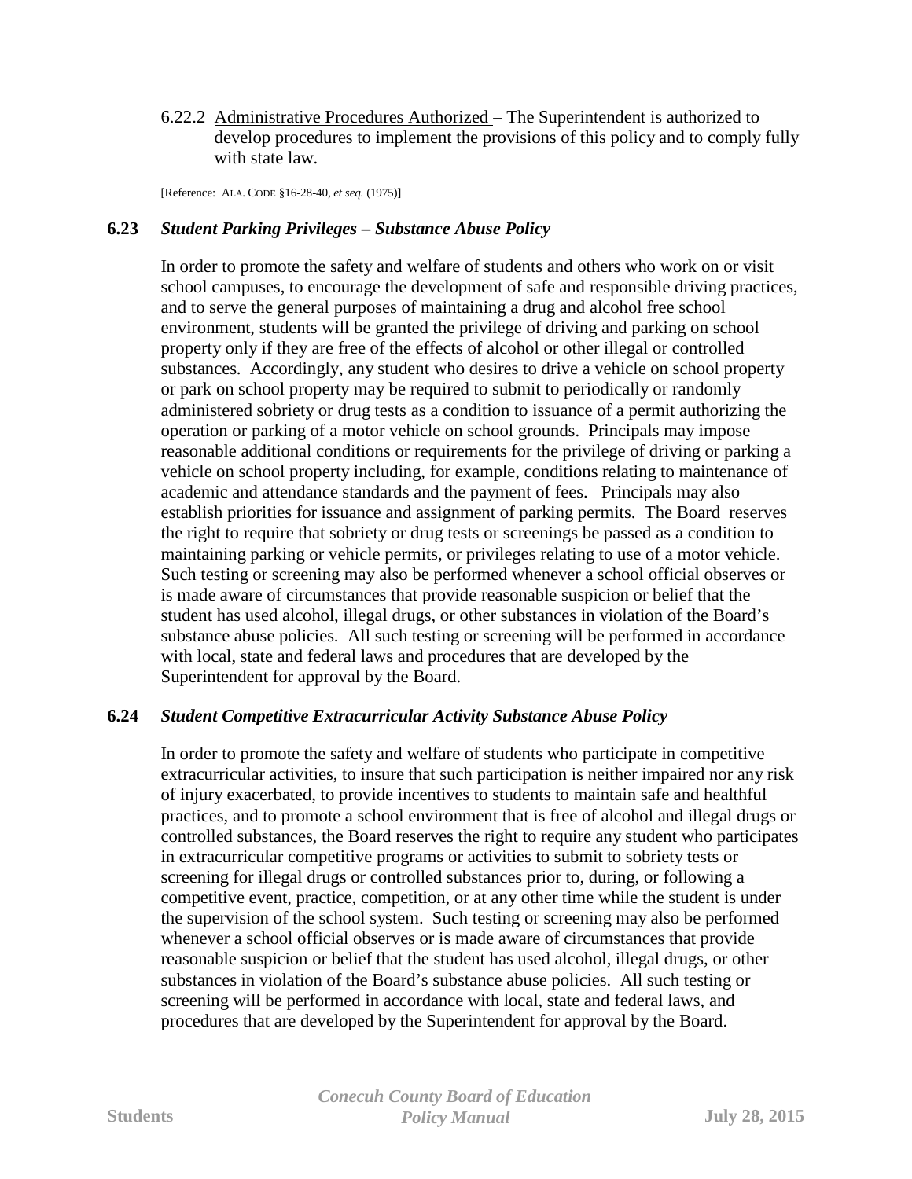6.22.2 Administrative Procedures Authorized – The Superintendent is authorized to develop procedures to implement the provisions of this policy and to comply fully with state law.

[Reference: ALA. CODE §16-28-40, *et seq.* (1975)]

## 6.23 *Student Parking Privileges – Substance Abuse Policy*

In order to promote the safety and welfare of students and others who work on or visit school campuses, to encourage the development of safe and responsible driving practices, and to serve the general purposes of maintaining a drug and alcohol free school environment, students will be granted the privilege of driving and parking on school property only if they are free of the effects of alcohol or other illegal or controlled substances. Accordingly, any student who desires to drive a vehicle on school property or park on school property may be required to submit to periodically or randomly administered sobriety or drug tests as a condition to issuance of a permit authorizing the operation or parking of a motor vehicle on school grounds. Principals may impose reasonable additional conditions or requirements for the privilege of driving or parking a vehicle on school property including, for example, conditions relating to maintenance of academic and attendance standards and the payment of fees. Principals may also establish priorities for issuance and assignment of parking permits. The Board reserves the right to require that sobriety or drug tests or screenings be passed as a condition to maintaining parking or vehicle permits, or privileges relating to use of a motor vehicle. Such testing or screening may also be performed whenever a school official observes or is made aware of circumstances that provide reasonable suspicion or belief that the student has used alcohol, illegal drugs, or other substances in violation of the Board's substance abuse policies. All such testing or screening will be performed in accordance with local, state and federal laws and procedures that are developed by the Superintendent for approval by the Board.

## 6.24 *Student Competitive Extracurricular Activity Substance Abuse Policy*

In order to promote the safety and welfare of students who participate in competitive extracurricular activities, to insure that such participation is neither impaired nor any risk of injury exacerbated, to provide incentives to students to maintain safe and healthful practices, and to promote a school environment that is free of alcohol and illegal drugs or controlled substances, the Board reserves the right to require any student who participates in extracurricular competitive programs or activities to submit to sobriety tests or screening for illegal drugs or controlled substances prior to, during, or following a competitive event, practice, competition, or at any other time while the student is under the supervision of the school system. Such testing or screening may also be performed whenever a school official observes or is made aware of circumstances that provide reasonable suspicion or belief that the student has used alcohol, illegal drugs, or other substances in violation of the Board's substance abuse policies. All such testing or screening will be performed in accordance with local, state and federal laws, and procedures that are developed by the Superintendent for approval by the Board.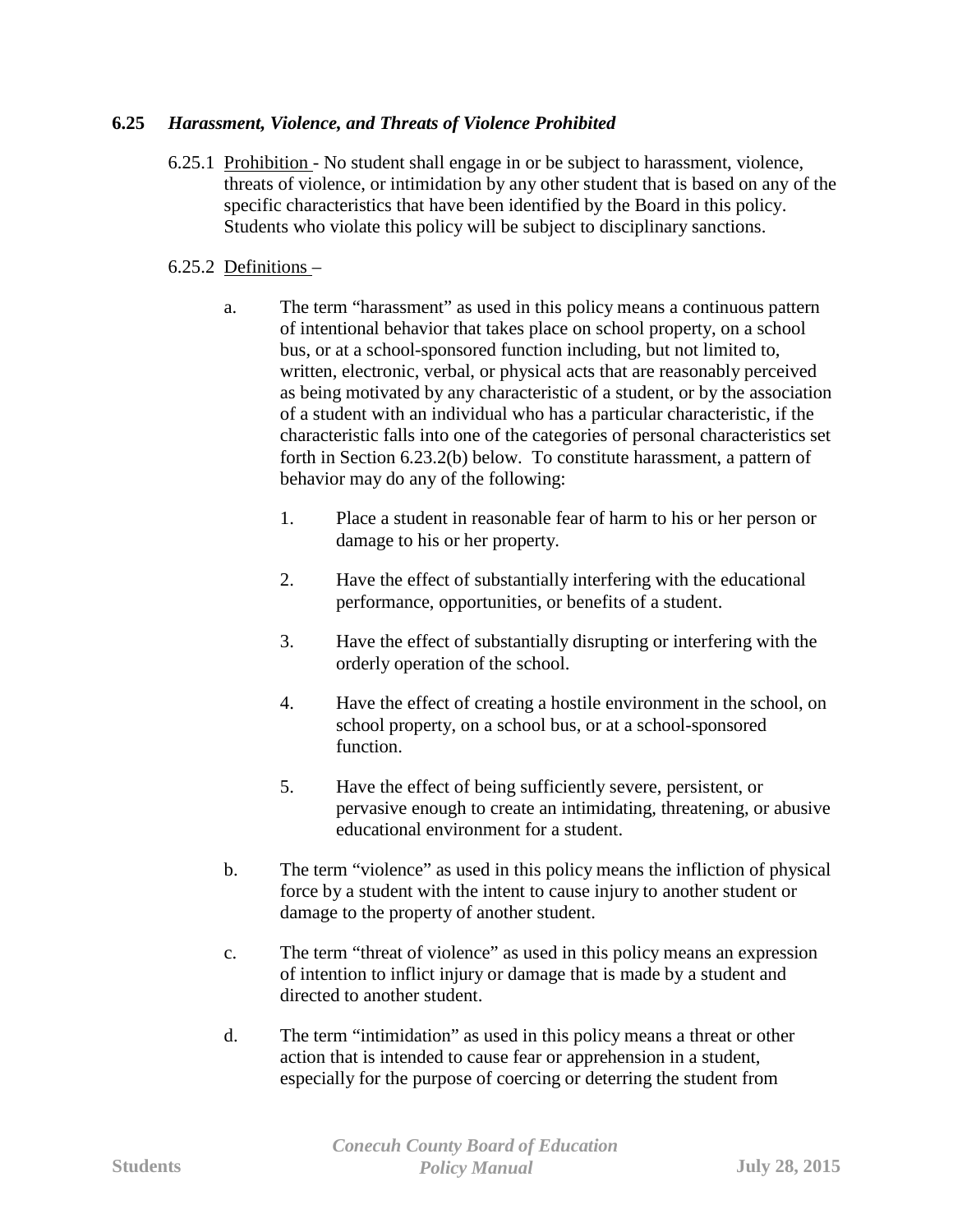### 6.25 *Harassment, Violence, and Threats of Violence Prohibited*

6.25.1 Prohibition - No student shall engage in or be subject to harassment, violence, threats of violence, or intimidation by any other student that is based on any of the specific characteristics that have been identified by the Board in this policy. Students who violate this policy will be subject to disciplinary sanctions.

6.25.2 Definitions –

a. The term "harassment" as used in this policy means a continuous pattern of intentional behavior that takes place on school property, on a school bus, or at a school-sponsored function including, but not limited to, written, electronic, verbal, or physical acts that are reasonably perceived as being motivated by any characteristic of a student, or by the association of a student with an individual who has a particular characteristic, if the characteristic falls into one of the categories of personal characteristics set forth in Section 6.23.2(b) below. To constitute harassment, a pattern of behavior may do any of the following:

   1. Place a student in reasonable fear of harm to his or her person or damage to his or her property.

   2. Have the effect of substantially interfering with the educational performance, opportunities, or benefits of a student.

   3. Have the effect of substantially disrupting or interfering with the orderly operation of the school.

   4. Have the effect of creating a hostile environment in the school, on school property, on a school bus, or at a school-sponsored function.

   5. Have the effect of being sufficiently severe, persistent, or pervasive enough to create an intimidating, threatening, or abusive educational environment for a student.

b. The term "violence" as used in this policy means the infliction of physical force by a student with the intent to cause injury to another student or damage to the property of another student.

c. The term "threat of violence" as used in this policy means an expression of intention to inflict injury or damage that is made by a student and directed to another student.

d. The term "intimidation" as used in this policy means a threat or other action that is intended to cause fear or apprehension in a student, especially for the purpose of coercing or deterring the student from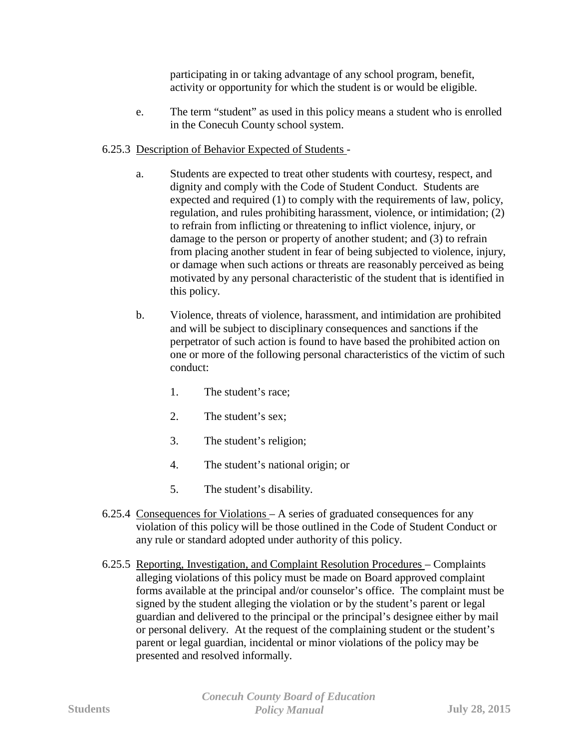participating in or taking advantage of any school program, benefit, activity or opportunity for which the student is or would be eligible.

e. The term "student" as used in this policy means a student who is enrolled in the Conecuh County school system.

6.25.3 Description of Behavior Expected of Students -

a. Students are expected to treat other students with courtesy, respect, and dignity and comply with the Code of Student Conduct. Students are expected and required (1) to comply with the requirements of law, policy, regulation, and rules prohibiting harassment, violence, or intimidation; (2) to refrain from inflicting or threatening to inflict violence, injury, or damage to the person or property of another student; and (3) to refrain from placing another student in fear of being subjected to violence, injury, or damage when such actions or threats are reasonably perceived as being motivated by any personal characteristic of the student that is identified in this policy.

b. Violence, threats of violence, harassment, and intimidation are prohibited and will be subject to disciplinary consequences and sanctions if the perpetrator of such action is found to have based the prohibited action on one or more of the following personal characteristics of the victim of such conduct:

1. The student's race;
2. The student's sex;
3. The student's religion;
4. The student's national origin; or
5. The student's disability.

6.25.4 Consequences for Violations – A series of graduated consequences for any violation of this policy will be those outlined in the Code of Student Conduct or any rule or standard adopted under authority of this policy.

6.25.5 Reporting, Investigation, and Complaint Resolution Procedures – Complaints alleging violations of this policy must be made on Board approved complaint forms available at the principal and/or counselor's office. The complaint must be signed by the student alleging the violation or by the student's parent or legal guardian and delivered to the principal or the principal's designee either by mail or personal delivery. At the request of the complaining student or the student's parent or legal guardian, incidental or minor violations of the policy may be presented and resolved informally.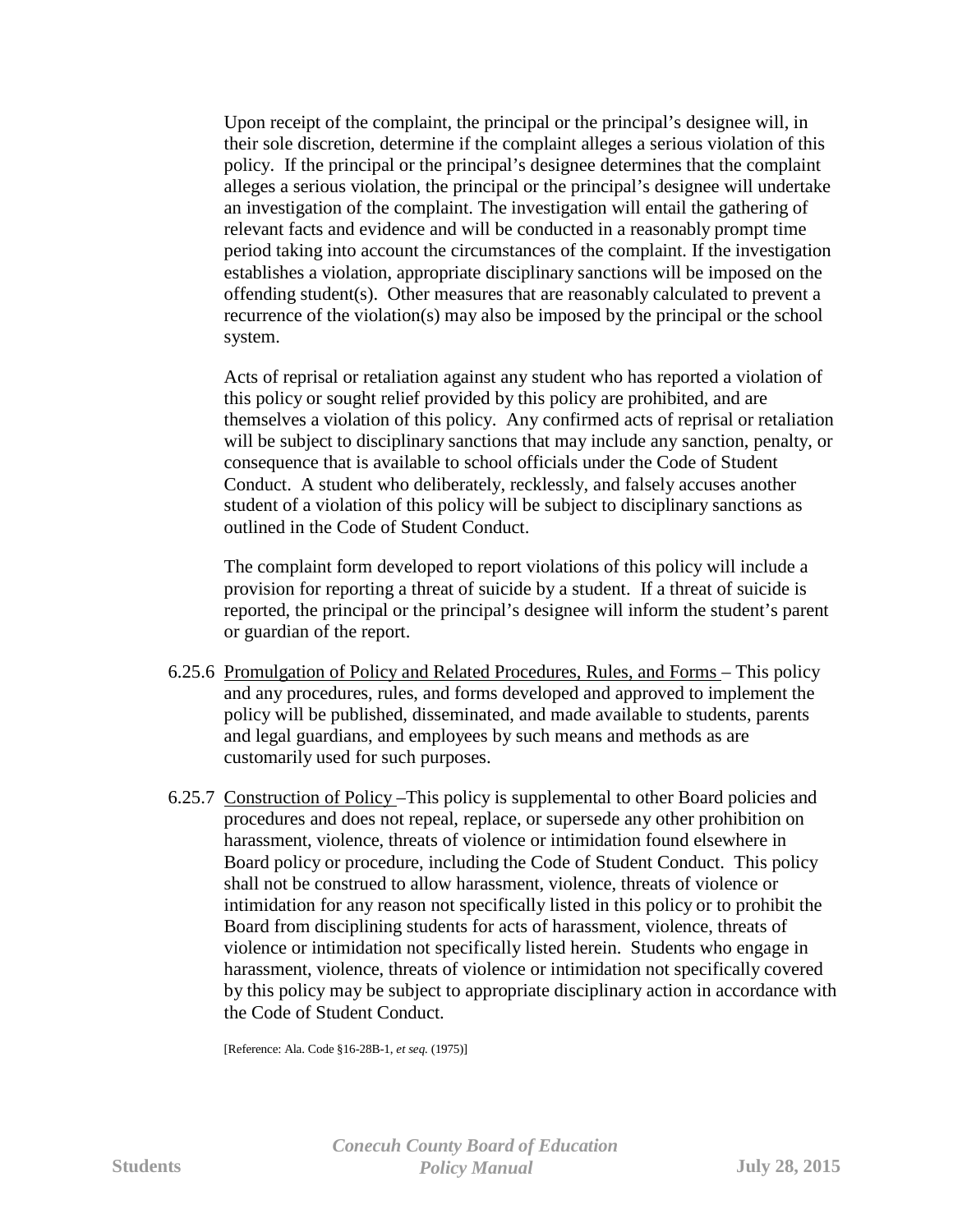Upon receipt of the complaint, the principal or the principal's designee will, in their sole discretion, determine if the complaint alleges a serious violation of this policy. If the principal or the principal's designee determines that the complaint alleges a serious violation, the principal or the principal's designee will undertake an investigation of the complaint. The investigation will entail the gathering of relevant facts and evidence and will be conducted in a reasonably prompt time period taking into account the circumstances of the complaint. If the investigation establishes a violation, appropriate disciplinary sanctions will be imposed on the offending student(s). Other measures that are reasonably calculated to prevent a recurrence of the violation(s) may also be imposed by the principal or the school system.

Acts of reprisal or retaliation against any student who has reported a violation of this policy or sought relief provided by this policy are prohibited, and are themselves a violation of this policy. Any confirmed acts of reprisal or retaliation will be subject to disciplinary sanctions that may include any sanction, penalty, or consequence that is available to school officials under the Code of Student Conduct. A student who deliberately, recklessly, and falsely accuses another student of a violation of this policy will be subject to disciplinary sanctions as outlined in the Code of Student Conduct.

The complaint form developed to report violations of this policy will include a provision for reporting a threat of suicide by a student. If a threat of suicide is reported, the principal or the principal's designee will inform the student's parent or guardian of the report.

6.25.6 Promulgation of Policy and Related Procedures, Rules, and Forms – This policy and any procedures, rules, and forms developed and approved to implement the policy will be published, disseminated, and made available to students, parents and legal guardians, and employees by such means and methods as are customarily used for such purposes.

6.25.7 Construction of Policy –This policy is supplemental to other Board policies and procedures and does not repeal, replace, or supersede any other prohibition on harassment, violence, threats of violence or intimidation found elsewhere in Board policy or procedure, including the Code of Student Conduct. This policy shall not be construed to allow harassment, violence, threats of violence or intimidation for any reason not specifically listed in this policy or to prohibit the Board from disciplining students for acts of harassment, violence, threats of violence or intimidation not specifically listed herein. Students who engage in harassment, violence, threats of violence or intimidation not specifically covered by this policy may be subject to appropriate disciplinary action in accordance with the Code of Student Conduct.

[Reference: Ala. Code §16-28B-1, *et seq.* (1975)]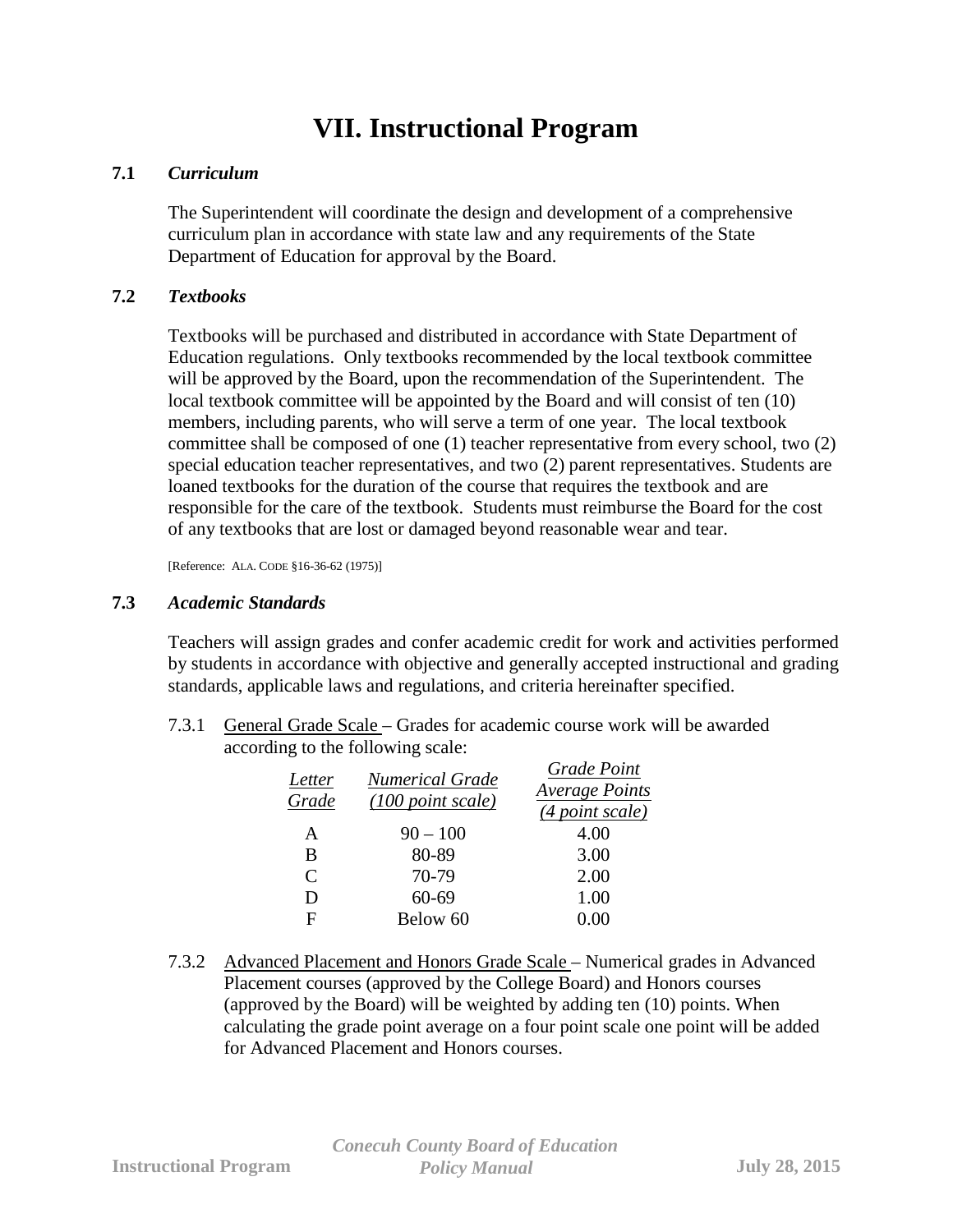# VII. Instructional Program

## 7.1 *Curriculum*

The Superintendent will coordinate the design and development of a comprehensive curriculum plan in accordance with state law and any requirements of the State Department of Education for approval by the Board.

## 7.2 *Textbooks*

Textbooks will be purchased and distributed in accordance with State Department of Education regulations. Only textbooks recommended by the local textbook committee will be approved by the Board, upon the recommendation of the Superintendent. The local textbook committee will be appointed by the Board and will consist of ten (10) members, including parents, who will serve a term of one year. The local textbook committee shall be composed of one (1) teacher representative from every school, two (2) special education teacher representatives, and two (2) parent representatives. Students are loaned textbooks for the duration of the course that requires the textbook and are responsible for the care of the textbook. Students must reimburse the Board for the cost of any textbooks that are lost or damaged beyond reasonable wear and tear.

[Reference: ALA. CODE §16-36-62 (1975)]

## 7.3 *Academic Standards*

Teachers will assign grades and confer academic credit for work and activities performed by students in accordance with objective and generally accepted instructional and grading standards, applicable laws and regulations, and criteria hereinafter specified.

7.3.1 General Grade Scale – Grades for academic course work will be awarded according to the following scale:

| *Letter Grade* | *Numerical Grade (100 point scale)* | *Grade Point Average Points (4 point scale)* |
|---|---|---|
| A | 90 – 100 | 4.00 |
| B | 80-89 | 3.00 |
| C | 70-79 | 2.00 |
| D | 60-69 | 1.00 |
| F | Below 60 | 0.00 |

7.3.2 Advanced Placement and Honors Grade Scale – Numerical grades in Advanced Placement courses (approved by the College Board) and Honors courses (approved by the Board) will be weighted by adding ten (10) points. When calculating the grade point average on a four point scale one point will be added for Advanced Placement and Honors courses.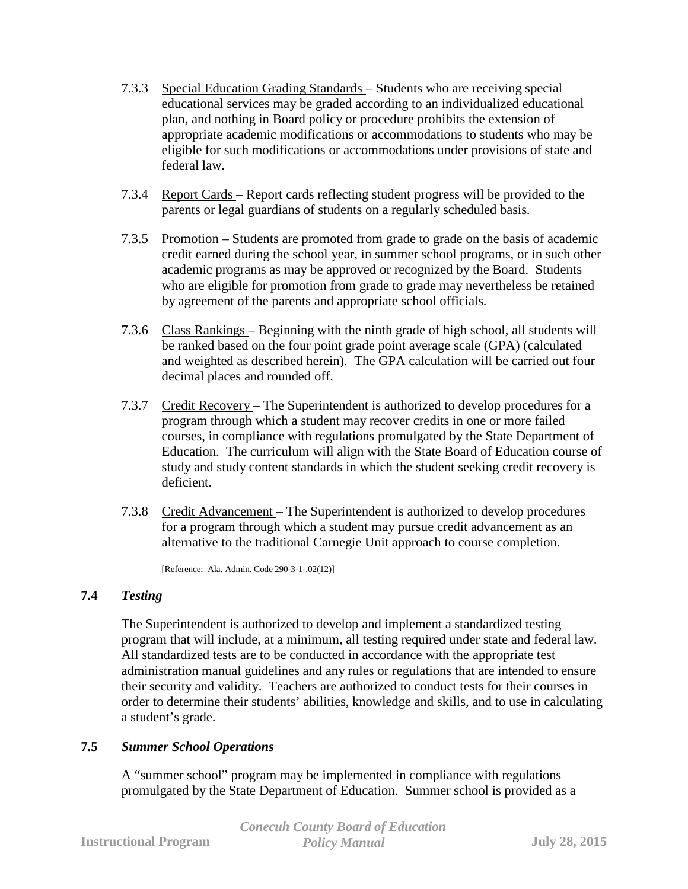7.3.3 Special Education Grading Standards – Students who are receiving special educational services may be graded according to an individualized educational plan, and nothing in Board policy or procedure prohibits the extension of appropriate academic modifications or accommodations to students who may be eligible for such modifications or accommodations under provisions of state and federal law.

7.3.4 Report Cards – Report cards reflecting student progress will be provided to the parents or legal guardians of students on a regularly scheduled basis.

7.3.5 Promotion – Students are promoted from grade to grade on the basis of academic credit earned during the school year, in summer school programs, or in such other academic programs as may be approved or recognized by the Board. Students who are eligible for promotion from grade to grade may nevertheless be retained by agreement of the parents and appropriate school officials.

7.3.6 Class Rankings – Beginning with the ninth grade of high school, all students will be ranked based on the four point grade point average scale (GPA) (calculated and weighted as described herein). The GPA calculation will be carried out four decimal places and rounded off.

7.3.7 Credit Recovery – The Superintendent is authorized to develop procedures for a program through which a student may recover credits in one or more failed courses, in compliance with regulations promulgated by the State Department of Education. The curriculum will align with the State Board of Education course of study and study content standards in which the student seeking credit recovery is deficient.

7.3.8 Credit Advancement – The Superintendent is authorized to develop procedures for a program through which a student may pursue credit advancement as an alternative to the traditional Carnegie Unit approach to course completion.

[Reference: Ala. Admin. Code 290-3-1-.02(12)]

### 7.4 *Testing*

The Superintendent is authorized to develop and implement a standardized testing program that will include, at a minimum, all testing required under state and federal law. All standardized tests are to be conducted in accordance with the appropriate test administration manual guidelines and any rules or regulations that are intended to ensure their security and validity. Teachers are authorized to conduct tests for their courses in order to determine their students' abilities, knowledge and skills, and to use in calculating a student's grade.

### 7.5 *Summer School Operations*

A "summer school" program may be implemented in compliance with regulations promulgated by the State Department of Education. Summer school is provided as a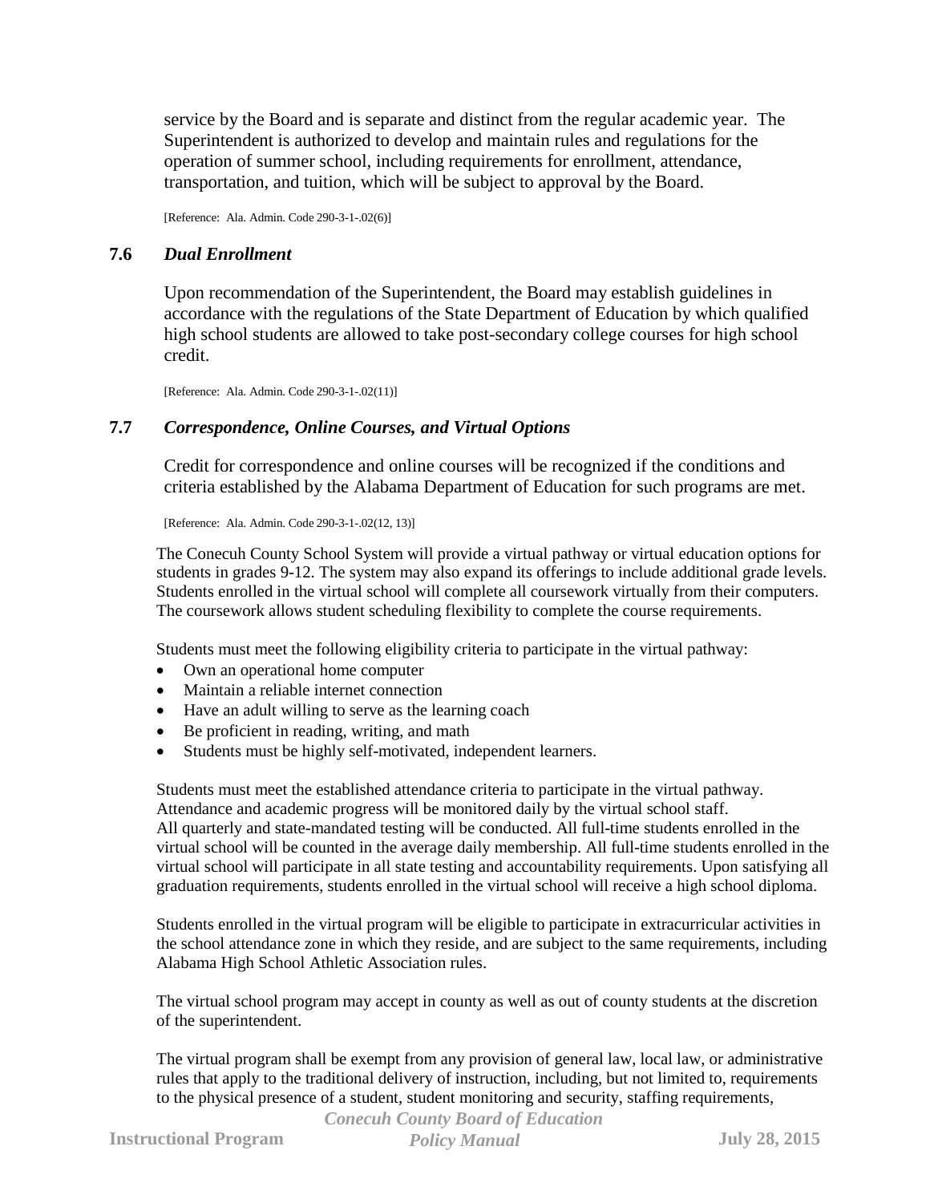service by the Board and is separate and distinct from the regular academic year. The Superintendent is authorized to develop and maintain rules and regulations for the operation of summer school, including requirements for enrollment, attendance, transportation, and tuition, which will be subject to approval by the Board.

[Reference: Ala. Admin. Code 290-3-1-.02(6)]

### 7.6 *Dual Enrollment*

Upon recommendation of the Superintendent, the Board may establish guidelines in accordance with the regulations of the State Department of Education by which qualified high school students are allowed to take post-secondary college courses for high school credit.

[Reference: Ala. Admin. Code 290-3-1-.02(11)]

### 7.7 *Correspondence, Online Courses, and Virtual Options*

Credit for correspondence and online courses will be recognized if the conditions and criteria established by the Alabama Department of Education for such programs are met.

[Reference: Ala. Admin. Code 290-3-1-.02(12, 13)]

The Conecuh County School System will provide a virtual pathway or virtual education options for students in grades 9-12. The system may also expand its offerings to include additional grade levels. Students enrolled in the virtual school will complete all coursework virtually from their computers. The coursework allows student scheduling flexibility to complete the course requirements.

Students must meet the following eligibility criteria to participate in the virtual pathway:

- Own an operational home computer
- Maintain a reliable internet connection
- Have an adult willing to serve as the learning coach
- Be proficient in reading, writing, and math
- Students must be highly self-motivated, independent learners.

Students must meet the established attendance criteria to participate in the virtual pathway. Attendance and academic progress will be monitored daily by the virtual school staff. All quarterly and state-mandated testing will be conducted. All full-time students enrolled in the virtual school will be counted in the average daily membership. All full-time students enrolled in the virtual school will participate in all state testing and accountability requirements. Upon satisfying all graduation requirements, students enrolled in the virtual school will receive a high school diploma.

Students enrolled in the virtual program will be eligible to participate in extracurricular activities in the school attendance zone in which they reside, and are subject to the same requirements, including Alabama High School Athletic Association rules.

The virtual school program may accept in county as well as out of county students at the discretion of the superintendent.

The virtual program shall be exempt from any provision of general law, local law, or administrative rules that apply to the traditional delivery of instruction, including, but not limited to, requirements to the physical presence of a student, student monitoring and security, staffing requirements,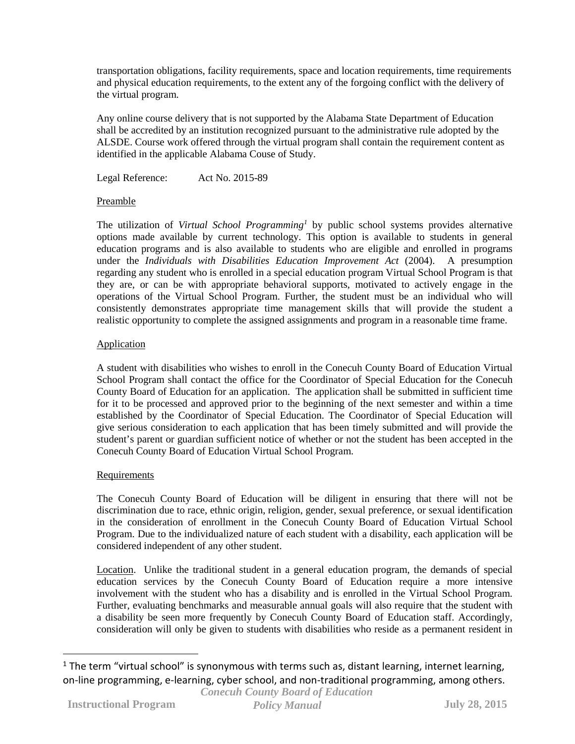transportation obligations, facility requirements, space and location requirements, time requirements and physical education requirements, to the extent any of the forgoing conflict with the delivery of the virtual program.

Any online course delivery that is not supported by the Alabama State Department of Education shall be accredited by an institution recognized pursuant to the administrative rule adopted by the ALSDE. Course work offered through the virtual program shall contain the requirement content as identified in the applicable Alabama Couse of Study.

Legal Reference: Act No. 2015-89

Preamble

The utilization of *Virtual School Programming*[1] by public school systems provides alternative options made available by current technology. This option is available to students in general education programs and is also available to students who are eligible and enrolled in programs under the *Individuals with Disabilities Education Improvement Act* (2004). A presumption regarding any student who is enrolled in a special education program Virtual School Program is that they are, or can be with appropriate behavioral supports, motivated to actively engage in the operations of the Virtual School Program. Further, the student must be an individual who will consistently demonstrates appropriate time management skills that will provide the student a realistic opportunity to complete the assigned assignments and program in a reasonable time frame.

Application

A student with disabilities who wishes to enroll in the Conecuh County Board of Education Virtual School Program shall contact the office for the Coordinator of Special Education for the Conecuh County Board of Education for an application. The application shall be submitted in sufficient time for it to be processed and approved prior to the beginning of the next semester and within a time established by the Coordinator of Special Education. The Coordinator of Special Education will give serious consideration to each application that has been timely submitted and will provide the student's parent or guardian sufficient notice of whether or not the student has been accepted in the Conecuh County Board of Education Virtual School Program.

Requirements

The Conecuh County Board of Education will be diligent in ensuring that there will not be discrimination due to race, ethnic origin, religion, gender, sexual preference, or sexual identification in the consideration of enrollment in the Conecuh County Board of Education Virtual School Program. Due to the individualized nature of each student with a disability, each application will be considered independent of any other student.

Location. Unlike the traditional student in a general education program, the demands of special education services by the Conecuh County Board of Education require a more intensive involvement with the student who has a disability and is enrolled in the Virtual School Program. Further, evaluating benchmarks and measurable annual goals will also require that the student with a disability be seen more frequently by Conecuh County Board of Education staff. Accordingly, consideration will only be given to students with disabilities who reside as a permanent resident in

[1] The term "virtual school" is synonymous with terms such as, distant learning, internet learning, on-line programming, e-learning, cyber school, and non-traditional programming, among others.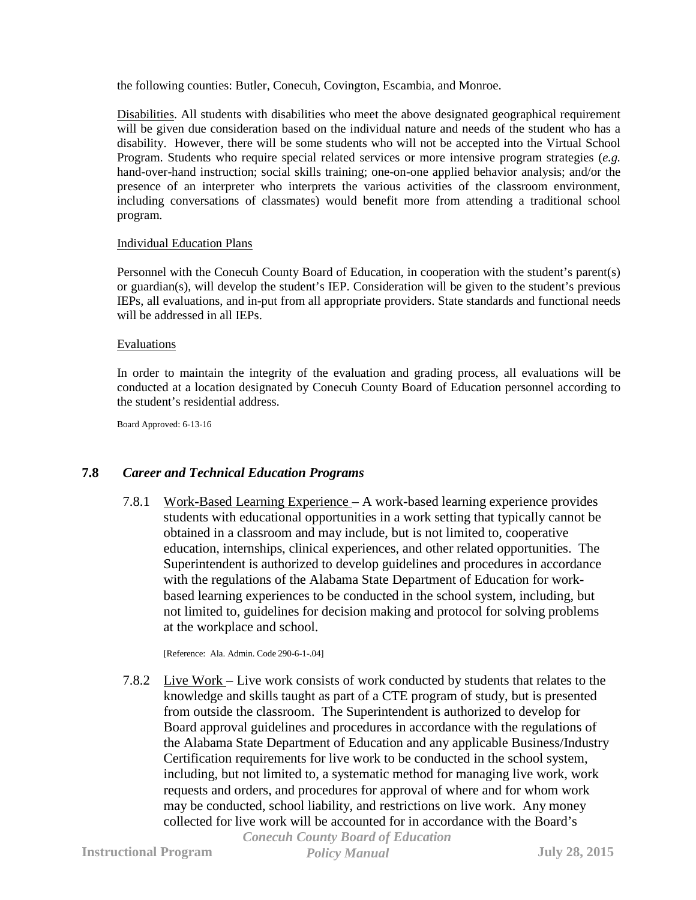the following counties: Butler, Conecuh, Covington, Escambia, and Monroe.

Disabilities. All students with disabilities who meet the above designated geographical requirement will be given due consideration based on the individual nature and needs of the student who has a disability. However, there will be some students who will not be accepted into the Virtual School Program. Students who require special related services or more intensive program strategies (*e.g.* hand-over-hand instruction; social skills training; one-on-one applied behavior analysis; and/or the presence of an interpreter who interprets the various activities of the classroom environment, including conversations of classmates) would benefit more from attending a traditional school program.

Individual Education Plans

Personnel with the Conecuh County Board of Education, in cooperation with the student's parent(s) or guardian(s), will develop the student's IEP. Consideration will be given to the student's previous IEPs, all evaluations, and in-put from all appropriate providers. State standards and functional needs will be addressed in all IEPs.

Evaluations

In order to maintain the integrity of the evaluation and grading process, all evaluations will be conducted at a location designated by Conecuh County Board of Education personnel according to the student's residential address.

Board Approved: 6-13-16

## 7.8 *Career and Technical Education Programs*

7.8.1 Work-Based Learning Experience – A work-based learning experience provides students with educational opportunities in a work setting that typically cannot be obtained in a classroom and may include, but is not limited to, cooperative education, internships, clinical experiences, and other related opportunities. The Superintendent is authorized to develop guidelines and procedures in accordance with the regulations of the Alabama State Department of Education for work-based learning experiences to be conducted in the school system, including, but not limited to, guidelines for decision making and protocol for solving problems at the workplace and school.

[Reference: Ala. Admin. Code 290-6-1-.04]

7.8.2 Live Work – Live work consists of work conducted by students that relates to the knowledge and skills taught as part of a CTE program of study, but is presented from outside the classroom. The Superintendent is authorized to develop for Board approval guidelines and procedures in accordance with the regulations of the Alabama State Department of Education and any applicable Business/Industry Certification requirements for live work to be conducted in the school system, including, but not limited to, a systematic method for managing live work, work requests and orders, and procedures for approval of where and for whom work may be conducted, school liability, and restrictions on live work. Any money collected for live work will be accounted for in accordance with the Board's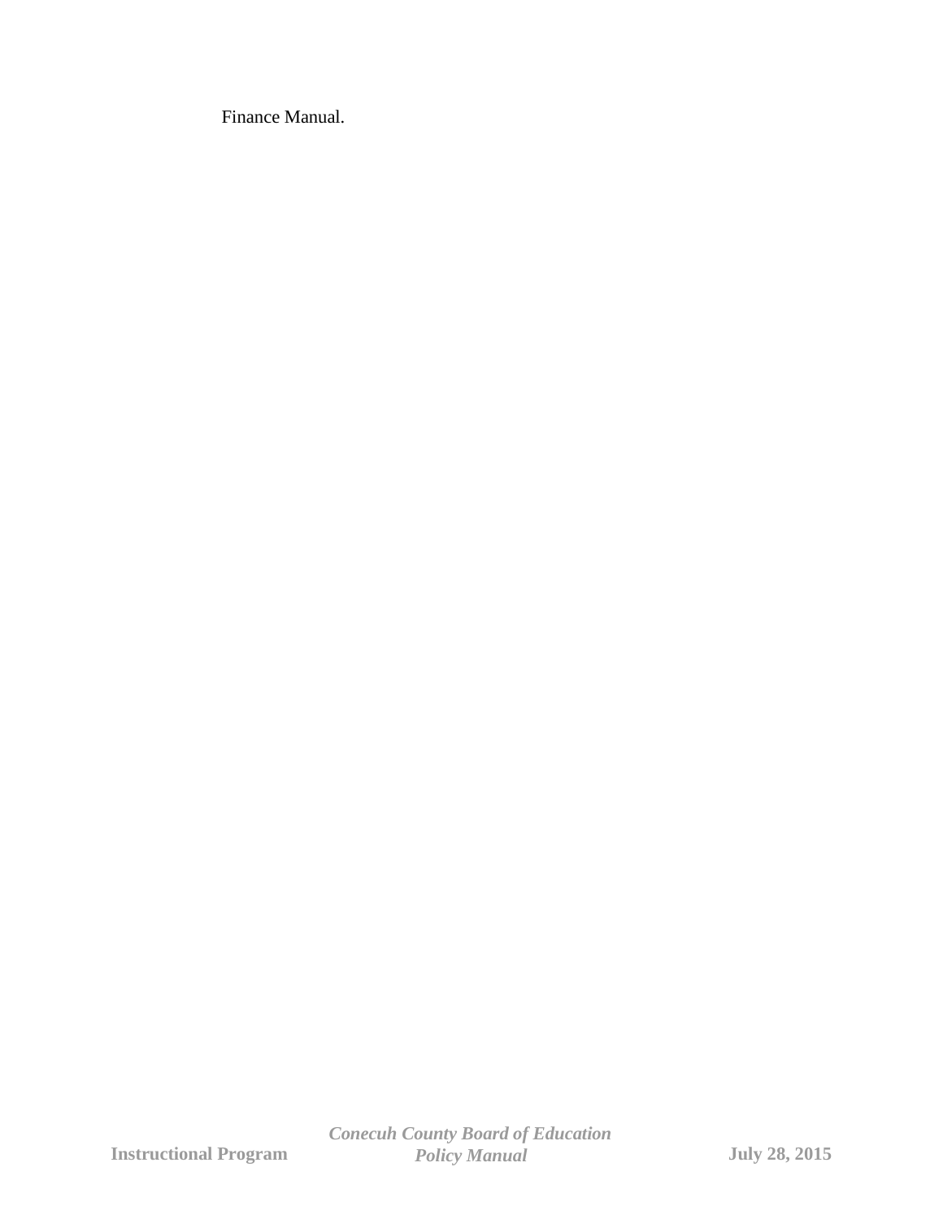Finance Manual.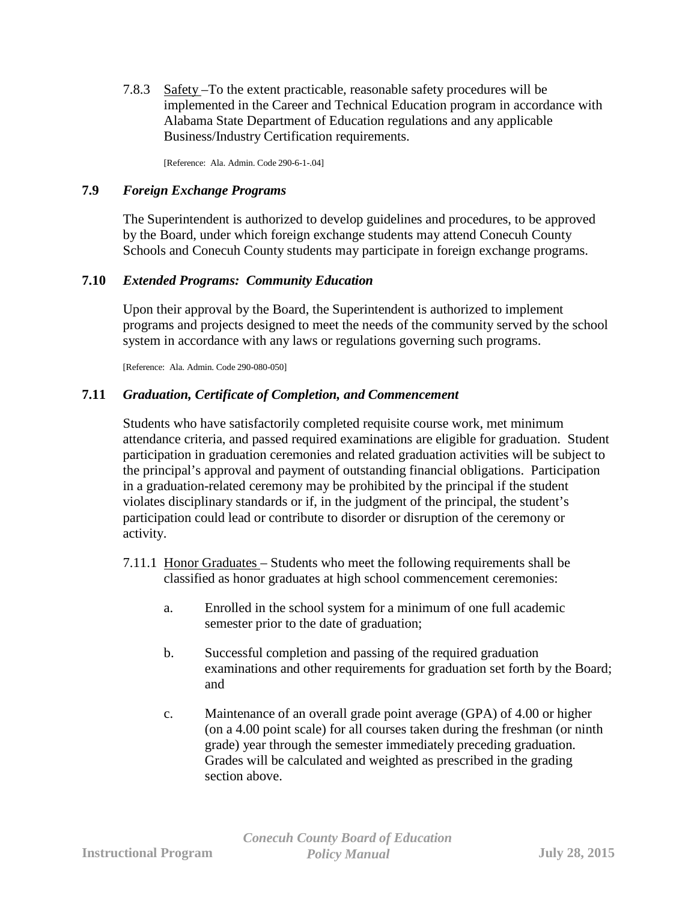7.8.3 Safety – To the extent practicable, reasonable safety procedures will be implemented in the Career and Technical Education program in accordance with Alabama State Department of Education regulations and any applicable Business/Industry Certification requirements.

[Reference: Ala. Admin. Code 290-6-1-.04]

## 7.9 *Foreign Exchange Programs*

The Superintendent is authorized to develop guidelines and procedures, to be approved by the Board, under which foreign exchange students may attend Conecuh County Schools and Conecuh County students may participate in foreign exchange programs.

## 7.10 *Extended Programs: Community Education*

Upon their approval by the Board, the Superintendent is authorized to implement programs and projects designed to meet the needs of the community served by the school system in accordance with any laws or regulations governing such programs.

[Reference: Ala. Admin. Code 290-080-050]

## 7.11 *Graduation, Certificate of Completion, and Commencement*

Students who have satisfactorily completed requisite course work, met minimum attendance criteria, and passed required examinations are eligible for graduation. Student participation in graduation ceremonies and related graduation activities will be subject to the principal's approval and payment of outstanding financial obligations. Participation in a graduation-related ceremony may be prohibited by the principal if the student violates disciplinary standards or if, in the judgment of the principal, the student's participation could lead or contribute to disorder or disruption of the ceremony or activity.

7.11.1 Honor Graduates – Students who meet the following requirements shall be classified as honor graduates at high school commencement ceremonies:

a. Enrolled in the school system for a minimum of one full academic semester prior to the date of graduation;

b. Successful completion and passing of the required graduation examinations and other requirements for graduation set forth by the Board; and

c. Maintenance of an overall grade point average (GPA) of 4.00 or higher (on a 4.00 point scale) for all courses taken during the freshman (or ninth grade) year through the semester immediately preceding graduation. Grades will be calculated and weighted as prescribed in the grading section above.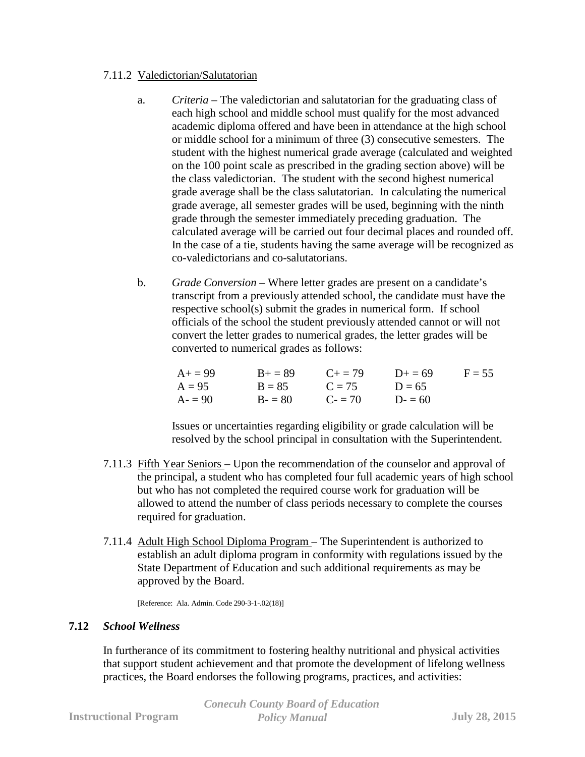7.11.2 Valedictorian/Salutatorian

a. *Criteria* – The valedictorian and salutatorian for the graduating class of each high school and middle school must qualify for the most advanced academic diploma offered and have been in attendance at the high school or middle school for a minimum of three (3) consecutive semesters. The student with the highest numerical grade average (calculated and weighted on the 100 point scale as prescribed in the grading section above) will be the class valedictorian. The student with the second highest numerical grade average shall be the class salutatorian. In calculating the numerical grade average, all semester grades will be used, beginning with the ninth grade through the semester immediately preceding graduation. The calculated average will be carried out four decimal places and rounded off. In the case of a tie, students having the same average will be recognized as co-valedictorians and co-salutatorians.

b. *Grade Conversion* – Where letter grades are present on a candidate's transcript from a previously attended school, the candidate must have the respective school(s) submit the grades in numerical form. If school officials of the school the student previously attended cannot or will not convert the letter grades to numerical grades, the letter grades will be converted to numerical grades as follows:

| | | | | |
|---|---|---|---|---|
| A+ = 99 | B+ = 89 | C+ = 79 | D+ = 69 | F = 55 |
| A = 95 | B = 85 | C = 75 | D = 65 | |
| A- = 90 | B- = 80 | C- = 70 | D- = 60 | |

Issues or uncertainties regarding eligibility or grade calculation will be resolved by the school principal in consultation with the Superintendent.

7.11.3 Fifth Year Seniors – Upon the recommendation of the counselor and approval of the principal, a student who has completed four full academic years of high school but who has not completed the required course work for graduation will be allowed to attend the number of class periods necessary to complete the courses required for graduation.

7.11.4 Adult High School Diploma Program – The Superintendent is authorized to establish an adult diploma program in conformity with regulations issued by the State Department of Education and such additional requirements as may be approved by the Board.

[Reference: Ala. Admin. Code 290-3-1-.02(18)]

### 7.12 *School Wellness*

In furtherance of its commitment to fostering healthy nutritional and physical activities that support student achievement and that promote the development of lifelong wellness practices, the Board endorses the following programs, practices, and activities: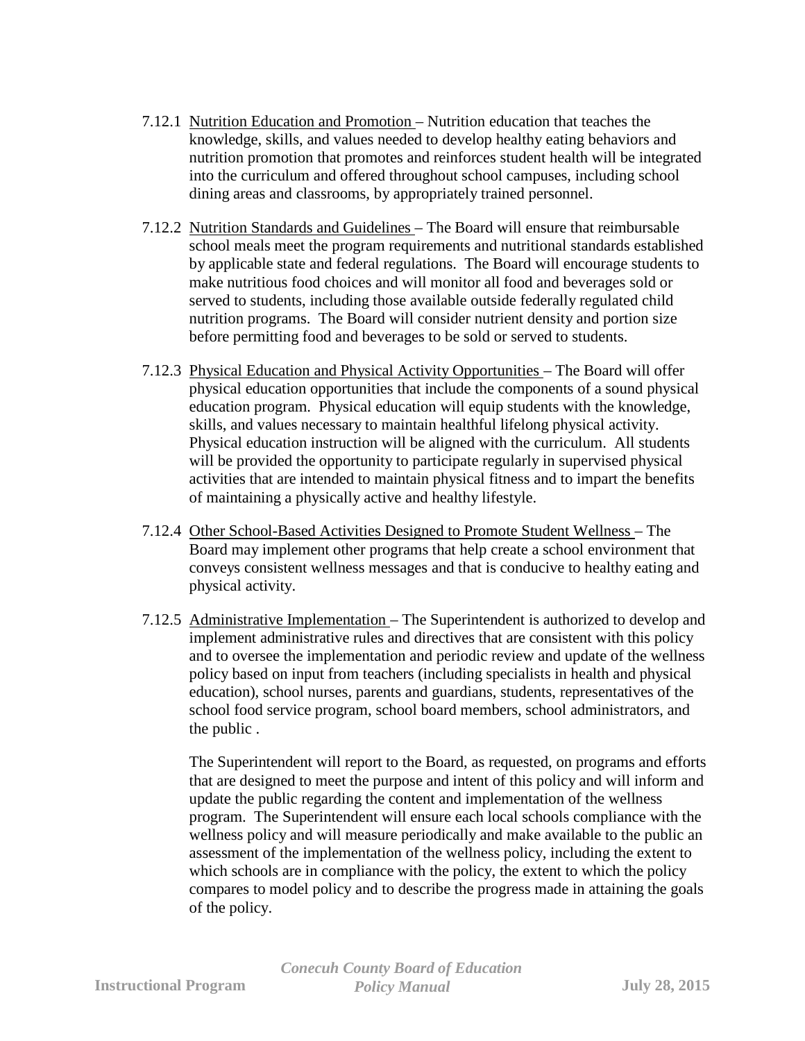7.12.1 Nutrition Education and Promotion – Nutrition education that teaches the knowledge, skills, and values needed to develop healthy eating behaviors and nutrition promotion that promotes and reinforces student health will be integrated into the curriculum and offered throughout school campuses, including school dining areas and classrooms, by appropriately trained personnel.

7.12.2 Nutrition Standards and Guidelines – The Board will ensure that reimbursable school meals meet the program requirements and nutritional standards established by applicable state and federal regulations. The Board will encourage students to make nutritious food choices and will monitor all food and beverages sold or served to students, including those available outside federally regulated child nutrition programs. The Board will consider nutrient density and portion size before permitting food and beverages to be sold or served to students.

7.12.3 Physical Education and Physical Activity Opportunities – The Board will offer physical education opportunities that include the components of a sound physical education program. Physical education will equip students with the knowledge, skills, and values necessary to maintain healthful lifelong physical activity. Physical education instruction will be aligned with the curriculum. All students will be provided the opportunity to participate regularly in supervised physical activities that are intended to maintain physical fitness and to impart the benefits of maintaining a physically active and healthy lifestyle.

7.12.4 Other School-Based Activities Designed to Promote Student Wellness – The Board may implement other programs that help create a school environment that conveys consistent wellness messages and that is conducive to healthy eating and physical activity.

7.12.5 Administrative Implementation – The Superintendent is authorized to develop and implement administrative rules and directives that are consistent with this policy and to oversee the implementation and periodic review and update of the wellness policy based on input from teachers (including specialists in health and physical education), school nurses, parents and guardians, students, representatives of the school food service program, school board members, school administrators, and the public .

The Superintendent will report to the Board, as requested, on programs and efforts that are designed to meet the purpose and intent of this policy and will inform and update the public regarding the content and implementation of the wellness program. The Superintendent will ensure each local schools compliance with the wellness policy and will measure periodically and make available to the public an assessment of the implementation of the wellness policy, including the extent to which schools are in compliance with the policy, the extent to which the policy compares to model policy and to describe the progress made in attaining the goals of the policy.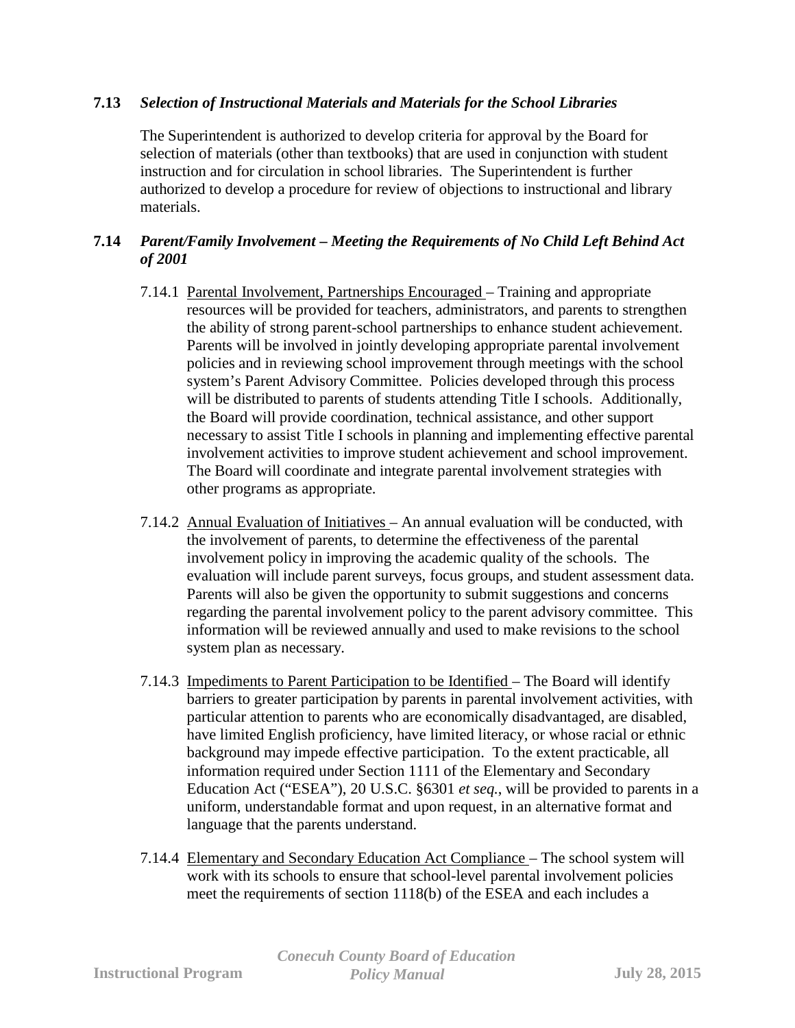### 7.13 *Selection of Instructional Materials and Materials for the School Libraries*

The Superintendent is authorized to develop criteria for approval by the Board for selection of materials (other than textbooks) that are used in conjunction with student instruction and for circulation in school libraries. The Superintendent is further authorized to develop a procedure for review of objections to instructional and library materials.

### 7.14 *Parent/Family Involvement – Meeting the Requirements of No Child Left Behind Act of 2001*

7.14.1 Parental Involvement, Partnerships Encouraged – Training and appropriate resources will be provided for teachers, administrators, and parents to strengthen the ability of strong parent-school partnerships to enhance student achievement. Parents will be involved in jointly developing appropriate parental involvement policies and in reviewing school improvement through meetings with the school system's Parent Advisory Committee. Policies developed through this process will be distributed to parents of students attending Title I schools. Additionally, the Board will provide coordination, technical assistance, and other support necessary to assist Title I schools in planning and implementing effective parental involvement activities to improve student achievement and school improvement. The Board will coordinate and integrate parental involvement strategies with other programs as appropriate.

7.14.2 Annual Evaluation of Initiatives – An annual evaluation will be conducted, with the involvement of parents, to determine the effectiveness of the parental involvement policy in improving the academic quality of the schools. The evaluation will include parent surveys, focus groups, and student assessment data. Parents will also be given the opportunity to submit suggestions and concerns regarding the parental involvement policy to the parent advisory committee. This information will be reviewed annually and used to make revisions to the school system plan as necessary.

7.14.3 Impediments to Parent Participation to be Identified – The Board will identify barriers to greater participation by parents in parental involvement activities, with particular attention to parents who are economically disadvantaged, are disabled, have limited English proficiency, have limited literacy, or whose racial or ethnic background may impede effective participation. To the extent practicable, all information required under Section 1111 of the Elementary and Secondary Education Act ("ESEA"), 20 U.S.C. §6301 *et seq.*, will be provided to parents in a uniform, understandable format and upon request, in an alternative format and language that the parents understand.

7.14.4 Elementary and Secondary Education Act Compliance – The school system will work with its schools to ensure that school-level parental involvement policies meet the requirements of section 1118(b) of the ESEA and each includes a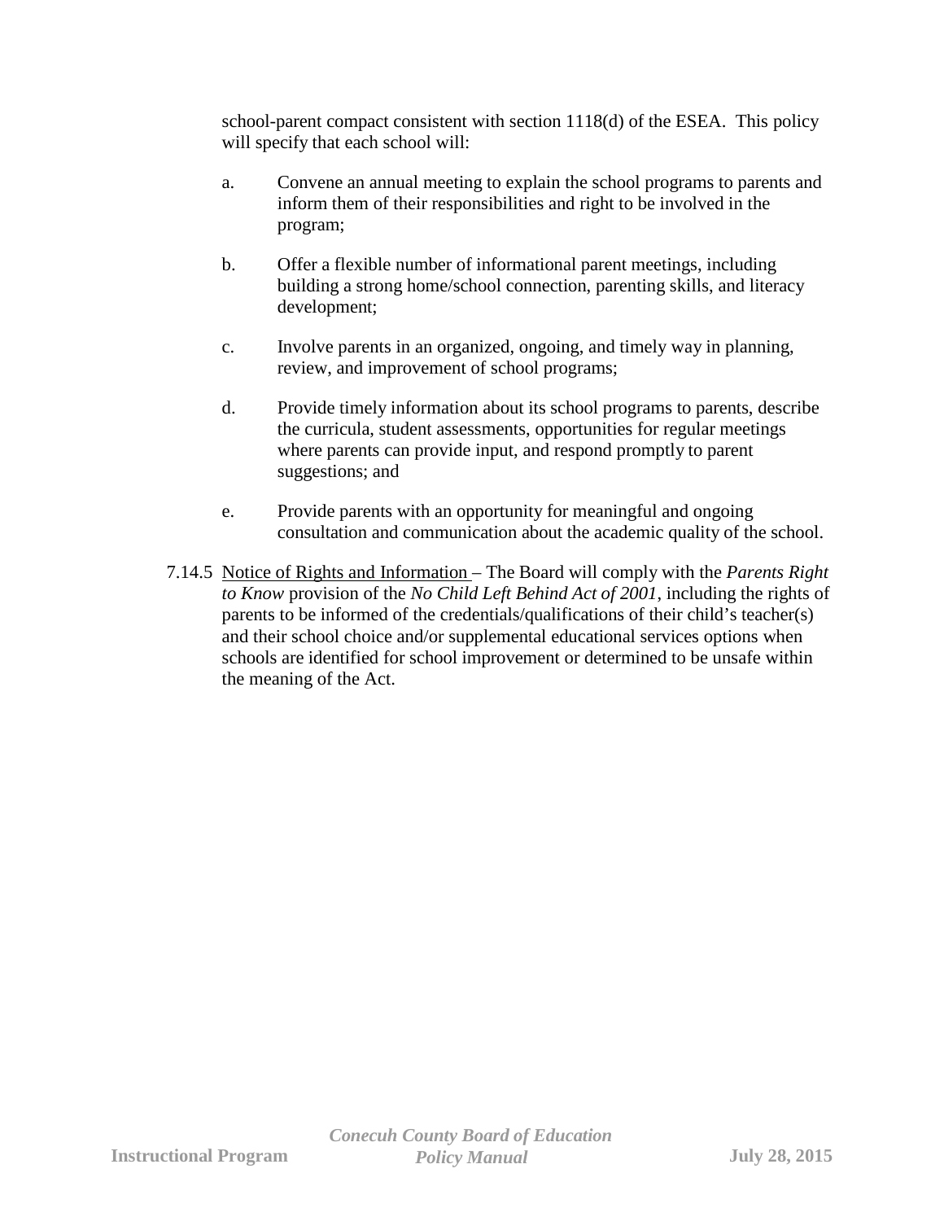school-parent compact consistent with section 1118(d) of the ESEA. This policy will specify that each school will:

a. Convene an annual meeting to explain the school programs to parents and inform them of their responsibilities and right to be involved in the program;

b. Offer a flexible number of informational parent meetings, including building a strong home/school connection, parenting skills, and literacy development;

c. Involve parents in an organized, ongoing, and timely way in planning, review, and improvement of school programs;

d. Provide timely information about its school programs to parents, describe the curricula, student assessments, opportunities for regular meetings where parents can provide input, and respond promptly to parent suggestions; and

e. Provide parents with an opportunity for meaningful and ongoing consultation and communication about the academic quality of the school.

7.14.5 Notice of Rights and Information – The Board will comply with the *Parents Right to Know* provision of the *No Child Left Behind Act of 2001*, including the rights of parents to be informed of the credentials/qualifications of their child's teacher(s) and their school choice and/or supplemental educational services options when schools are identified for school improvement or determined to be unsafe within the meaning of the Act.